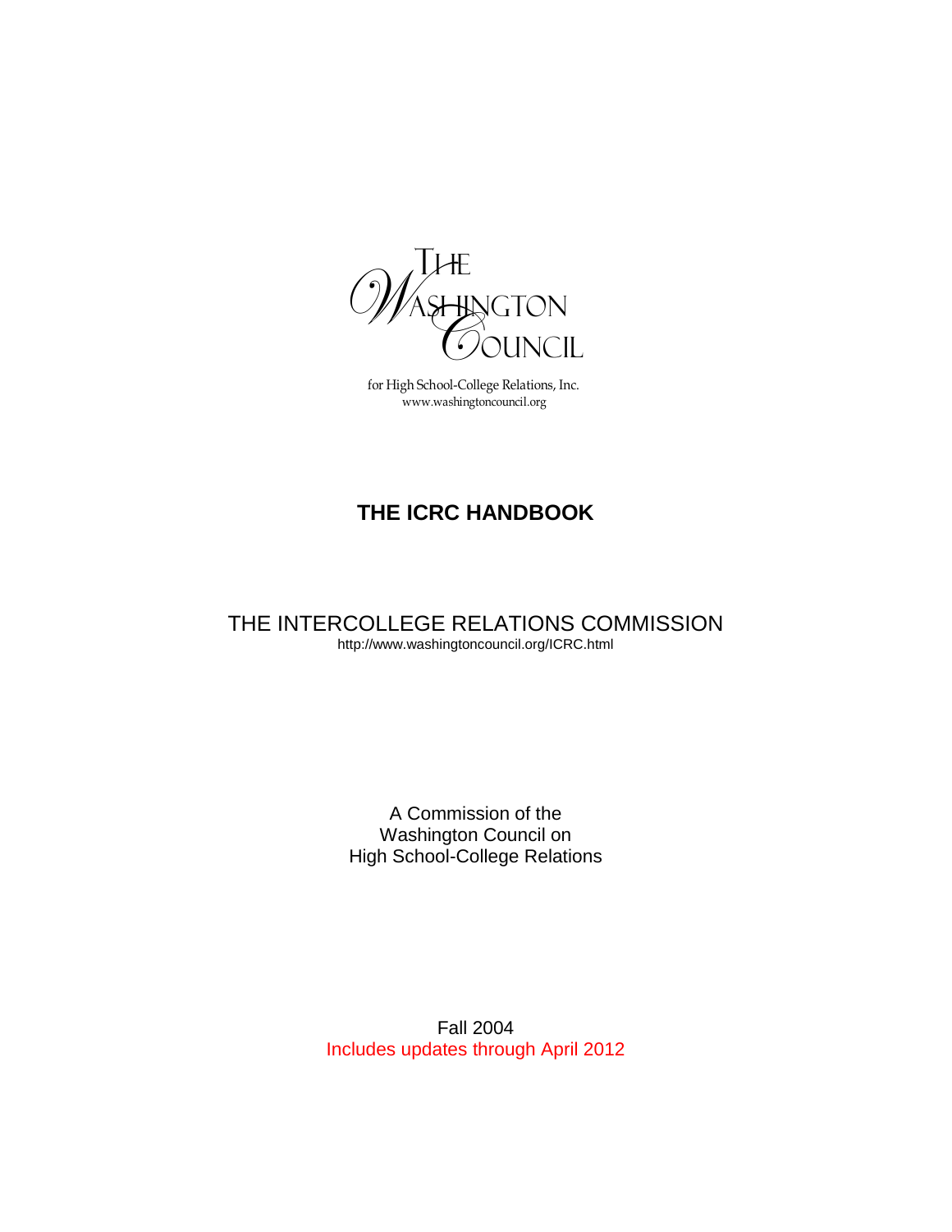THE WASHINGTON COUNCIL

for High School-College Relations, Inc.
www.washingtoncouncil.org

# THE ICRC HANDBOOK

## THE INTERCOLLEGE RELATIONS COMMISSION

http://www.washingtoncouncil.org/ICRC.html

A Commission of the
Washington Council on
High School-College Relations

Fall 2004
Includes updates through April 2012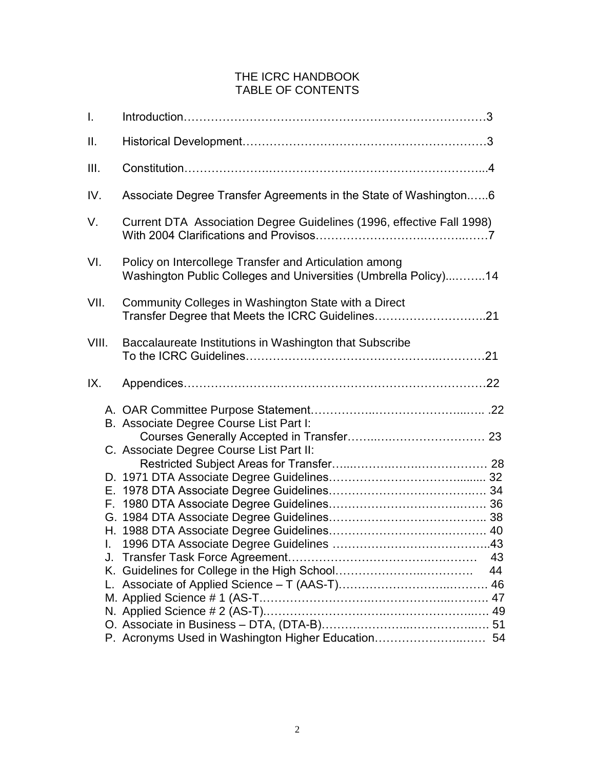# THE ICRC HANDBOOK
## TABLE OF CONTENTS

I. Introduction……………………………………………………………………3

II. Historical Development……………………………………………………3

III. Constitution…………………………………………………………………..4

IV. Associate Degree Transfer Agreements in the State of Washington…...6

V. Current DTA Association Degree Guidelines (1996, effective Fall 1998) With 2004 Clarifications and Provisos……………………………………7

VI. Policy on Intercollege Transfer and Articulation among Washington Public Colleges and Universities (Umbrella Policy)..……..14

VII. Community Colleges in Washington State with a Direct Transfer Degree that Meets the ICRC Guidelines………………………..21

VIII. Baccalaureate Institutions in Washington that Subscribe To the ICRC Guidelines………………………………………..…………21

IX. Appendices…………………………………………………………………22

- A. OAR Committee Purpose Statement……………..……………………..….. .22
- B. Associate Degree Course List Part I: Courses Generally Accepted in Transfer……..………………………… 23
- C. Associate Degree Course List Part II: Restricted Subject Areas for Transfer…...……….…..……………… 28
- D. 1971 DTA Associate Degree Guidelines……………………………........ 32
- E. 1978 DTA Associate Degree Guidelines………………………………..…. 34
- F. 1980 DTA Associate Degree Guidelines……………………………….…. 36
- G. 1984 DTA Associate Degree Guidelines………………………………….. 38
- H. 1988 DTA Associate Degree Guidelines………………………………… 40
- I. 1996 DTA Associate Degree Guidelines …………………………………..43
- J. Transfer Task Force Agreement………………………………….……… 43
- K. Guidelines for College in the High School………………..…………. 44
- L. Associate of Applied Science – T (AAS-T)…………………...………. 46
- M. Applied Science # 1 (AS-T……………….…….………………...……… 47
- N. Applied Science # 2 (AS-T).…………………….…………………..…. 49
- O. Associate in Business – DTA, (DTA-B)……………..…………….…. 51
- P. Acronyms Used in Washington Higher Education……………….…… 54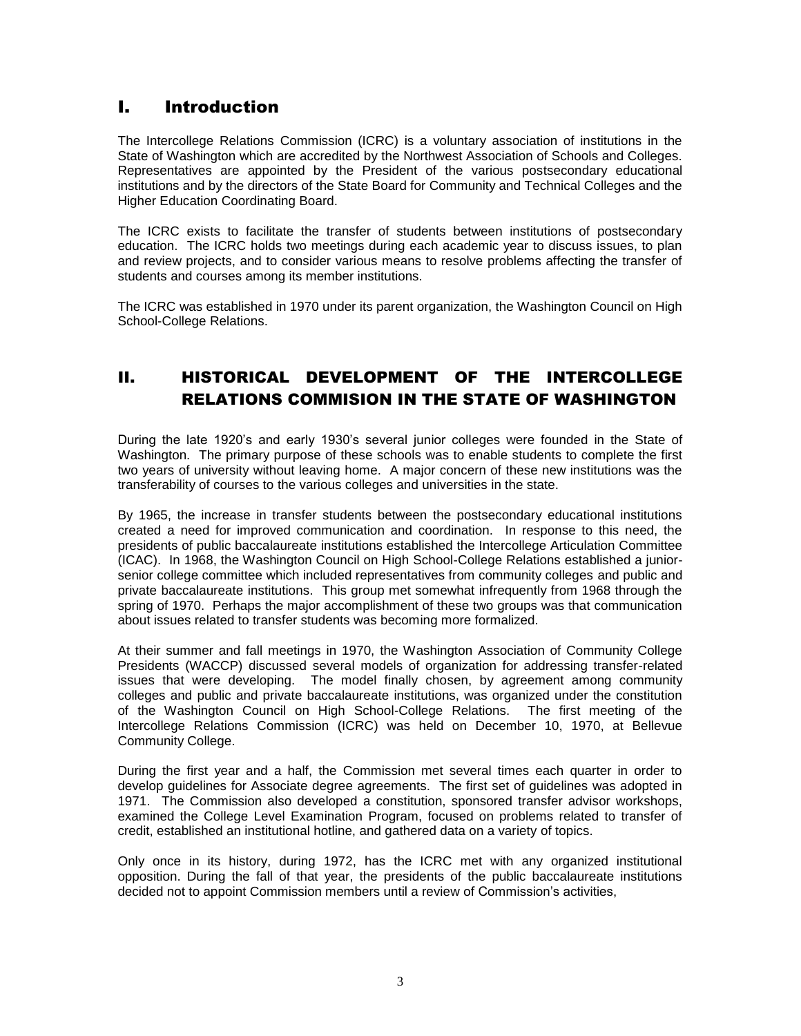# I. Introduction

The Intercollege Relations Commission (ICRC) is a voluntary association of institutions in the State of Washington which are accredited by the Northwest Association of Schools and Colleges. Representatives are appointed by the President of the various postsecondary educational institutions and by the directors of the State Board for Community and Technical Colleges and the Higher Education Coordinating Board.

The ICRC exists to facilitate the transfer of students between institutions of postsecondary education. The ICRC holds two meetings during each academic year to discuss issues, to plan and review projects, and to consider various means to resolve problems affecting the transfer of students and courses among its member institutions.

The ICRC was established in 1970 under its parent organization, the Washington Council on High School-College Relations.

# II. HISTORICAL DEVELOPMENT OF THE INTERCOLLEGE RELATIONS COMMISION IN THE STATE OF WASHINGTON

During the late 1920's and early 1930's several junior colleges were founded in the State of Washington. The primary purpose of these schools was to enable students to complete the first two years of university without leaving home. A major concern of these new institutions was the transferability of courses to the various colleges and universities in the state.

By 1965, the increase in transfer students between the postsecondary educational institutions created a need for improved communication and coordination. In response to this need, the presidents of public baccalaureate institutions established the Intercollege Articulation Committee (ICAC). In 1968, the Washington Council on High School-College Relations established a junior-senior college committee which included representatives from community colleges and public and private baccalaureate institutions. This group met somewhat infrequently from 1968 through the spring of 1970. Perhaps the major accomplishment of these two groups was that communication about issues related to transfer students was becoming more formalized.

At their summer and fall meetings in 1970, the Washington Association of Community College Presidents (WACCP) discussed several models of organization for addressing transfer-related issues that were developing. The model finally chosen, by agreement among community colleges and public and private baccalaureate institutions, was organized under the constitution of the Washington Council on High School-College Relations. The first meeting of the Intercollege Relations Commission (ICRC) was held on December 10, 1970, at Bellevue Community College.

During the first year and a half, the Commission met several times each quarter in order to develop guidelines for Associate degree agreements. The first set of guidelines was adopted in 1971. The Commission also developed a constitution, sponsored transfer advisor workshops, examined the College Level Examination Program, focused on problems related to transfer of credit, established an institutional hotline, and gathered data on a variety of topics.

Only once in its history, during 1972, has the ICRC met with any organized institutional opposition. During the fall of that year, the presidents of the public baccalaureate institutions decided not to appoint Commission members until a review of Commission's activities,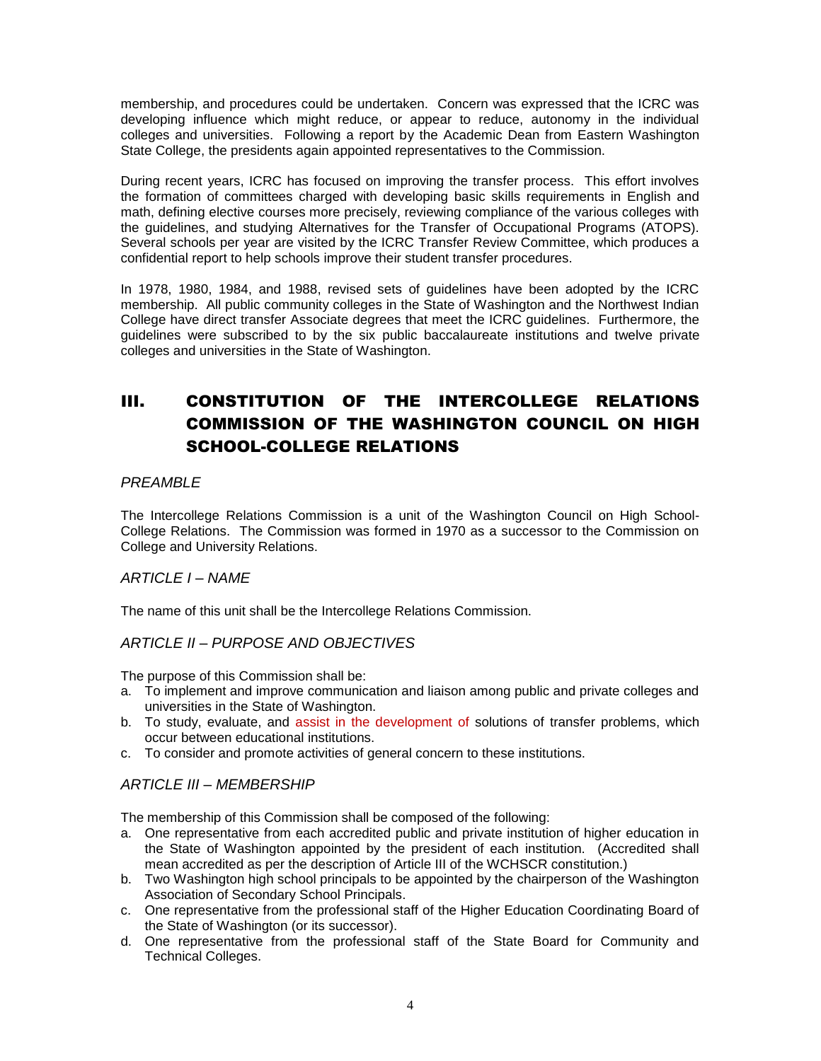membership, and procedures could be undertaken. Concern was expressed that the ICRC was developing influence which might reduce, or appear to reduce, autonomy in the individual colleges and universities. Following a report by the Academic Dean from Eastern Washington State College, the presidents again appointed representatives to the Commission.

During recent years, ICRC has focused on improving the transfer process. This effort involves the formation of committees charged with developing basic skills requirements in English and math, defining elective courses more precisely, reviewing compliance of the various colleges with the guidelines, and studying Alternatives for the Transfer of Occupational Programs (ATOPS). Several schools per year are visited by the ICRC Transfer Review Committee, which produces a confidential report to help schools improve their student transfer procedures.

In 1978, 1980, 1984, and 1988, revised sets of guidelines have been adopted by the ICRC membership. All public community colleges in the State of Washington and the Northwest Indian College have direct transfer Associate degrees that meet the ICRC guidelines. Furthermore, the guidelines were subscribed to by the six public baccalaureate institutions and twelve private colleges and universities in the State of Washington.

# III. CONSTITUTION OF THE INTERCOLLEGE RELATIONS COMMISSION OF THE WASHINGTON COUNCIL ON HIGH SCHOOL-COLLEGE RELATIONS

*PREAMBLE*

The Intercollege Relations Commission is a unit of the Washington Council on High School-College Relations. The Commission was formed in 1970 as a successor to the Commission on College and University Relations.

*ARTICLE I – NAME*

The name of this unit shall be the Intercollege Relations Commission.

*ARTICLE II – PURPOSE AND OBJECTIVES*

The purpose of this Commission shall be:

a. To implement and improve communication and liaison among public and private colleges and universities in the State of Washington.
b. To study, evaluate, and assist in the development of solutions of transfer problems, which occur between educational institutions.
c. To consider and promote activities of general concern to these institutions.

*ARTICLE III – MEMBERSHIP*

The membership of this Commission shall be composed of the following:

a. One representative from each accredited public and private institution of higher education in the State of Washington appointed by the president of each institution. (Accredited shall mean accredited as per the description of Article III of the WCHSCR constitution.)
b. Two Washington high school principals to be appointed by the chairperson of the Washington Association of Secondary School Principals.
c. One representative from the professional staff of the Higher Education Coordinating Board of the State of Washington (or its successor).
d. One representative from the professional staff of the State Board for Community and Technical Colleges.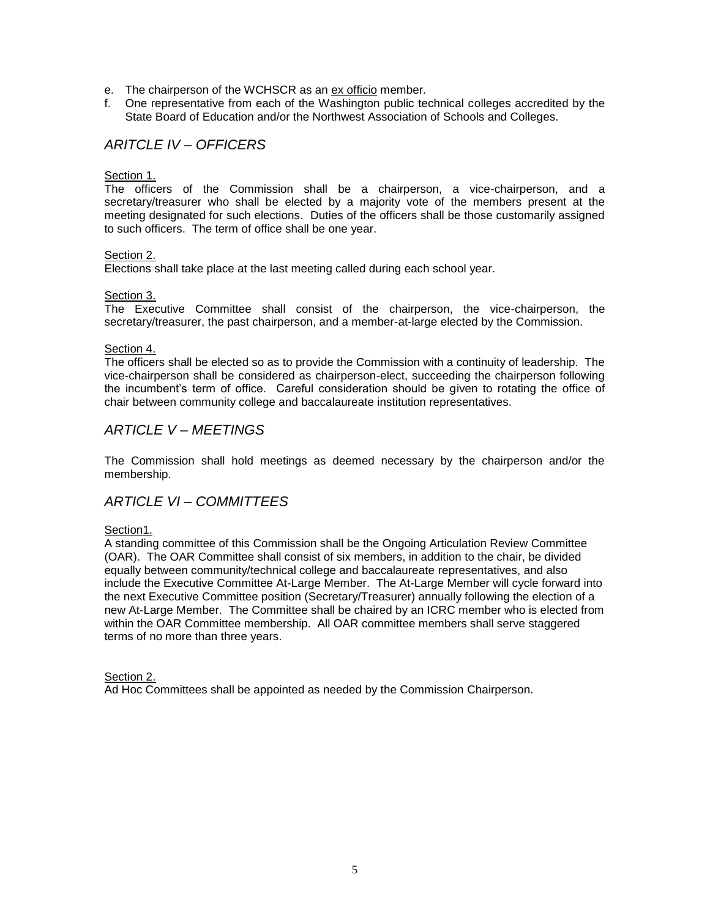e. The chairperson of the WCHSCR as an ex officio member.
f. One representative from each of the Washington public technical colleges accredited by the State Board of Education and/or the Northwest Association of Schools and Colleges.

## *ARITCLE IV – OFFICERS*

Section 1.
The officers of the Commission shall be a chairperson, a vice-chairperson, and a secretary/treasurer who shall be elected by a majority vote of the members present at the meeting designated for such elections. Duties of the officers shall be those customarily assigned to such officers. The term of office shall be one year.

Section 2.
Elections shall take place at the last meeting called during each school year.

Section 3.
The Executive Committee shall consist of the chairperson, the vice-chairperson, the secretary/treasurer, the past chairperson, and a member-at-large elected by the Commission.

Section 4.
The officers shall be elected so as to provide the Commission with a continuity of leadership. The vice-chairperson shall be considered as chairperson-elect, succeeding the chairperson following the incumbent's term of office. Careful consideration should be given to rotating the office of chair between community college and baccalaureate institution representatives.

## *ARTICLE V – MEETINGS*

The Commission shall hold meetings as deemed necessary by the chairperson and/or the membership.

## *ARTICLE VI – COMMITTEES*

Section1.
A standing committee of this Commission shall be the Ongoing Articulation Review Committee (OAR). The OAR Committee shall consist of six members, in addition to the chair, be divided equally between community/technical college and baccalaureate representatives, and also include the Executive Committee At-Large Member. The At-Large Member will cycle forward into the next Executive Committee position (Secretary/Treasurer) annually following the election of a new At-Large Member. The Committee shall be chaired by an ICRC member who is elected from within the OAR Committee membership. All OAR committee members shall serve staggered terms of no more than three years.

Section 2.
Ad Hoc Committees shall be appointed as needed by the Commission Chairperson.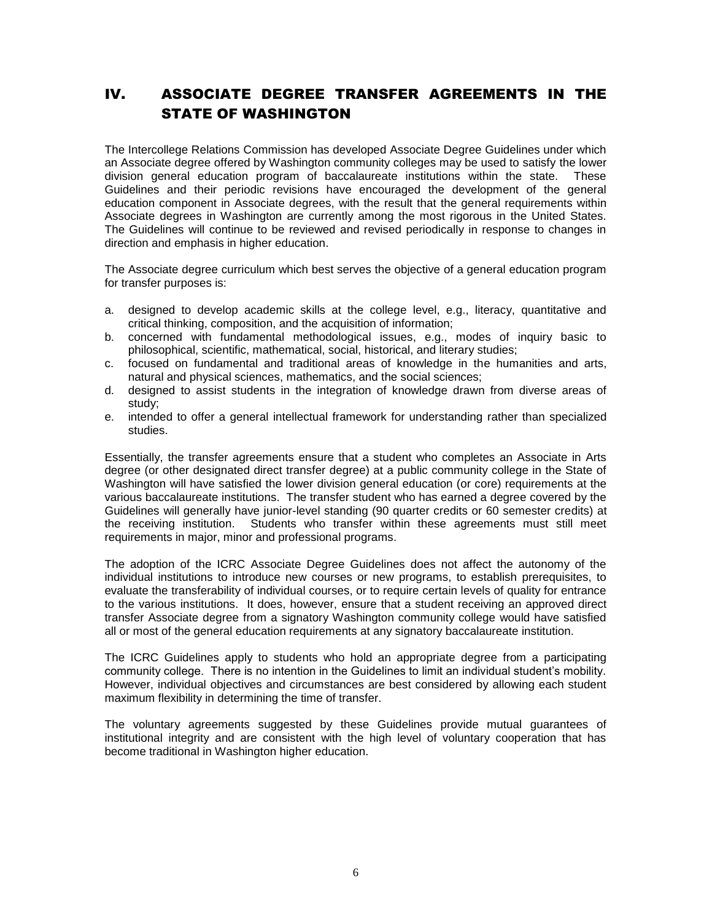## IV. ASSOCIATE DEGREE TRANSFER AGREEMENTS IN THE STATE OF WASHINGTON

The Intercollege Relations Commission has developed Associate Degree Guidelines under which an Associate degree offered by Washington community colleges may be used to satisfy the lower division general education program of baccalaureate institutions within the state. These Guidelines and their periodic revisions have encouraged the development of the general education component in Associate degrees, with the result that the general requirements within Associate degrees in Washington are currently among the most rigorous in the United States. The Guidelines will continue to be reviewed and revised periodically in response to changes in direction and emphasis in higher education.

The Associate degree curriculum which best serves the objective of a general education program for transfer purposes is:

a. designed to develop academic skills at the college level, e.g., literacy, quantitative and critical thinking, composition, and the acquisition of information;
b. concerned with fundamental methodological issues, e.g., modes of inquiry basic to philosophical, scientific, mathematical, social, historical, and literary studies;
c. focused on fundamental and traditional areas of knowledge in the humanities and arts, natural and physical sciences, mathematics, and the social sciences;
d. designed to assist students in the integration of knowledge drawn from diverse areas of study;
e. intended to offer a general intellectual framework for understanding rather than specialized studies.

Essentially, the transfer agreements ensure that a student who completes an Associate in Arts degree (or other designated direct transfer degree) at a public community college in the State of Washington will have satisfied the lower division general education (or core) requirements at the various baccalaureate institutions. The transfer student who has earned a degree covered by the Guidelines will generally have junior-level standing (90 quarter credits or 60 semester credits) at the receiving institution. Students who transfer within these agreements must still meet requirements in major, minor and professional programs.

The adoption of the ICRC Associate Degree Guidelines does not affect the autonomy of the individual institutions to introduce new courses or new programs, to establish prerequisites, to evaluate the transferability of individual courses, or to require certain levels of quality for entrance to the various institutions. It does, however, ensure that a student receiving an approved direct transfer Associate degree from a signatory Washington community college would have satisfied all or most of the general education requirements at any signatory baccalaureate institution.

The ICRC Guidelines apply to students who hold an appropriate degree from a participating community college. There is no intention in the Guidelines to limit an individual student's mobility. However, individual objectives and circumstances are best considered by allowing each student maximum flexibility in determining the time of transfer.

The voluntary agreements suggested by these Guidelines provide mutual guarantees of institutional integrity and are consistent with the high level of voluntary cooperation that has become traditional in Washington higher education.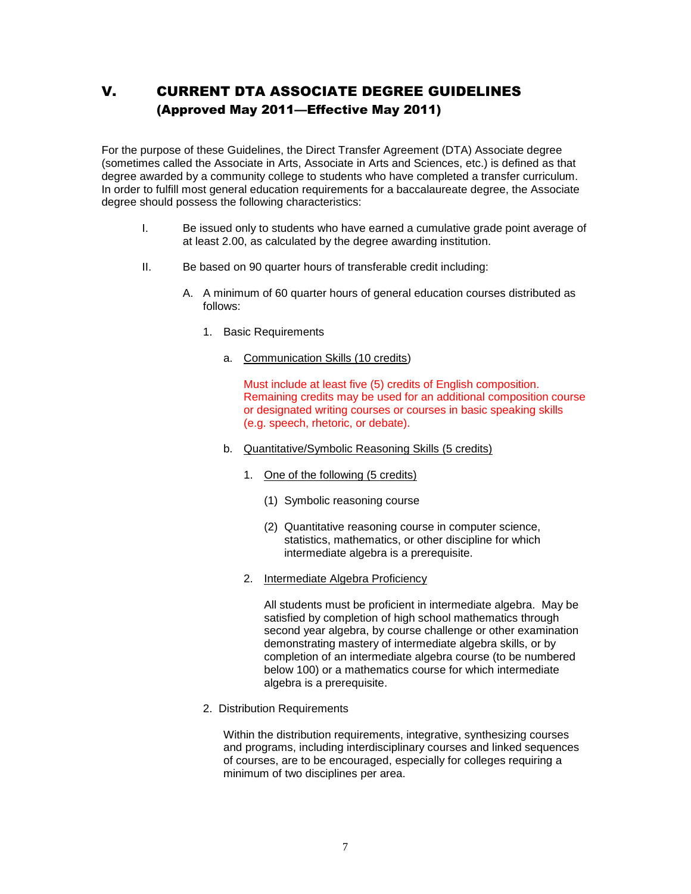# V. CURRENT DTA ASSOCIATE DEGREE GUIDELINES (Approved May 2011—Effective May 2011)

For the purpose of these Guidelines, the Direct Transfer Agreement (DTA) Associate degree (sometimes called the Associate in Arts, Associate in Arts and Sciences, etc.) is defined as that degree awarded by a community college to students who have completed a transfer curriculum. In order to fulfill most general education requirements for a baccalaureate degree, the Associate degree should possess the following characteristics:

I. Be issued only to students who have earned a cumulative grade point average of at least 2.00, as calculated by the degree awarding institution.

II. Be based on 90 quarter hours of transferable credit including:

   A. A minimum of 60 quarter hours of general education courses distributed as follows:

      1. Basic Requirements

         a. Communication Skills (10 credits)

            Must include at least five (5) credits of English composition. Remaining credits may be used for an additional composition course or designated writing courses or courses in basic speaking skills (e.g. speech, rhetoric, or debate).

         b. Quantitative/Symbolic Reasoning Skills (5 credits)

            1. One of the following (5 credits)

               (1) Symbolic reasoning course

               (2) Quantitative reasoning course in computer science, statistics, mathematics, or other discipline for which intermediate algebra is a prerequisite.

            2. Intermediate Algebra Proficiency

               All students must be proficient in intermediate algebra. May be satisfied by completion of high school mathematics through second year algebra, by course challenge or other examination demonstrating mastery of intermediate algebra skills, or by completion of an intermediate algebra course (to be numbered below 100) or a mathematics course for which intermediate algebra is a prerequisite.

      2. Distribution Requirements

         Within the distribution requirements, integrative, synthesizing courses and programs, including interdisciplinary courses and linked sequences of courses, are to be encouraged, especially for colleges requiring a minimum of two disciplines per area.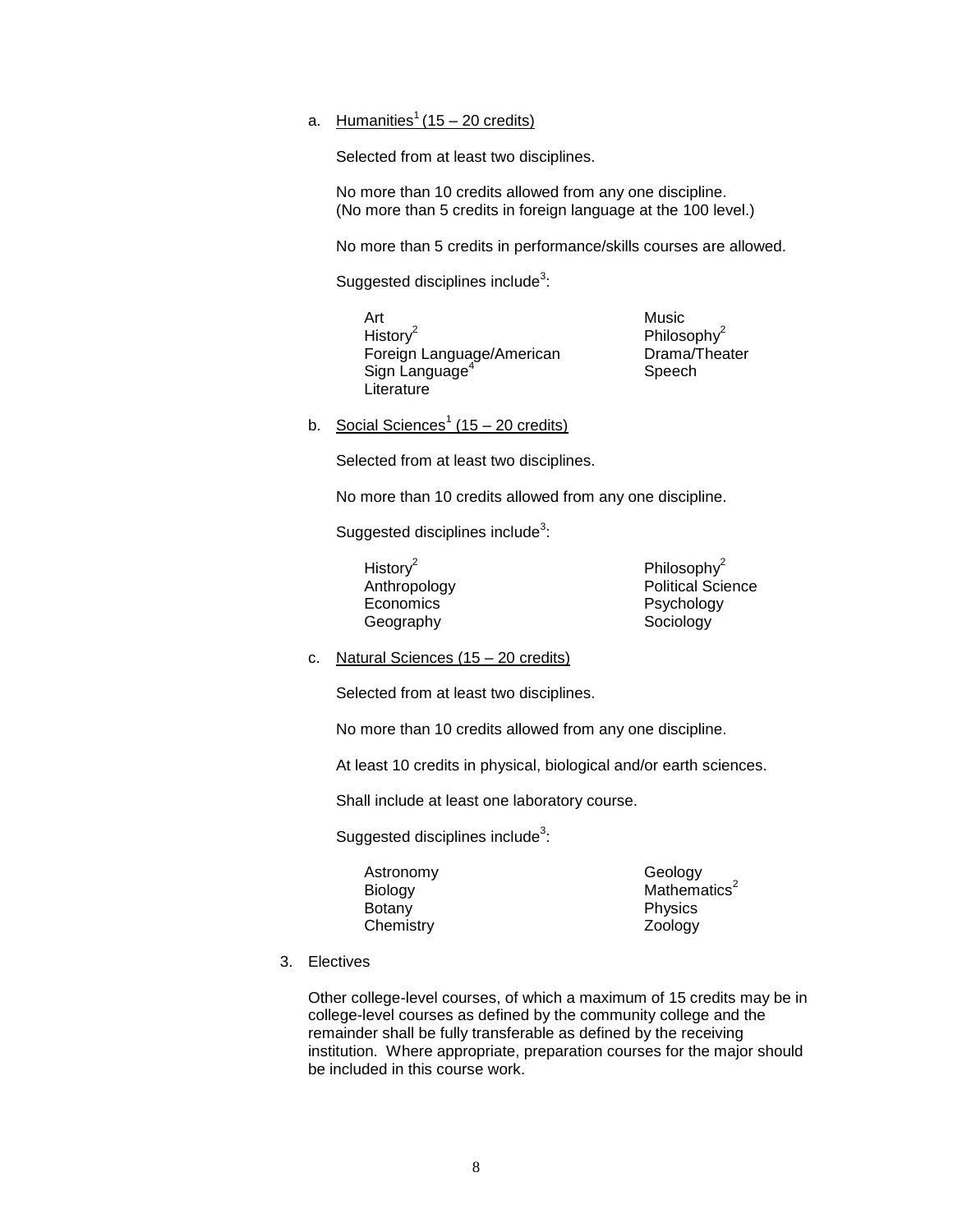a. <u>Humanities[1] (15 – 20 credits)</u>

   Selected from at least two disciplines.

   No more than 10 credits allowed from any one discipline. (No more than 5 credits in foreign language at the 100 level.)

   No more than 5 credits in performance/skills courses are allowed.

   Suggested disciplines include[3]:

   - Art
   - History[2]
   - Foreign Language/American Sign Language[4]
   - Literature
   - Music
   - Philosophy[2]
   - Drama/Theater
   - Speech

b. <u>Social Sciences[1] (15 – 20 credits)</u>

   Selected from at least two disciplines.

   No more than 10 credits allowed from any one discipline.

   Suggested disciplines include[3]:

   - History[2]
   - Anthropology
   - Economics
   - Geography
   - Philosophy[2]
   - Political Science
   - Psychology
   - Sociology

c. <u>Natural Sciences (15 – 20 credits)</u>

   Selected from at least two disciplines.

   No more than 10 credits allowed from any one discipline.

   At least 10 credits in physical, biological and/or earth sciences.

   Shall include at least one laboratory course.

   Suggested disciplines include[3]:

   - Astronomy
   - Biology
   - Botany
   - Chemistry
   - Geology
   - Mathematics[2]
   - Physics
   - Zoology

3. Electives

   Other college-level courses, of which a maximum of 15 credits may be in college-level courses as defined by the community college and the remainder shall be fully transferable as defined by the receiving institution. Where appropriate, preparation courses for the major should be included in this course work.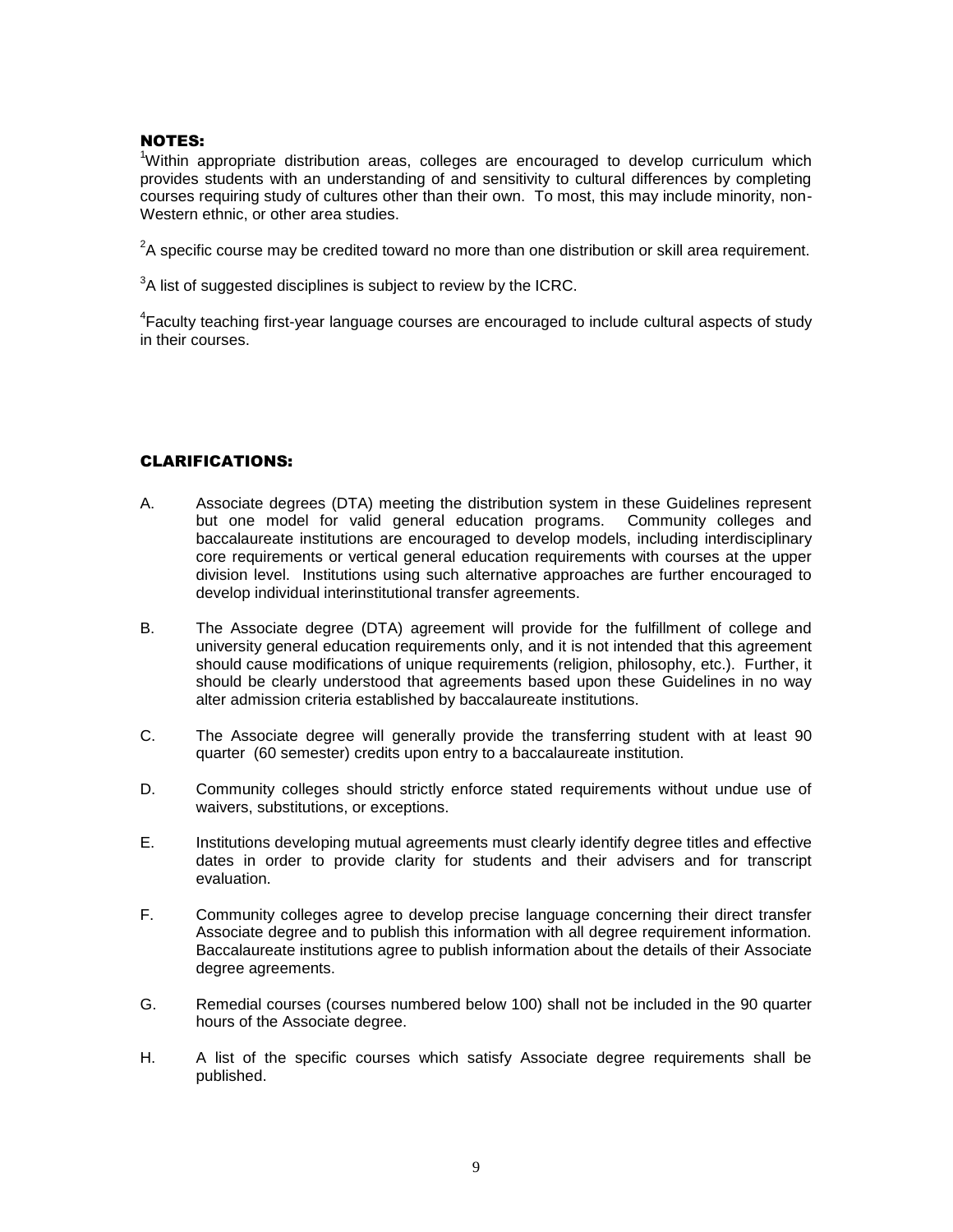## NOTES:

[1]Within appropriate distribution areas, colleges are encouraged to develop curriculum which provides students with an understanding of and sensitivity to cultural differences by completing courses requiring study of cultures other than their own. To most, this may include minority, non-Western ethnic, or other area studies.

[2]A specific course may be credited toward no more than one distribution or skill area requirement.

[3]A list of suggested disciplines is subject to review by the ICRC.

[4]Faculty teaching first-year language courses are encouraged to include cultural aspects of study in their courses.

## CLARIFICATIONS:

A. Associate degrees (DTA) meeting the distribution system in these Guidelines represent but one model for valid general education programs. Community colleges and baccalaureate institutions are encouraged to develop models, including interdisciplinary core requirements or vertical general education requirements with courses at the upper division level. Institutions using such alternative approaches are further encouraged to develop individual interinstitutional transfer agreements.

B. The Associate degree (DTA) agreement will provide for the fulfillment of college and university general education requirements only, and it is not intended that this agreement should cause modifications of unique requirements (religion, philosophy, etc.). Further, it should be clearly understood that agreements based upon these Guidelines in no way alter admission criteria established by baccalaureate institutions.

C. The Associate degree will generally provide the transferring student with at least 90 quarter (60 semester) credits upon entry to a baccalaureate institution.

D. Community colleges should strictly enforce stated requirements without undue use of waivers, substitutions, or exceptions.

E. Institutions developing mutual agreements must clearly identify degree titles and effective dates in order to provide clarity for students and their advisers and for transcript evaluation.

F. Community colleges agree to develop precise language concerning their direct transfer Associate degree and to publish this information with all degree requirement information. Baccalaureate institutions agree to publish information about the details of their Associate degree agreements.

G. Remedial courses (courses numbered below 100) shall not be included in the 90 quarter hours of the Associate degree.

H. A list of the specific courses which satisfy Associate degree requirements shall be published.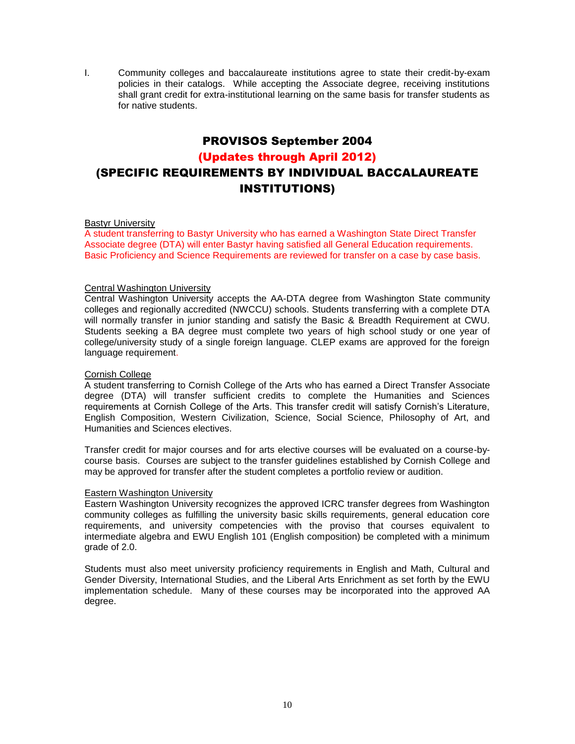I. Community colleges and baccalaureate institutions agree to state their credit-by-exam policies in their catalogs. While accepting the Associate degree, receiving institutions shall grant credit for extra-institutional learning on the same basis for transfer students as for native students.

# PROVISOS September 2004
## (Updates through April 2012)
## (SPECIFIC REQUIREMENTS BY INDIVIDUAL BACCALAUREATE INSTITUTIONS)

Bastyr University

A student transferring to Bastyr University who has earned a Washington State Direct Transfer Associate degree (DTA) will enter Bastyr having satisfied all General Education requirements. Basic Proficiency and Science Requirements are reviewed for transfer on a case by case basis.

Central Washington University

Central Washington University accepts the AA-DTA degree from Washington State community colleges and regionally accredited (NWCCU) schools. Students transferring with a complete DTA will normally transfer in junior standing and satisfy the Basic & Breadth Requirement at CWU. Students seeking a BA degree must complete two years of high school study or one year of college/university study of a single foreign language. CLEP exams are approved for the foreign language requirement.

Cornish College

A student transferring to Cornish College of the Arts who has earned a Direct Transfer Associate degree (DTA) will transfer sufficient credits to complete the Humanities and Sciences requirements at Cornish College of the Arts. This transfer credit will satisfy Cornish's Literature, English Composition, Western Civilization, Science, Social Science, Philosophy of Art, and Humanities and Sciences electives.

Transfer credit for major courses and for arts elective courses will be evaluated on a course-by-course basis. Courses are subject to the transfer guidelines established by Cornish College and may be approved for transfer after the student completes a portfolio review or audition.

Eastern Washington University

Eastern Washington University recognizes the approved ICRC transfer degrees from Washington community colleges as fulfilling the university basic skills requirements, general education core requirements, and university competencies with the proviso that courses equivalent to intermediate algebra and EWU English 101 (English composition) be completed with a minimum grade of 2.0.

Students must also meet university proficiency requirements in English and Math, Cultural and Gender Diversity, International Studies, and the Liberal Arts Enrichment as set forth by the EWU implementation schedule. Many of these courses may be incorporated into the approved AA degree.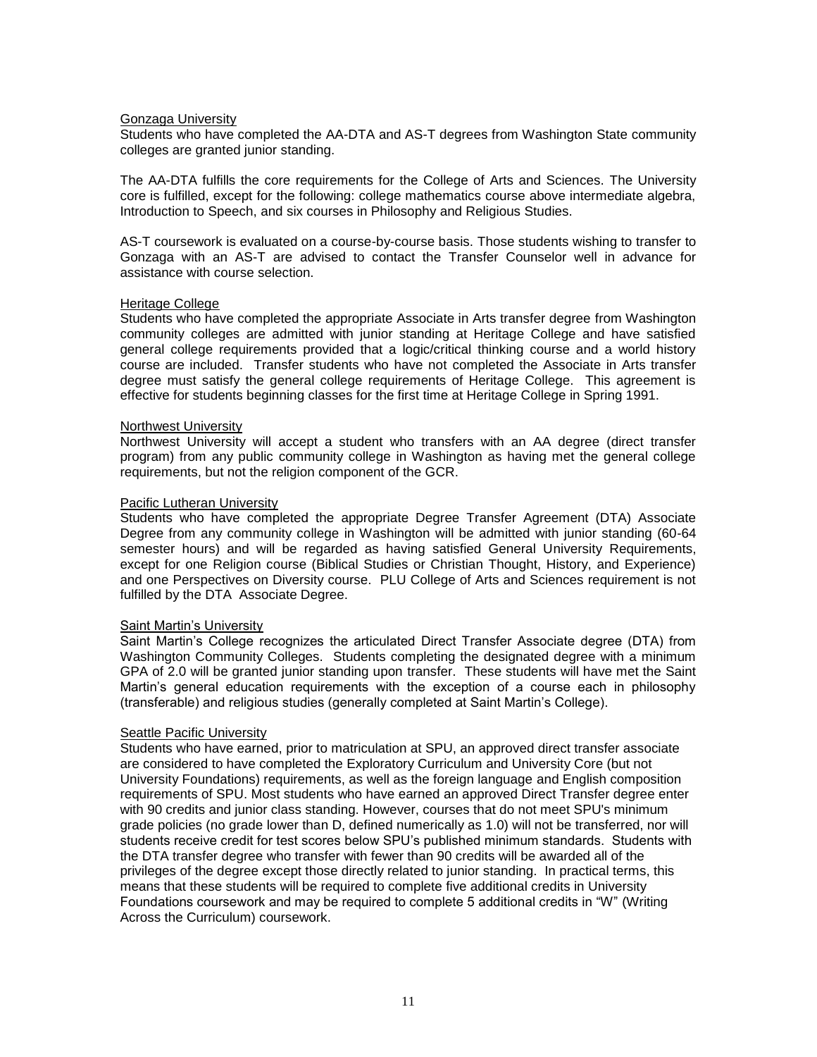Gonzaga University

Students who have completed the AA-DTA and AS-T degrees from Washington State community colleges are granted junior standing.

The AA-DTA fulfills the core requirements for the College of Arts and Sciences. The University core is fulfilled, except for the following: college mathematics course above intermediate algebra, Introduction to Speech, and six courses in Philosophy and Religious Studies.

AS-T coursework is evaluated on a course-by-course basis. Those students wishing to transfer to Gonzaga with an AS-T are advised to contact the Transfer Counselor well in advance for assistance with course selection.

Heritage College

Students who have completed the appropriate Associate in Arts transfer degree from Washington community colleges are admitted with junior standing at Heritage College and have satisfied general college requirements provided that a logic/critical thinking course and a world history course are included. Transfer students who have not completed the Associate in Arts transfer degree must satisfy the general college requirements of Heritage College. This agreement is effective for students beginning classes for the first time at Heritage College in Spring 1991.

Northwest University

Northwest University will accept a student who transfers with an AA degree (direct transfer program) from any public community college in Washington as having met the general college requirements, but not the religion component of the GCR.

Pacific Lutheran University

Students who have completed the appropriate Degree Transfer Agreement (DTA) Associate Degree from any community college in Washington will be admitted with junior standing (60-64 semester hours) and will be regarded as having satisfied General University Requirements, except for one Religion course (Biblical Studies or Christian Thought, History, and Experience) and one Perspectives on Diversity course. PLU College of Arts and Sciences requirement is not fulfilled by the DTA Associate Degree.

Saint Martin's University

Saint Martin's College recognizes the articulated Direct Transfer Associate degree (DTA) from Washington Community Colleges. Students completing the designated degree with a minimum GPA of 2.0 will be granted junior standing upon transfer. These students will have met the Saint Martin's general education requirements with the exception of a course each in philosophy (transferable) and religious studies (generally completed at Saint Martin's College).

Seattle Pacific University

Students who have earned, prior to matriculation at SPU, an approved direct transfer associate are considered to have completed the Exploratory Curriculum and University Core (but not University Foundations) requirements, as well as the foreign language and English composition requirements of SPU. Most students who have earned an approved Direct Transfer degree enter with 90 credits and junior class standing. However, courses that do not meet SPU's minimum grade policies (no grade lower than D, defined numerically as 1.0) will not be transferred, nor will students receive credit for test scores below SPU's published minimum standards. Students with the DTA transfer degree who transfer with fewer than 90 credits will be awarded all of the privileges of the degree except those directly related to junior standing. In practical terms, this means that these students will be required to complete five additional credits in University Foundations coursework and may be required to complete 5 additional credits in "W" (Writing Across the Curriculum) coursework.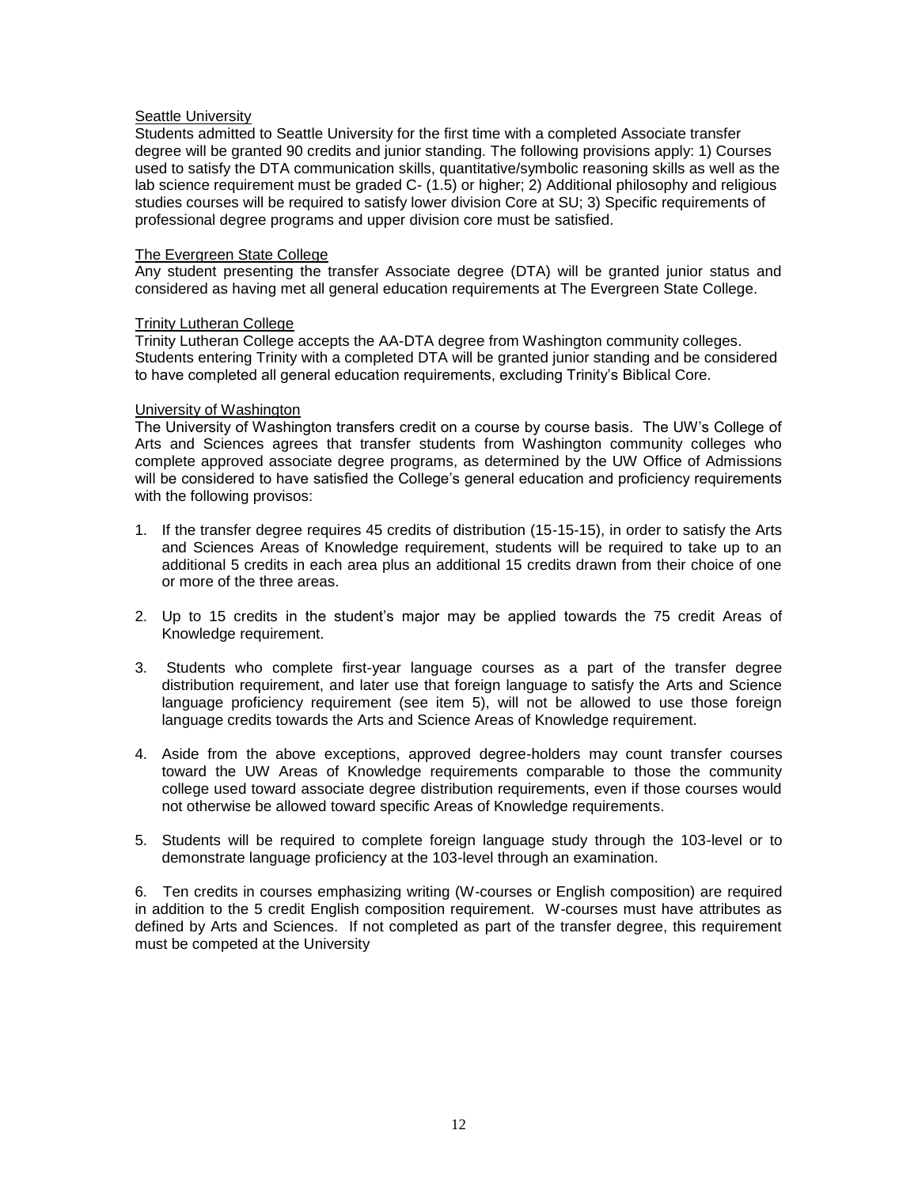Seattle University

Students admitted to Seattle University for the first time with a completed Associate transfer degree will be granted 90 credits and junior standing. The following provisions apply: 1) Courses used to satisfy the DTA communication skills, quantitative/symbolic reasoning skills as well as the lab science requirement must be graded C- (1.5) or higher; 2) Additional philosophy and religious studies courses will be required to satisfy lower division Core at SU; 3) Specific requirements of professional degree programs and upper division core must be satisfied.

The Evergreen State College

Any student presenting the transfer Associate degree (DTA) will be granted junior status and considered as having met all general education requirements at The Evergreen State College.

Trinity Lutheran College

Trinity Lutheran College accepts the AA-DTA degree from Washington community colleges. Students entering Trinity with a completed DTA will be granted junior standing and be considered to have completed all general education requirements, excluding Trinity's Biblical Core.

University of Washington

The University of Washington transfers credit on a course by course basis. The UW's College of Arts and Sciences agrees that transfer students from Washington community colleges who complete approved associate degree programs, as determined by the UW Office of Admissions will be considered to have satisfied the College's general education and proficiency requirements with the following provisos:

1. If the transfer degree requires 45 credits of distribution (15-15-15), in order to satisfy the Arts and Sciences Areas of Knowledge requirement, students will be required to take up to an additional 5 credits in each area plus an additional 15 credits drawn from their choice of one or more of the three areas.

2. Up to 15 credits in the student's major may be applied towards the 75 credit Areas of Knowledge requirement.

3. Students who complete first-year language courses as a part of the transfer degree distribution requirement, and later use that foreign language to satisfy the Arts and Science language proficiency requirement (see item 5), will not be allowed to use those foreign language credits towards the Arts and Science Areas of Knowledge requirement.

4. Aside from the above exceptions, approved degree-holders may count transfer courses toward the UW Areas of Knowledge requirements comparable to those the community college used toward associate degree distribution requirements, even if those courses would not otherwise be allowed toward specific Areas of Knowledge requirements.

5. Students will be required to complete foreign language study through the 103-level or to demonstrate language proficiency at the 103-level through an examination.

6. Ten credits in courses emphasizing writing (W-courses or English composition) are required in addition to the 5 credit English composition requirement. W-courses must have attributes as defined by Arts and Sciences. If not completed as part of the transfer degree, this requirement must be competed at the University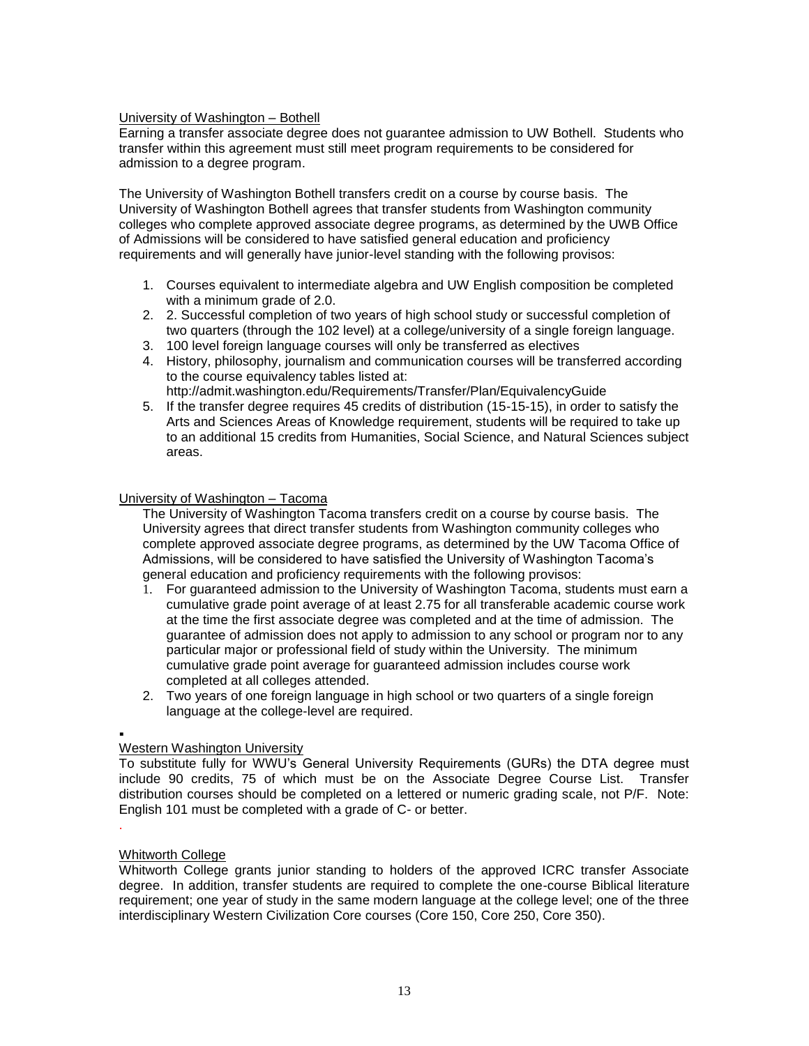University of Washington – Bothell

Earning a transfer associate degree does not guarantee admission to UW Bothell. Students who transfer within this agreement must still meet program requirements to be considered for admission to a degree program.

The University of Washington Bothell transfers credit on a course by course basis. The University of Washington Bothell agrees that transfer students from Washington community colleges who complete approved associate degree programs, as determined by the UWB Office of Admissions will be considered to have satisfied general education and proficiency requirements and will generally have junior-level standing with the following provisos:

1. Courses equivalent to intermediate algebra and UW English composition be completed with a minimum grade of 2.0.
2. 2. Successful completion of two years of high school study or successful completion of two quarters (through the 102 level) at a college/university of a single foreign language.
3. 100 level foreign language courses will only be transferred as electives
4. History, philosophy, journalism and communication courses will be transferred according to the course equivalency tables listed at: http://admit.washington.edu/Requirements/Transfer/Plan/EquivalencyGuide
5. If the transfer degree requires 45 credits of distribution (15-15-15), in order to satisfy the Arts and Sciences Areas of Knowledge requirement, students will be required to take up to an additional 15 credits from Humanities, Social Science, and Natural Sciences subject areas.

University of Washington – Tacoma

The University of Washington Tacoma transfers credit on a course by course basis. The University agrees that direct transfer students from Washington community colleges who complete approved associate degree programs, as determined by the UW Tacoma Office of Admissions, will be considered to have satisfied the University of Washington Tacoma's general education and proficiency requirements with the following provisos:

1. For guaranteed admission to the University of Washington Tacoma, students must earn a cumulative grade point average of at least 2.75 for all transferable academic course work at the time the first associate degree was completed and at the time of admission. The guarantee of admission does not apply to admission to any school or program nor to any particular major or professional field of study within the University. The minimum cumulative grade point average for guaranteed admission includes course work completed at all colleges attended.
2. Two years of one foreign language in high school or two quarters of a single foreign language at the college-level are required.

Western Washington University

To substitute fully for WWU's General University Requirements (GURs) the DTA degree must include 90 credits, 75 of which must be on the Associate Degree Course List. Transfer distribution courses should be completed on a lettered or numeric grading scale, not P/F. Note: English 101 must be completed with a grade of C- or better.

Whitworth College

Whitworth College grants junior standing to holders of the approved ICRC transfer Associate degree. In addition, transfer students are required to complete the one-course Biblical literature requirement; one year of study in the same modern language at the college level; one of the three interdisciplinary Western Civilization Core courses (Core 150, Core 250, Core 350).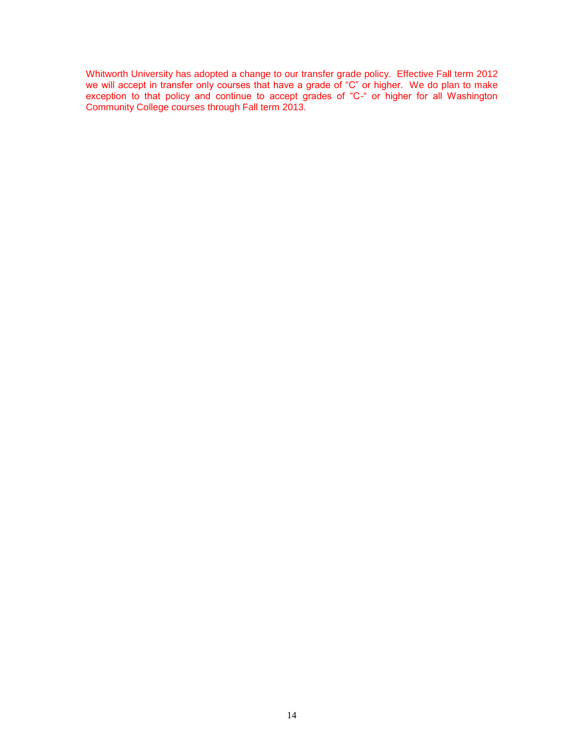Whitworth University has adopted a change to our transfer grade policy. Effective Fall term 2012 we will accept in transfer only courses that have a grade of "C" or higher. We do plan to make exception to that policy and continue to accept grades of "C-" or higher for all Washington Community College courses through Fall term 2013.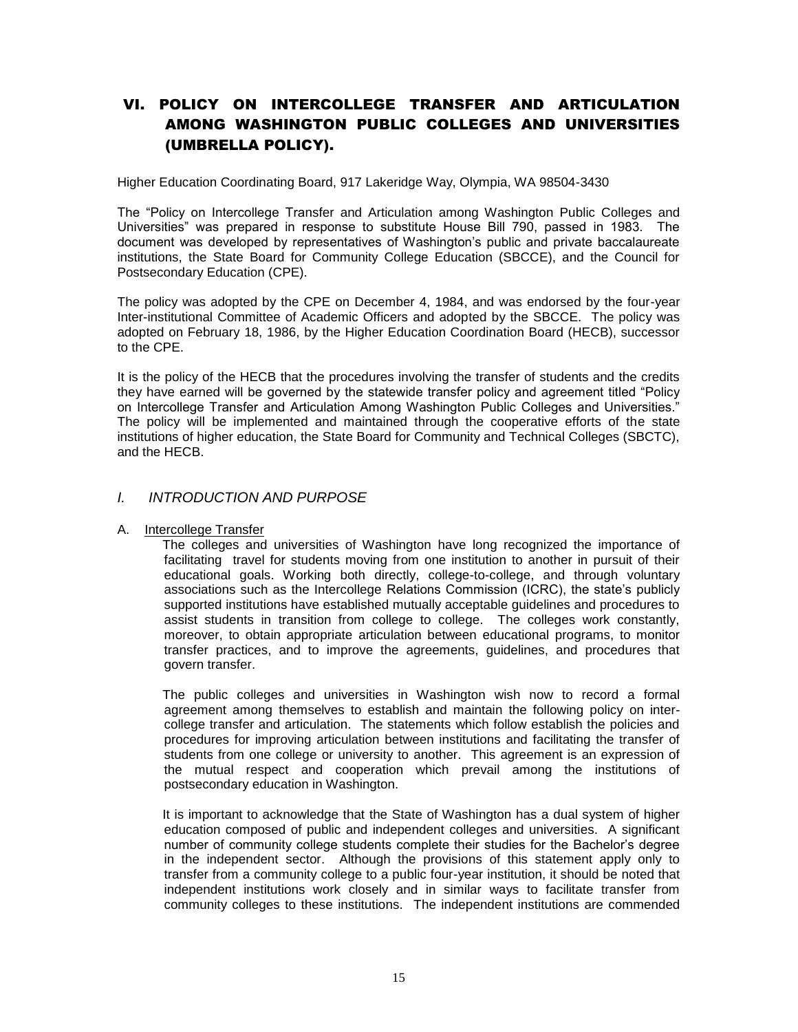# VI. POLICY ON INTERCOLLEGE TRANSFER AND ARTICULATION AMONG WASHINGTON PUBLIC COLLEGES AND UNIVERSITIES (UMBRELLA POLICY).

Higher Education Coordinating Board, 917 Lakeridge Way, Olympia, WA 98504-3430

The "Policy on Intercollege Transfer and Articulation among Washington Public Colleges and Universities" was prepared in response to substitute House Bill 790, passed in 1983. The document was developed by representatives of Washington's public and private baccalaureate institutions, the State Board for Community College Education (SBCCE), and the Council for Postsecondary Education (CPE).

The policy was adopted by the CPE on December 4, 1984, and was endorsed by the four-year Inter-institutional Committee of Academic Officers and adopted by the SBCCE. The policy was adopted on February 18, 1986, by the Higher Education Coordination Board (HECB), successor to the CPE.

It is the policy of the HECB that the procedures involving the transfer of students and the credits they have earned will be governed by the statewide transfer policy and agreement titled "Policy on Intercollege Transfer and Articulation Among Washington Public Colleges and Universities." The policy will be implemented and maintained through the cooperative efforts of the state institutions of higher education, the State Board for Community and Technical Colleges (SBCTC), and the HECB.

## *I. INTRODUCTION AND PURPOSE*

A. <u>Intercollege Transfer</u>

The colleges and universities of Washington have long recognized the importance of facilitating travel for students moving from one institution to another in pursuit of their educational goals. Working both directly, college-to-college, and through voluntary associations such as the Intercollege Relations Commission (ICRC), the state's publicly supported institutions have established mutually acceptable guidelines and procedures to assist students in transition from college to college. The colleges work constantly, moreover, to obtain appropriate articulation between educational programs, to monitor transfer practices, and to improve the agreements, guidelines, and procedures that govern transfer.

The public colleges and universities in Washington wish now to record a formal agreement among themselves to establish and maintain the following policy on intercollege transfer and articulation. The statements which follow establish the policies and procedures for improving articulation between institutions and facilitating the transfer of students from one college or university to another. This agreement is an expression of the mutual respect and cooperation which prevail among the institutions of postsecondary education in Washington.

It is important to acknowledge that the State of Washington has a dual system of higher education composed of public and independent colleges and universities. A significant number of community college students complete their studies for the Bachelor's degree in the independent sector. Although the provisions of this statement apply only to transfer from a community college to a public four-year institution, it should be noted that independent institutions work closely and in similar ways to facilitate transfer from community colleges to these institutions. The independent institutions are commended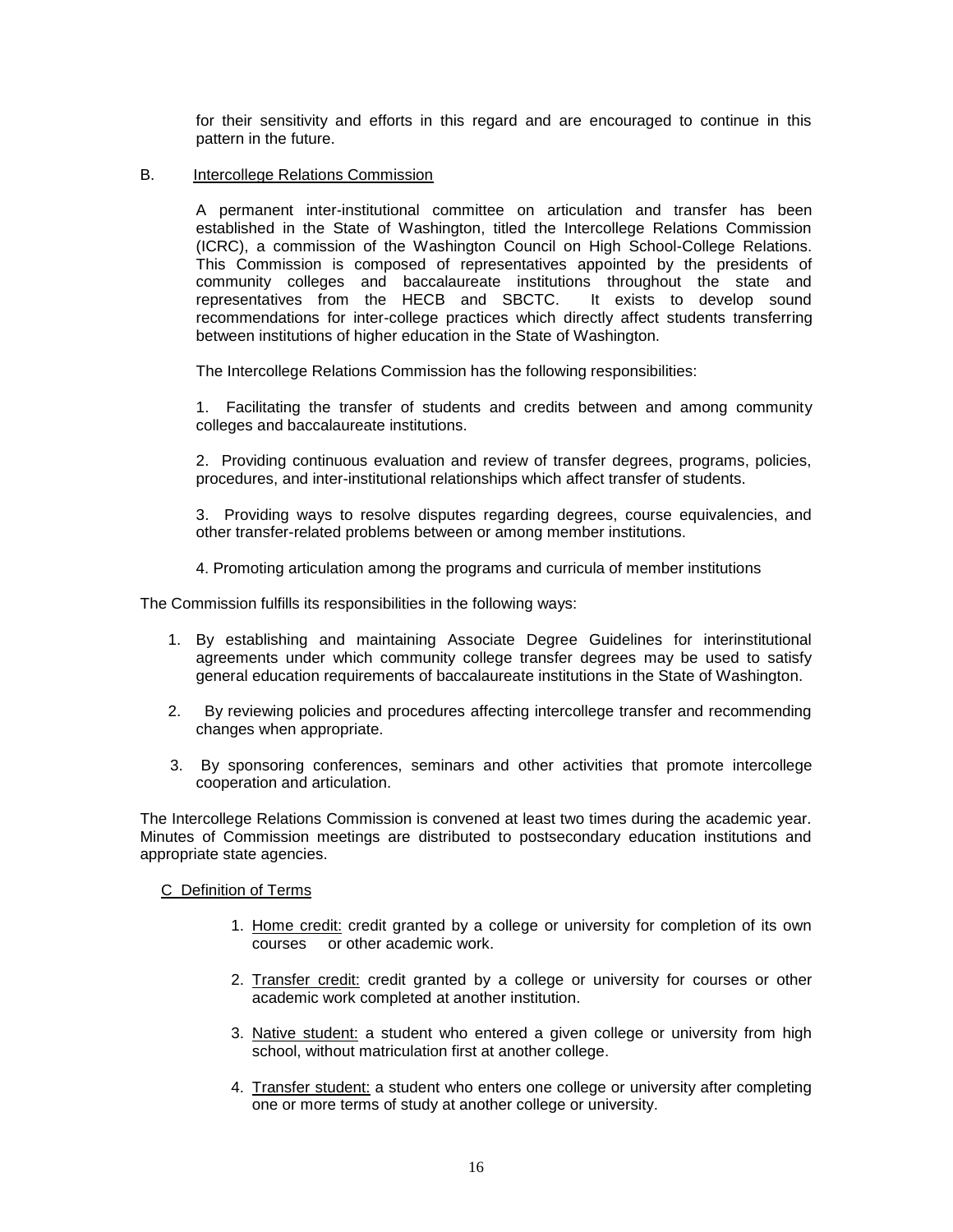for their sensitivity and efforts in this regard and are encouraged to continue in this pattern in the future.

B. Intercollege Relations Commission

A permanent inter-institutional committee on articulation and transfer has been established in the State of Washington, titled the Intercollege Relations Commission (ICRC), a commission of the Washington Council on High School-College Relations. This Commission is composed of representatives appointed by the presidents of community colleges and baccalaureate institutions throughout the state and representatives from the HECB and SBCTC. It exists to develop sound recommendations for inter-college practices which directly affect students transferring between institutions of higher education in the State of Washington.

The Intercollege Relations Commission has the following responsibilities:

1. Facilitating the transfer of students and credits between and among community colleges and baccalaureate institutions.

2. Providing continuous evaluation and review of transfer degrees, programs, policies, procedures, and inter-institutional relationships which affect transfer of students.

3. Providing ways to resolve disputes regarding degrees, course equivalencies, and other transfer-related problems between or among member institutions.

4. Promoting articulation among the programs and curricula of member institutions

The Commission fulfills its responsibilities in the following ways:

1. By establishing and maintaining Associate Degree Guidelines for interinstitutional agreements under which community college transfer degrees may be used to satisfy general education requirements of baccalaureate institutions in the State of Washington.
2. By reviewing policies and procedures affecting intercollege transfer and recommending changes when appropriate.
3. By sponsoring conferences, seminars and other activities that promote intercollege cooperation and articulation.

The Intercollege Relations Commission is convened at least two times during the academic year. Minutes of Commission meetings are distributed to postsecondary education institutions and appropriate state agencies.

C Definition of Terms

1. Home credit: credit granted by a college or university for completion of its own courses or other academic work.
2. Transfer credit: credit granted by a college or university for courses or other academic work completed at another institution.
3. Native student: a student who entered a given college or university from high school, without matriculation first at another college.
4. Transfer student: a student who enters one college or university after completing one or more terms of study at another college or university.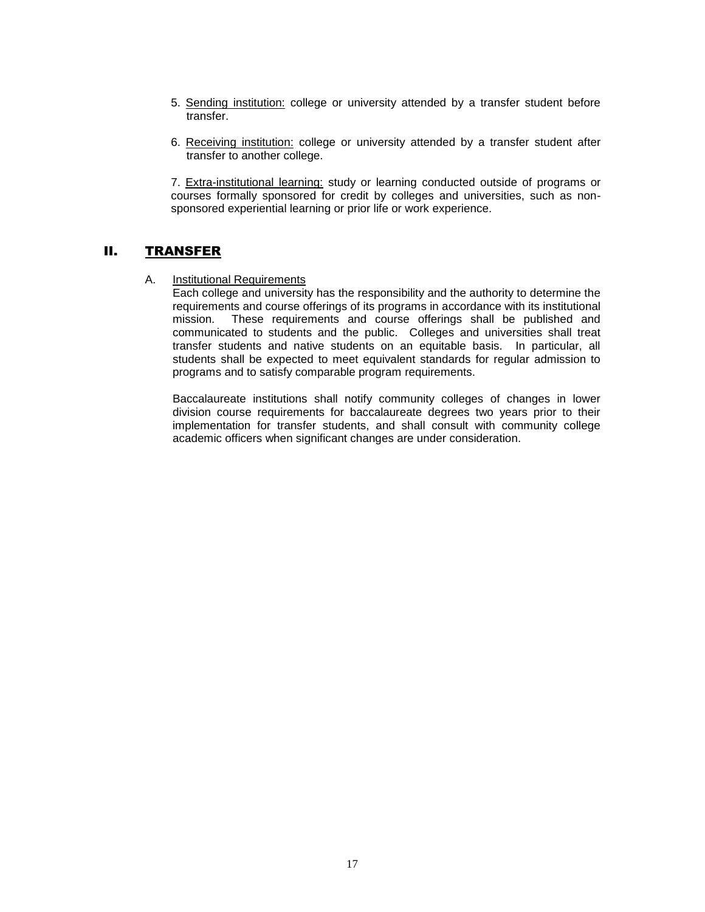5. Sending institution: college or university attended by a transfer student before transfer.

6. Receiving institution: college or university attended by a transfer student after transfer to another college.

7. Extra-institutional learning: study or learning conducted outside of programs or courses formally sponsored for credit by colleges and universities, such as non-sponsored experiential learning or prior life or work experience.

## II. TRANSFER

### A. Institutional Requirements

Each college and university has the responsibility and the authority to determine the requirements and course offerings of its programs in accordance with its institutional mission. These requirements and course offerings shall be published and communicated to students and the public. Colleges and universities shall treat transfer students and native students on an equitable basis. In particular, all students shall be expected to meet equivalent standards for regular admission to programs and to satisfy comparable program requirements.

Baccalaureate institutions shall notify community colleges of changes in lower division course requirements for baccalaureate degrees two years prior to their implementation for transfer students, and shall consult with community college academic officers when significant changes are under consideration.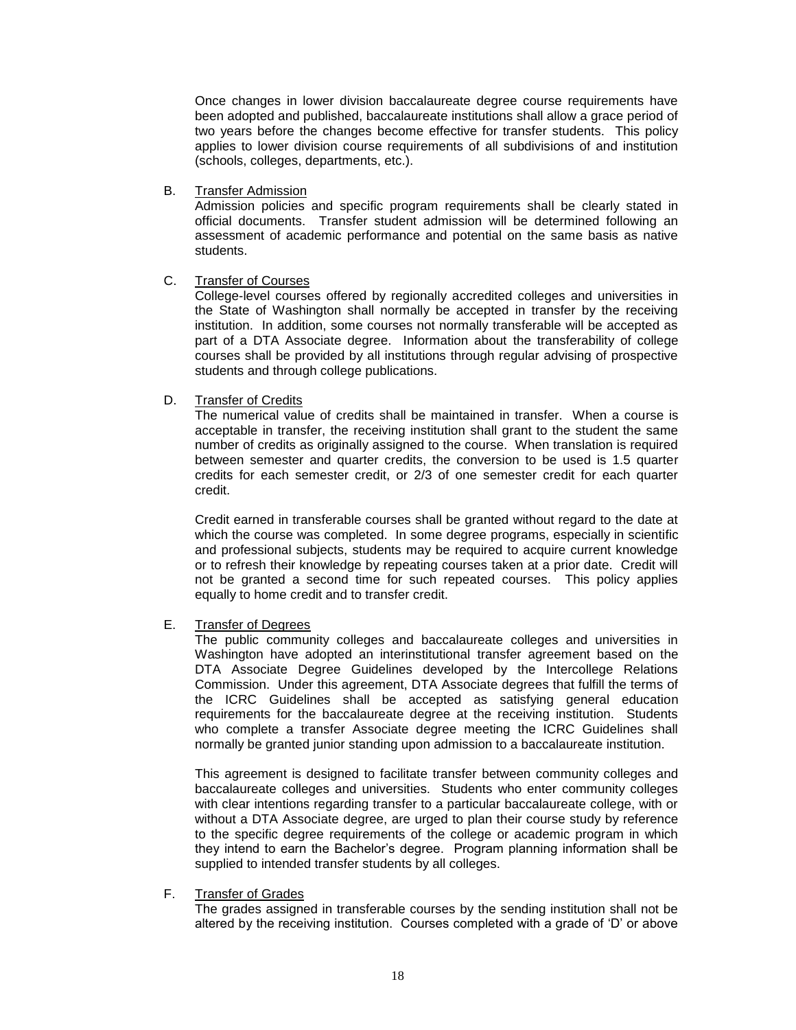Once changes in lower division baccalaureate degree course requirements have been adopted and published, baccalaureate institutions shall allow a grace period of two years before the changes become effective for transfer students. This policy applies to lower division course requirements of all subdivisions of and institution (schools, colleges, departments, etc.).

B. Transfer Admission

Admission policies and specific program requirements shall be clearly stated in official documents. Transfer student admission will be determined following an assessment of academic performance and potential on the same basis as native students.

C. Transfer of Courses

College-level courses offered by regionally accredited colleges and universities in the State of Washington shall normally be accepted in transfer by the receiving institution. In addition, some courses not normally transferable will be accepted as part of a DTA Associate degree. Information about the transferability of college courses shall be provided by all institutions through regular advising of prospective students and through college publications.

D. Transfer of Credits

The numerical value of credits shall be maintained in transfer. When a course is acceptable in transfer, the receiving institution shall grant to the student the same number of credits as originally assigned to the course. When translation is required between semester and quarter credits, the conversion to be used is 1.5 quarter credits for each semester credit, or 2/3 of one semester credit for each quarter credit.

Credit earned in transferable courses shall be granted without regard to the date at which the course was completed. In some degree programs, especially in scientific and professional subjects, students may be required to acquire current knowledge or to refresh their knowledge by repeating courses taken at a prior date. Credit will not be granted a second time for such repeated courses. This policy applies equally to home credit and to transfer credit.

E. Transfer of Degrees

The public community colleges and baccalaureate colleges and universities in Washington have adopted an interinstitutional transfer agreement based on the DTA Associate Degree Guidelines developed by the Intercollege Relations Commission. Under this agreement, DTA Associate degrees that fulfill the terms of the ICRC Guidelines shall be accepted as satisfying general education requirements for the baccalaureate degree at the receiving institution. Students who complete a transfer Associate degree meeting the ICRC Guidelines shall normally be granted junior standing upon admission to a baccalaureate institution.

This agreement is designed to facilitate transfer between community colleges and baccalaureate colleges and universities. Students who enter community colleges with clear intentions regarding transfer to a particular baccalaureate college, with or without a DTA Associate degree, are urged to plan their course study by reference to the specific degree requirements of the college or academic program in which they intend to earn the Bachelor's degree. Program planning information shall be supplied to intended transfer students by all colleges.

F. Transfer of Grades

The grades assigned in transferable courses by the sending institution shall not be altered by the receiving institution. Courses completed with a grade of 'D' or above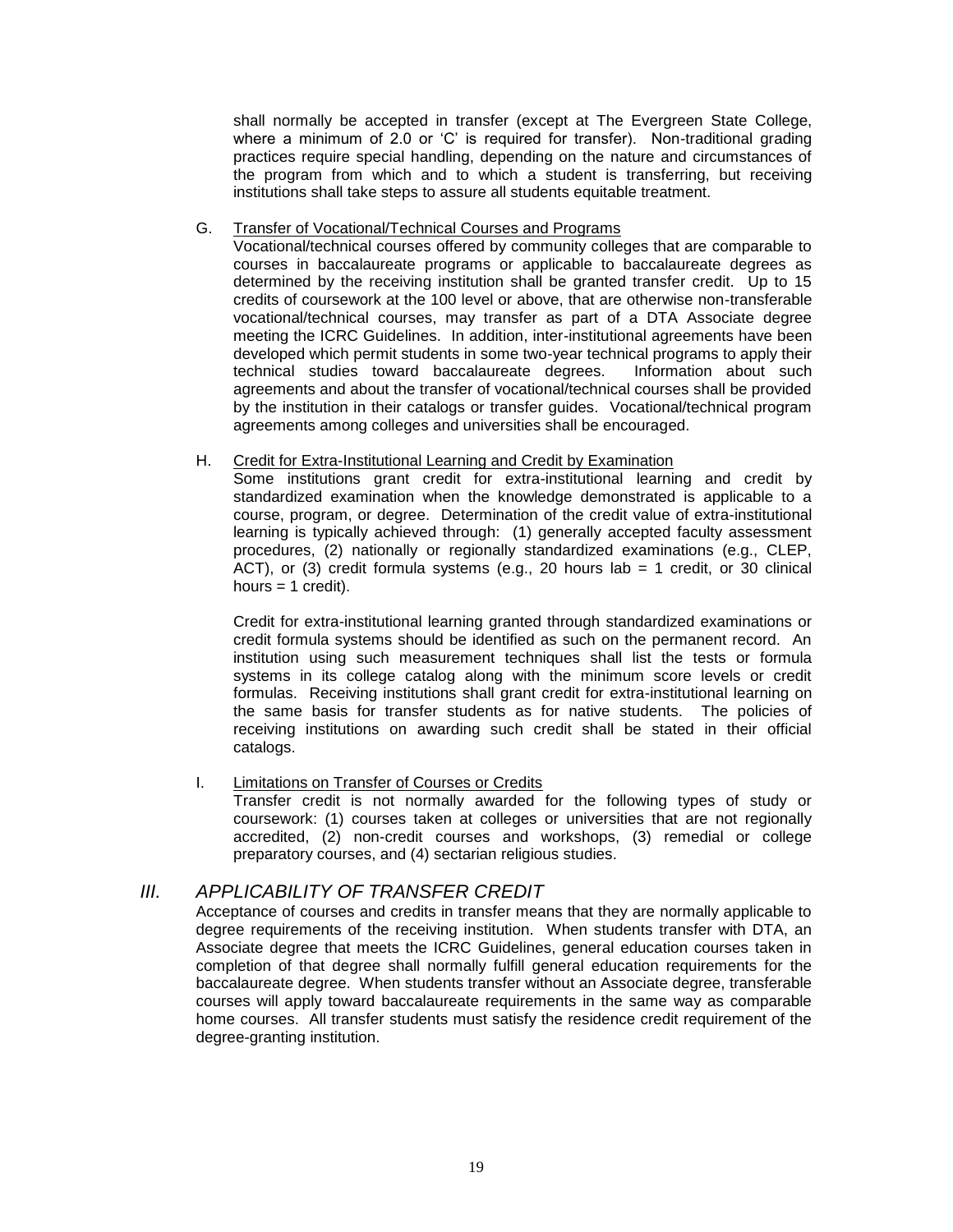shall normally be accepted in transfer (except at The Evergreen State College, where a minimum of 2.0 or 'C' is required for transfer). Non-traditional grading practices require special handling, depending on the nature and circumstances of the program from which and to which a student is transferring, but receiving institutions shall take steps to assure all students equitable treatment.

G. Transfer of Vocational/Technical Courses and Programs

Vocational/technical courses offered by community colleges that are comparable to courses in baccalaureate programs or applicable to baccalaureate degrees as determined by the receiving institution shall be granted transfer credit. Up to 15 credits of coursework at the 100 level or above, that are otherwise non-transferable vocational/technical courses, may transfer as part of a DTA Associate degree meeting the ICRC Guidelines. In addition, inter-institutional agreements have been developed which permit students in some two-year technical programs to apply their technical studies toward baccalaureate degrees. Information about such agreements and about the transfer of vocational/technical courses shall be provided by the institution in their catalogs or transfer guides. Vocational/technical program agreements among colleges and universities shall be encouraged.

H. Credit for Extra-Institutional Learning and Credit by Examination

Some institutions grant credit for extra-institutional learning and credit by standardized examination when the knowledge demonstrated is applicable to a course, program, or degree. Determination of the credit value of extra-institutional learning is typically achieved through: (1) generally accepted faculty assessment procedures, (2) nationally or regionally standardized examinations (e.g., CLEP, ACT), or (3) credit formula systems (e.g., 20 hours lab = 1 credit, or 30 clinical hours = 1 credit).

Credit for extra-institutional learning granted through standardized examinations or credit formula systems should be identified as such on the permanent record. An institution using such measurement techniques shall list the tests or formula systems in its college catalog along with the minimum score levels or credit formulas. Receiving institutions shall grant credit for extra-institutional learning on the same basis for transfer students as for native students. The policies of receiving institutions on awarding such credit shall be stated in their official catalogs.

I. Limitations on Transfer of Courses or Credits

Transfer credit is not normally awarded for the following types of study or coursework: (1) courses taken at colleges or universities that are not regionally accredited, (2) non-credit courses and workshops, (3) remedial or college preparatory courses, and (4) sectarian religious studies.

## *III. APPLICABILITY OF TRANSFER CREDIT*

Acceptance of courses and credits in transfer means that they are normally applicable to degree requirements of the receiving institution. When students transfer with DTA, an Associate degree that meets the ICRC Guidelines, general education courses taken in completion of that degree shall normally fulfill general education requirements for the baccalaureate degree. When students transfer without an Associate degree, transferable courses will apply toward baccalaureate requirements in the same way as comparable home courses. All transfer students must satisfy the residence credit requirement of the degree-granting institution.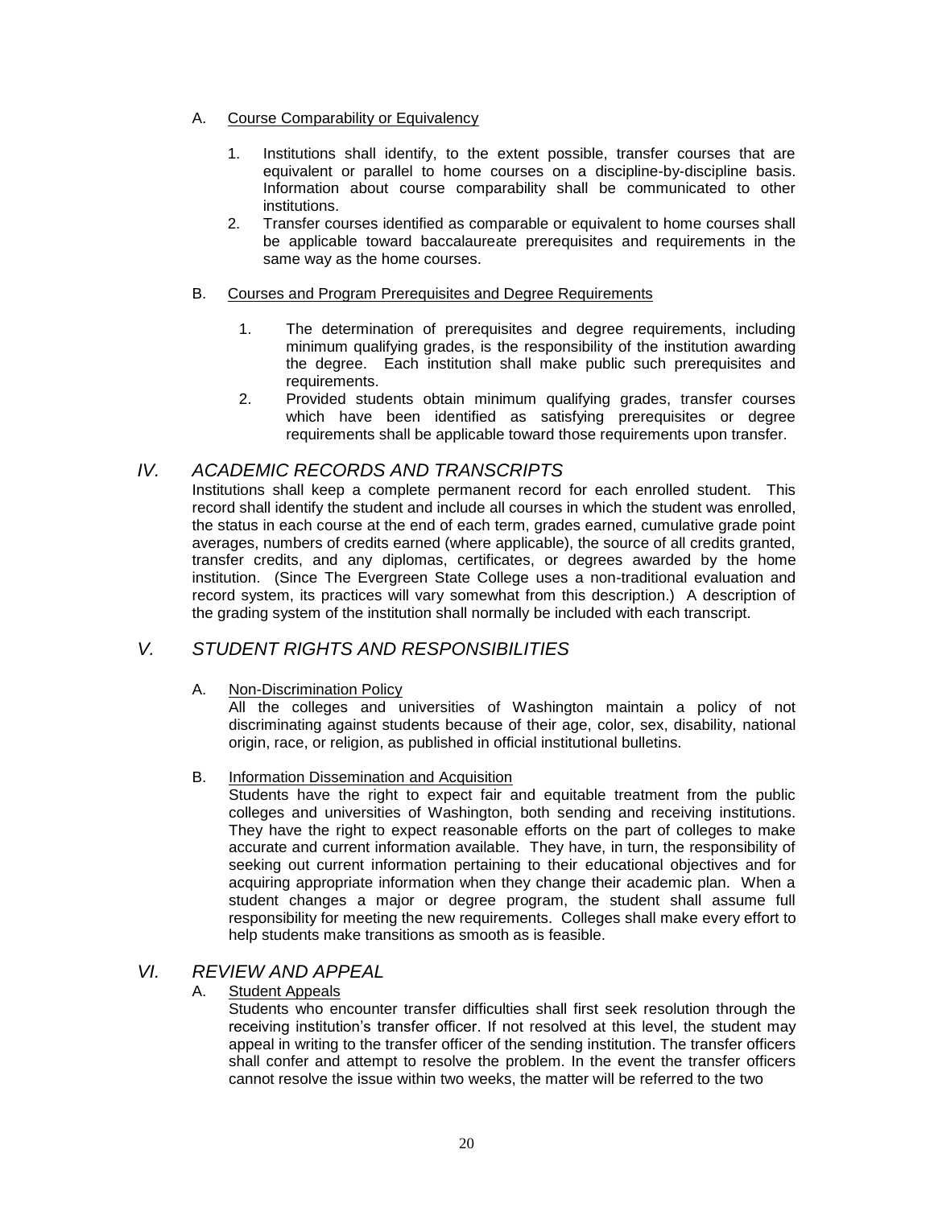A. <u>Course Comparability or Equivalency</u>

1. Institutions shall identify, to the extent possible, transfer courses that are equivalent or parallel to home courses on a discipline-by-discipline basis. Information about course comparability shall be communicated to other institutions.
2. Transfer courses identified as comparable or equivalent to home courses shall be applicable toward baccalaureate prerequisites and requirements in the same way as the home courses.

B. <u>Courses and Program Prerequisites and Degree Requirements</u>

1. The determination of prerequisites and degree requirements, including minimum qualifying grades, is the responsibility of the institution awarding the degree. Each institution shall make public such prerequisites and requirements.
2. Provided students obtain minimum qualifying grades, transfer courses which have been identified as satisfying prerequisites or degree requirements shall be applicable toward those requirements upon transfer.

## *IV. ACADEMIC RECORDS AND TRANSCRIPTS*

Institutions shall keep a complete permanent record for each enrolled student. This record shall identify the student and include all courses in which the student was enrolled, the status in each course at the end of each term, grades earned, cumulative grade point averages, numbers of credits earned (where applicable), the source of all credits granted, transfer credits, and any diplomas, certificates, or degrees awarded by the home institution. (Since The Evergreen State College uses a non-traditional evaluation and record system, its practices will vary somewhat from this description.) A description of the grading system of the institution shall normally be included with each transcript.

## *V. STUDENT RIGHTS AND RESPONSIBILITIES*

A. <u>Non-Discrimination Policy</u>

All the colleges and universities of Washington maintain a policy of not discriminating against students because of their age, color, sex, disability, national origin, race, or religion, as published in official institutional bulletins.

B. <u>Information Dissemination and Acquisition</u>

Students have the right to expect fair and equitable treatment from the public colleges and universities of Washington, both sending and receiving institutions. They have the right to expect reasonable efforts on the part of colleges to make accurate and current information available. They have, in turn, the responsibility of seeking out current information pertaining to their educational objectives and for acquiring appropriate information when they change their academic plan. When a student changes a major or degree program, the student shall assume full responsibility for meeting the new requirements. Colleges shall make every effort to help students make transitions as smooth as is feasible.

## *VI. REVIEW AND APPEAL*

A. <u>Student Appeals</u>

Students who encounter transfer difficulties shall first seek resolution through the receiving institution's transfer officer. If not resolved at this level, the student may appeal in writing to the transfer officer of the sending institution. The transfer officers shall confer and attempt to resolve the problem. In the event the transfer officers cannot resolve the issue within two weeks, the matter will be referred to the two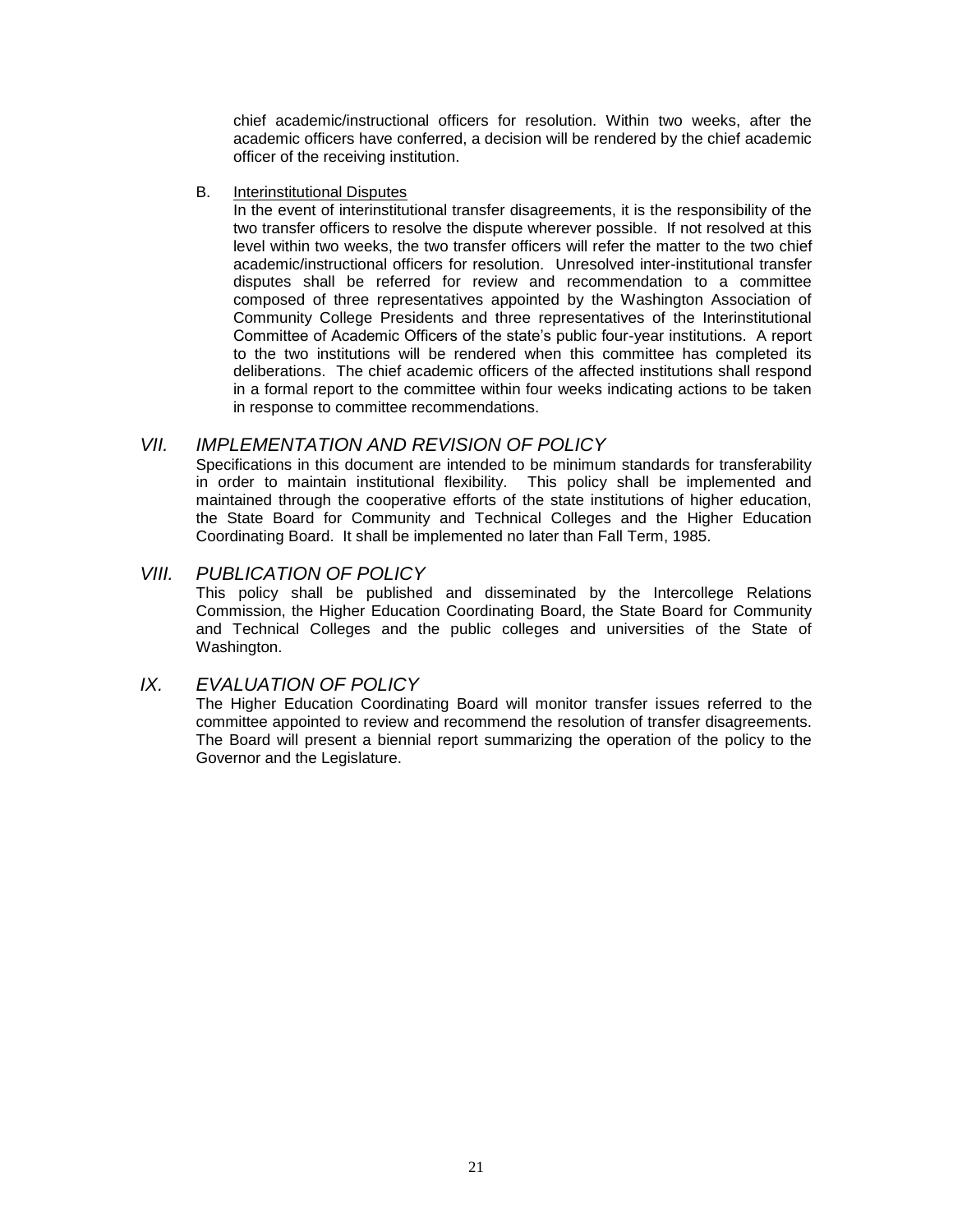chief academic/instructional officers for resolution. Within two weeks, after the academic officers have conferred, a decision will be rendered by the chief academic officer of the receiving institution.

B. Interinstitutional Disputes

In the event of interinstitutional transfer disagreements, it is the responsibility of the two transfer officers to resolve the dispute wherever possible. If not resolved at this level within two weeks, the two transfer officers will refer the matter to the two chief academic/instructional officers for resolution. Unresolved inter-institutional transfer disputes shall be referred for review and recommendation to a committee composed of three representatives appointed by the Washington Association of Community College Presidents and three representatives of the Interinstitutional Committee of Academic Officers of the state's public four-year institutions. A report to the two institutions will be rendered when this committee has completed its deliberations. The chief academic officers of the affected institutions shall respond in a formal report to the committee within four weeks indicating actions to be taken in response to committee recommendations.

## *VII. IMPLEMENTATION AND REVISION OF POLICY*

Specifications in this document are intended to be minimum standards for transferability in order to maintain institutional flexibility. This policy shall be implemented and maintained through the cooperative efforts of the state institutions of higher education, the State Board for Community and Technical Colleges and the Higher Education Coordinating Board. It shall be implemented no later than Fall Term, 1985.

## *VIII. PUBLICATION OF POLICY*

This policy shall be published and disseminated by the Intercollege Relations Commission, the Higher Education Coordinating Board, the State Board for Community and Technical Colleges and the public colleges and universities of the State of Washington.

## *IX. EVALUATION OF POLICY*

The Higher Education Coordinating Board will monitor transfer issues referred to the committee appointed to review and recommend the resolution of transfer disagreements. The Board will present a biennial report summarizing the operation of the policy to the Governor and the Legislature.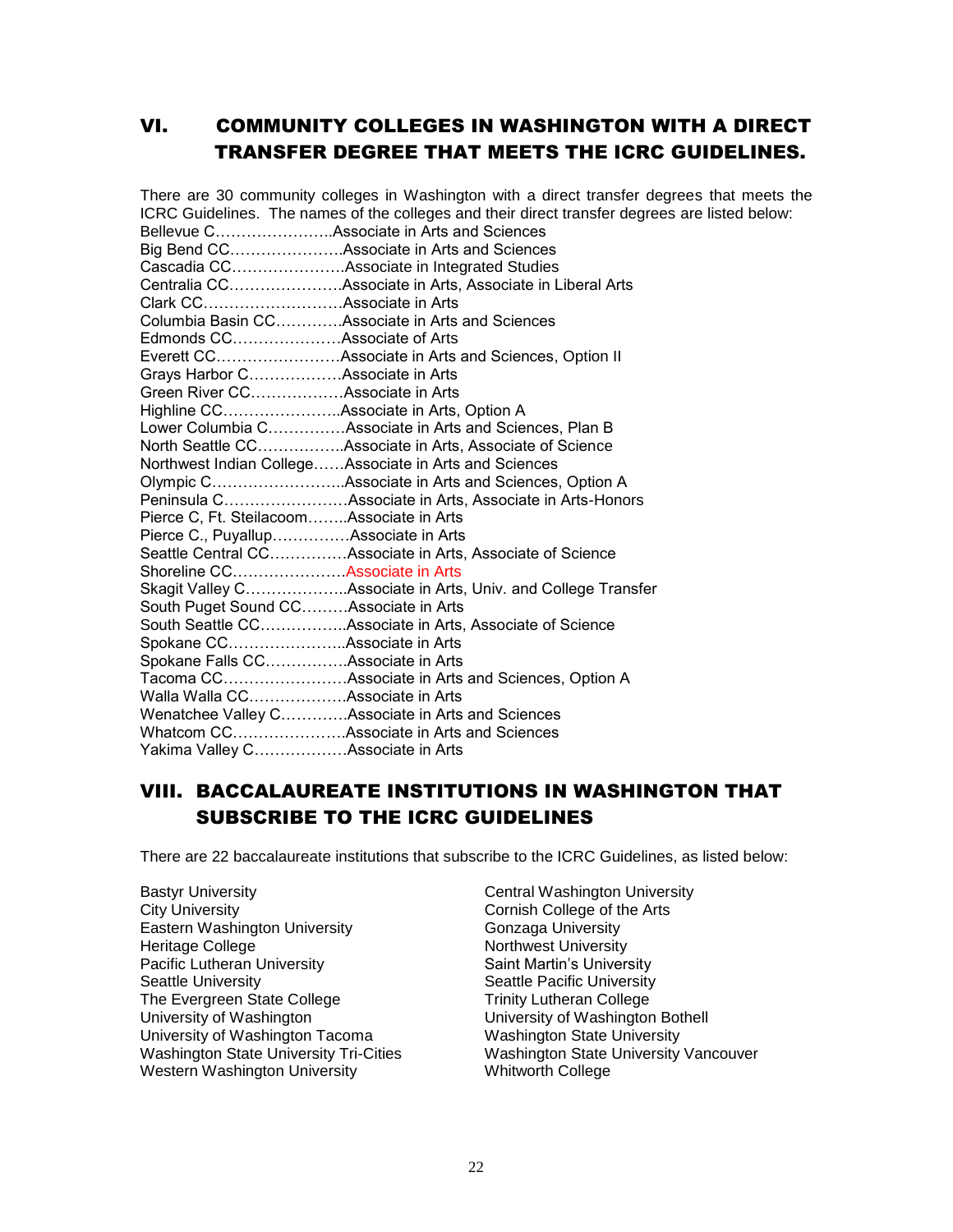## VI. COMMUNITY COLLEGES IN WASHINGTON WITH A DIRECT TRANSFER DEGREE THAT MEETS THE ICRC GUIDELINES.

There are 30 community colleges in Washington with a direct transfer degrees that meets the ICRC Guidelines. The names of the colleges and their direct transfer degrees are listed below:

Bellevue C…………………..Associate in Arts and Sciences
Big Bend CC………………….Associate in Arts and Sciences
Cascadia CC………………….Associate in Integrated Studies
Centralia CC………………….Associate in Arts, Associate in Liberal Arts
Clark CC………………………Associate in Arts
Columbia Basin CC…………Associate in Arts and Sciences
Edmonds CC…………………Associate of Arts
Everett CC……………………Associate in Arts and Sciences, Option II
Grays Harbor C………………Associate in Arts
Green River CC………………Associate in Arts
Highline CC…………………..Associate in Arts, Option A
Lower Columbia C……………Associate in Arts and Sciences, Plan B
North Seattle CC……………..Associate in Arts, Associate of Science
Northwest Indian College……Associate in Arts and Sciences
Olympic C……………………..Associate in Arts and Sciences, Option A
Peninsula C……………………Associate in Arts, Associate in Arts-Honors
Pierce C, Ft. Steilacoom……..Associate in Arts
Pierce C., Puyallup……………Associate in Arts
Seattle Central CC……………Associate in Arts, Associate of Science
Shoreline CC………………….Associate in Arts
Skagit Valley C………………..Associate in Arts, Univ. and College Transfer
South Puget Sound CC………Associate in Arts
South Seattle CC……………..Associate in Arts, Associate of Science
Spokane CC…………………..Associate in Arts
Spokane Falls CC…………….Associate in Arts
Tacoma CC……………………Associate in Arts and Sciences, Option A
Walla Walla CC……………….Associate in Arts
Wenatchee Valley C………….Associate in Arts and Sciences
Whatcom CC………………….Associate in Arts and Sciences
Yakima Valley C………………Associate in Arts

## VIII. BACCALAUREATE INSTITUTIONS IN WASHINGTON THAT SUBSCRIBE TO THE ICRC GUIDELINES

There are 22 baccalaureate institutions that subscribe to the ICRC Guidelines, as listed below:

Bastyr University
City University
Eastern Washington University
Heritage College
Pacific Lutheran University
Seattle University
The Evergreen State College
University of Washington
University of Washington Tacoma
Washington State University Tri-Cities
Western Washington University
Central Washington University
Cornish College of the Arts
Gonzaga University
Northwest University
Saint Martin's University
Seattle Pacific University
Trinity Lutheran College
University of Washington Bothell
Washington State University
Washington State University Vancouver
Whitworth College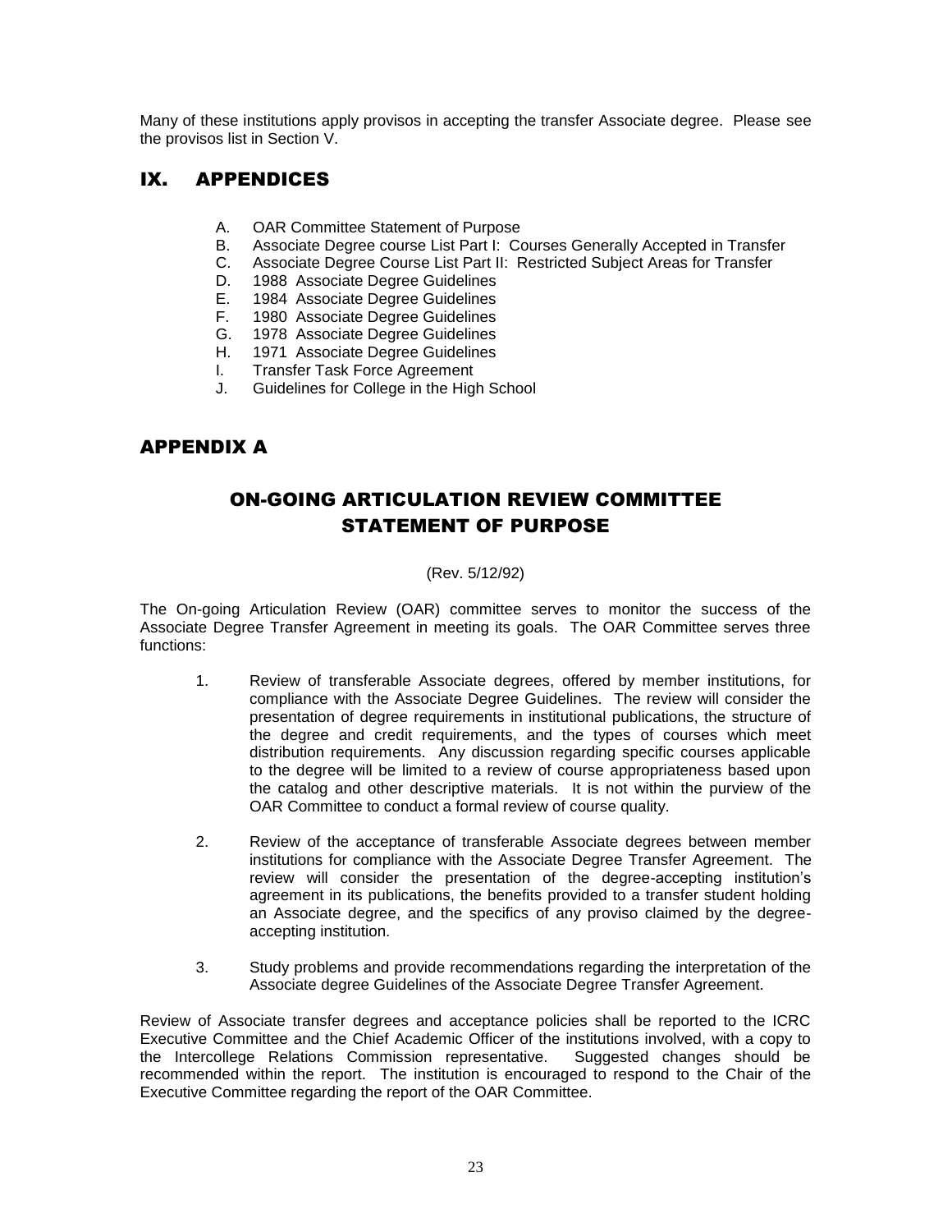Many of these institutions apply provisos in accepting the transfer Associate degree. Please see the provisos list in Section V.

## IX. APPENDICES

- A. OAR Committee Statement of Purpose
- B. Associate Degree course List Part I: Courses Generally Accepted in Transfer
- C. Associate Degree Course List Part II: Restricted Subject Areas for Transfer
- D. 1988 Associate Degree Guidelines
- E. 1984 Associate Degree Guidelines
- F. 1980 Associate Degree Guidelines
- G. 1978 Associate Degree Guidelines
- H. 1971 Associate Degree Guidelines
- I. Transfer Task Force Agreement
- J. Guidelines for College in the High School

## APPENDIX A

### ON-GOING ARTICULATION REVIEW COMMITTEE STATEMENT OF PURPOSE

(Rev. 5/12/92)

The On-going Articulation Review (OAR) committee serves to monitor the success of the Associate Degree Transfer Agreement in meeting its goals. The OAR Committee serves three functions:

1. Review of transferable Associate degrees, offered by member institutions, for compliance with the Associate Degree Guidelines. The review will consider the presentation of degree requirements in institutional publications, the structure of the degree and credit requirements, and the types of courses which meet distribution requirements. Any discussion regarding specific courses applicable to the degree will be limited to a review of course appropriateness based upon the catalog and other descriptive materials. It is not within the purview of the OAR Committee to conduct a formal review of course quality.

2. Review of the acceptance of transferable Associate degrees between member institutions for compliance with the Associate Degree Transfer Agreement. The review will consider the presentation of the degree-accepting institution's agreement in its publications, the benefits provided to a transfer student holding an Associate degree, and the specifics of any proviso claimed by the degree-accepting institution.

3. Study problems and provide recommendations regarding the interpretation of the Associate degree Guidelines of the Associate Degree Transfer Agreement.

Review of Associate transfer degrees and acceptance policies shall be reported to the ICRC Executive Committee and the Chief Academic Officer of the institutions involved, with a copy to the Intercollege Relations Commission representative. Suggested changes should be recommended within the report. The institution is encouraged to respond to the Chair of the Executive Committee regarding the report of the OAR Committee.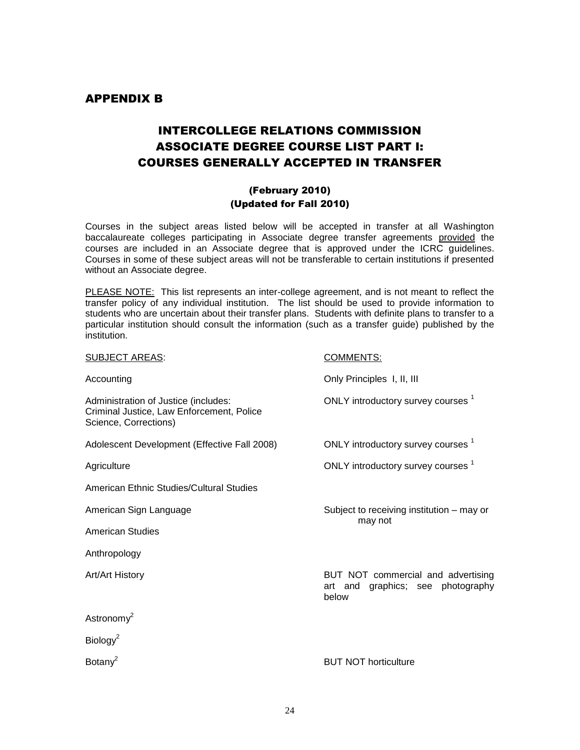## APPENDIX B

# INTERCOLLEGE RELATIONS COMMISSION ASSOCIATE DEGREE COURSE LIST PART I: COURSES GENERALLY ACCEPTED IN TRANSFER

### (February 2010)
### (Updated for Fall 2010)

Courses in the subject areas listed below will be accepted in transfer at all Washington baccalaureate colleges participating in Associate degree transfer agreements provided the courses are included in an Associate degree that is approved under the ICRC guidelines. Courses in some of these subject areas will not be transferable to certain institutions if presented without an Associate degree.

PLEASE NOTE: This list represents an inter-college agreement, and is not meant to reflect the transfer policy of any individual institution. The list should be used to provide information to students who are uncertain about their transfer plans. Students with definite plans to transfer to a particular institution should consult the information (such as a transfer guide) published by the institution.

| SUBJECT AREAS: | COMMENTS: |
|---|---|
| Accounting | Only Principles I, II, III |
| Administration of Justice (includes: Criminal Justice, Law Enforcement, Police Science, Corrections) | ONLY introductory survey courses [1] |
| Adolescent Development (Effective Fall 2008) | ONLY introductory survey courses [1] |
| Agriculture | ONLY introductory survey courses [1] |
| American Ethnic Studies/Cultural Studies | |
| American Sign Language | Subject to receiving institution – may or may not |
| American Studies | |
| Anthropology | |
| Art/Art History | BUT NOT commercial and advertising art and graphics; see photography below |
| Astronomy[2] | |
| Biology[2] | |
| Botany[2] | BUT NOT horticulture |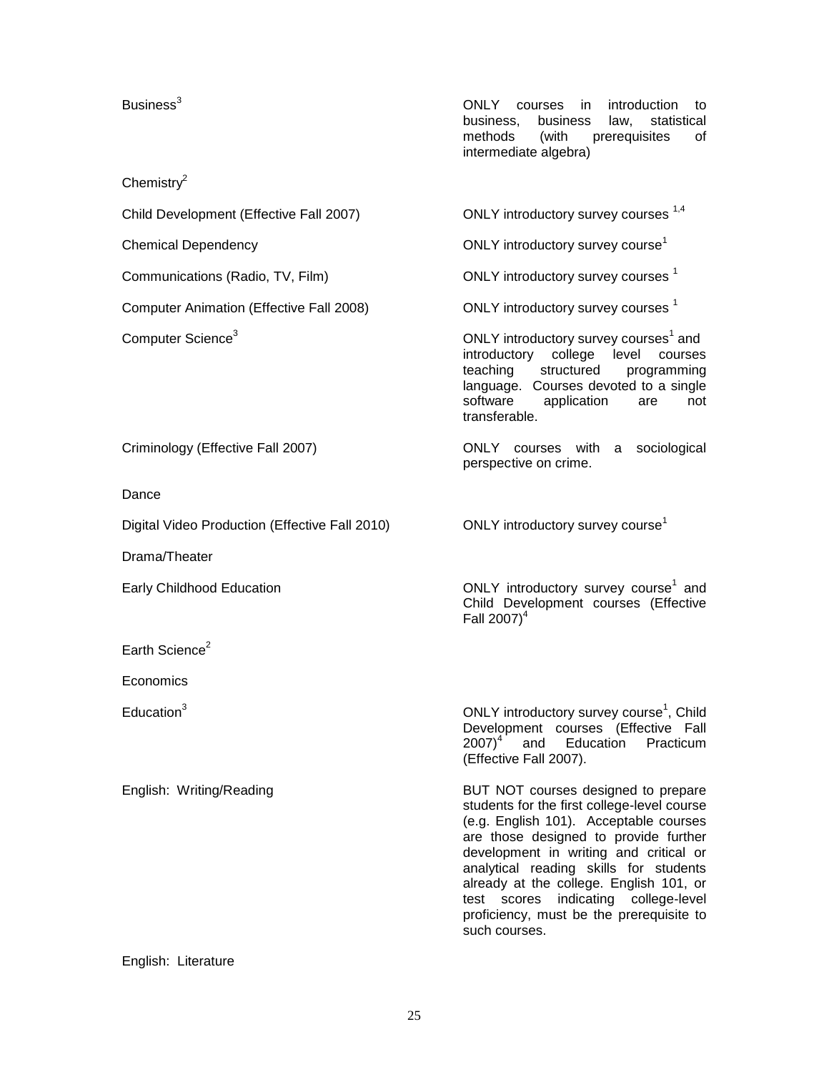| | |
|---|---|
| Business[3] | ONLY courses in introduction to business, business law, statistical methods (with prerequisites of intermediate algebra) |
| Chemistry[2] | |
| Child Development (Effective Fall 2007) | ONLY introductory survey courses [1,4] |
| Chemical Dependency | ONLY introductory survey course[1] |
| Communications (Radio, TV, Film) | ONLY introductory survey courses [1] |
| Computer Animation (Effective Fall 2008) | ONLY introductory survey courses [1] |
| Computer Science[3] | ONLY introductory survey courses[1] and introductory college level courses teaching structured programming language. Courses devoted to a single software application are not transferable. |
| Criminology (Effective Fall 2007) | ONLY courses with a sociological perspective on crime. |
| Dance | |
| Digital Video Production (Effective Fall 2010) | ONLY introductory survey course[1] |
| Drama/Theater | |
| Early Childhood Education | ONLY introductory survey course[1] and Child Development courses (Effective Fall 2007)[4] |
| Earth Science[2] | |
| Economics | |
| Education[3] | ONLY introductory survey course[1], Child Development courses (Effective Fall 2007)[4] and Education Practicum (Effective Fall 2007). |
| English: Writing/Reading | BUT NOT courses designed to prepare students for the first college-level course (e.g. English 101). Acceptable courses are those designed to provide further development in writing and critical or analytical reading skills for students already at the college. English 101, or test scores indicating college-level proficiency, must be the prerequisite to such courses. |
| English: Literature | |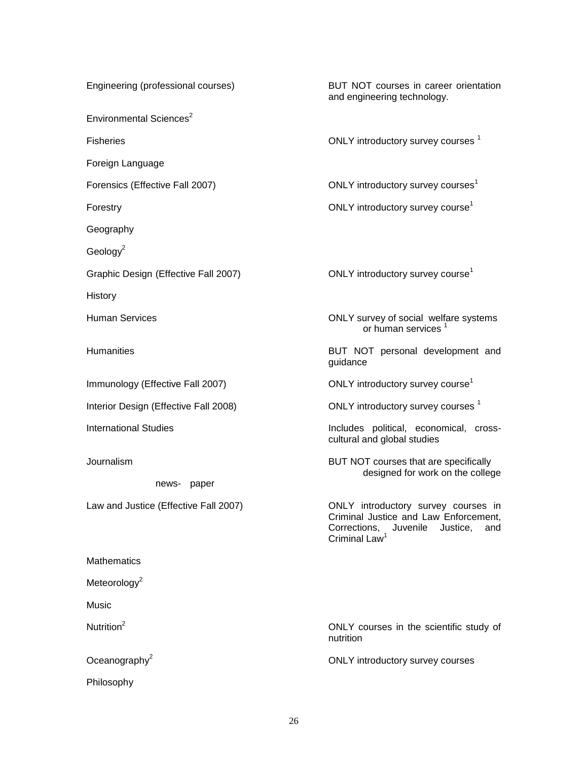| | |
|---|---|
| Engineering (professional courses) | BUT NOT courses in career orientation and engineering technology. |
| Environmental Sciences[2] | |
| Fisheries | ONLY introductory survey courses [1] |
| Foreign Language | |
| Forensics (Effective Fall 2007) | ONLY introductory survey courses[1] |
| Forestry | ONLY introductory survey course[1] |
| Geography | |
| Geology[2] | |
| Graphic Design (Effective Fall 2007) | ONLY introductory survey course[1] |
| History | |
| Human Services | ONLY survey of social welfare systems or human services [1] |
| Humanities | BUT NOT personal development and guidance |
| Immunology (Effective Fall 2007) | ONLY introductory survey course[1] |
| Interior Design (Effective Fall 2008) | ONLY introductory survey courses [1] |
| International Studies | Includes political, economical, cross-cultural and global studies |
| Journalism | BUT NOT courses that are specifically designed for work on the college news- paper |
| Law and Justice (Effective Fall 2007) | ONLY introductory survey courses in Criminal Justice and Law Enforcement, Corrections, Juvenile Justice, and Criminal Law[1] |
| Mathematics | |
| Meteorology[2] | |
| Music | |
| Nutrition[2] | ONLY courses in the scientific study of nutrition |
| Oceanography[2] | ONLY introductory survey courses |
| Philosophy | |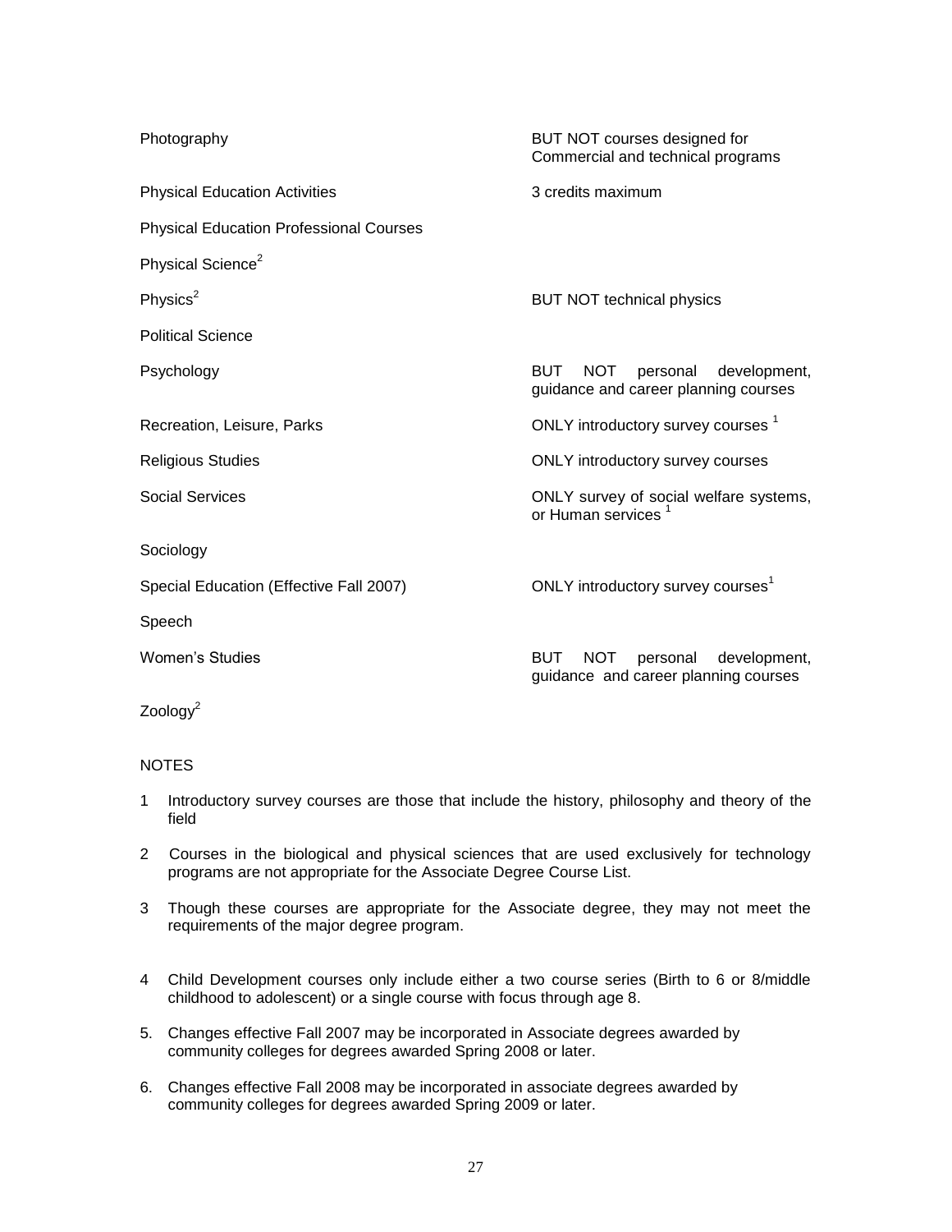| | |
|---|---|
| Photography | BUT NOT courses designed for Commercial and technical programs |
| Physical Education Activities | 3 credits maximum |
| Physical Education Professional Courses | |
| Physical Science[2] | |
| Physics[2] | BUT NOT technical physics |
| Political Science | |
| Psychology | BUT NOT personal development, guidance and career planning courses |
| Recreation, Leisure, Parks | ONLY introductory survey courses [1] |
| Religious Studies | ONLY introductory survey courses |
| Social Services | ONLY survey of social welfare systems, or Human services [1] |
| Sociology | |
| Special Education (Effective Fall 2007) | ONLY introductory survey courses[1] |
| Speech | |
| Women's Studies | BUT NOT personal development, guidance and career planning courses |
| Zoology[2] | |

NOTES

1 Introductory survey courses are those that include the history, philosophy and theory of the field

2 Courses in the biological and physical sciences that are used exclusively for technology programs are not appropriate for the Associate Degree Course List.

3 Though these courses are appropriate for the Associate degree, they may not meet the requirements of the major degree program.

4 Child Development courses only include either a two course series (Birth to 6 or 8/middle childhood to adolescent) or a single course with focus through age 8.

5. Changes effective Fall 2007 may be incorporated in Associate degrees awarded by community colleges for degrees awarded Spring 2008 or later.

6. Changes effective Fall 2008 may be incorporated in associate degrees awarded by community colleges for degrees awarded Spring 2009 or later.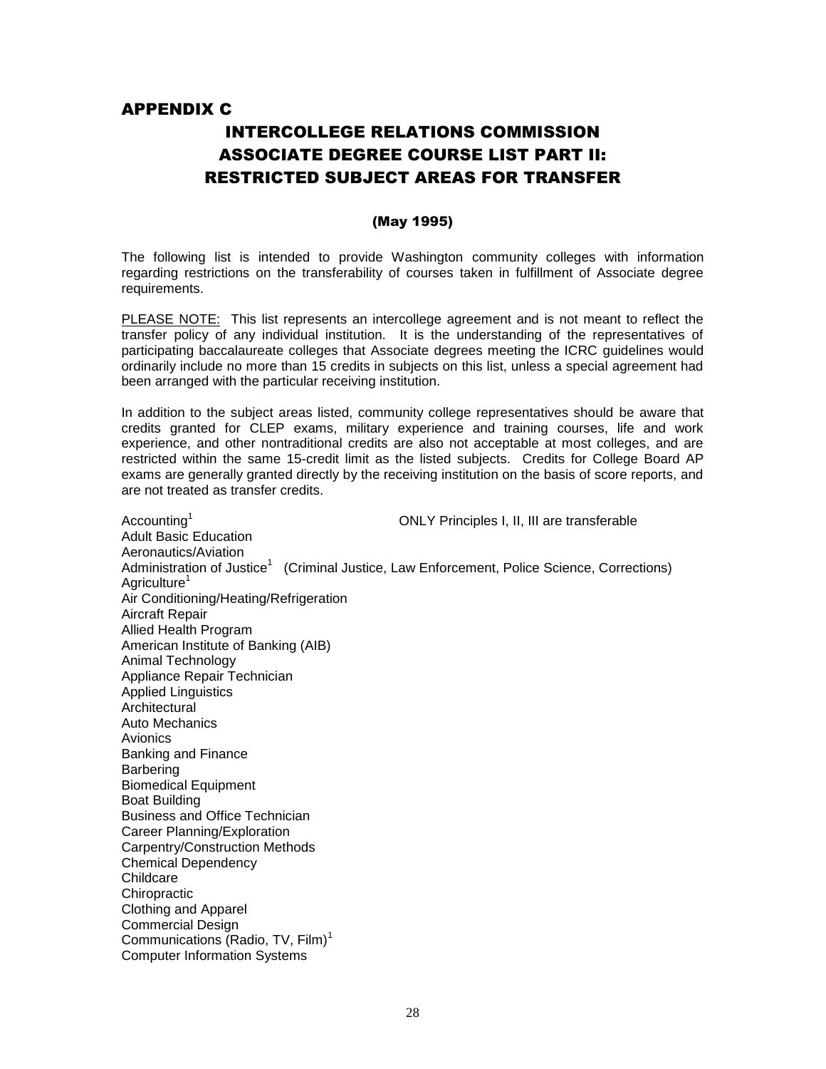## APPENDIX C

# INTERCOLLEGE RELATIONS COMMISSION ASSOCIATE DEGREE COURSE LIST PART II: RESTRICTED SUBJECT AREAS FOR TRANSFER

**(May 1995)**

The following list is intended to provide Washington community colleges with information regarding restrictions on the transferability of courses taken in fulfillment of Associate degree requirements.

PLEASE NOTE: This list represents an intercollege agreement and is not meant to reflect the transfer policy of any individual institution. It is the understanding of the representatives of participating baccalaureate colleges that Associate degrees meeting the ICRC guidelines would ordinarily include no more than 15 credits in subjects on this list, unless a special agreement had been arranged with the particular receiving institution.

In addition to the subject areas listed, community college representatives should be aware that credits granted for CLEP exams, military experience and training courses, life and work experience, and other nontraditional credits are also not acceptable at most colleges, and are restricted within the same 15-credit limit as the listed subjects. Credits for College Board AP exams are generally granted directly by the receiving institution on the basis of score reports, and are not treated as transfer credits.

Accounting[1] — ONLY Principles I, II, III are transferable
Adult Basic Education
Aeronautics/Aviation
Administration of Justice[1] (Criminal Justice, Law Enforcement, Police Science, Corrections)
Agriculture[1]
Air Conditioning/Heating/Refrigeration
Aircraft Repair
Allied Health Program
American Institute of Banking (AIB)
Animal Technology
Appliance Repair Technician
Applied Linguistics
Architectural
Auto Mechanics
Avionics
Banking and Finance
Barbering
Biomedical Equipment
Boat Building
Business and Office Technician
Career Planning/Exploration
Carpentry/Construction Methods
Chemical Dependency
Childcare
Chiropractic
Clothing and Apparel
Commercial Design
Communications (Radio, TV, Film)[1]
Computer Information Systems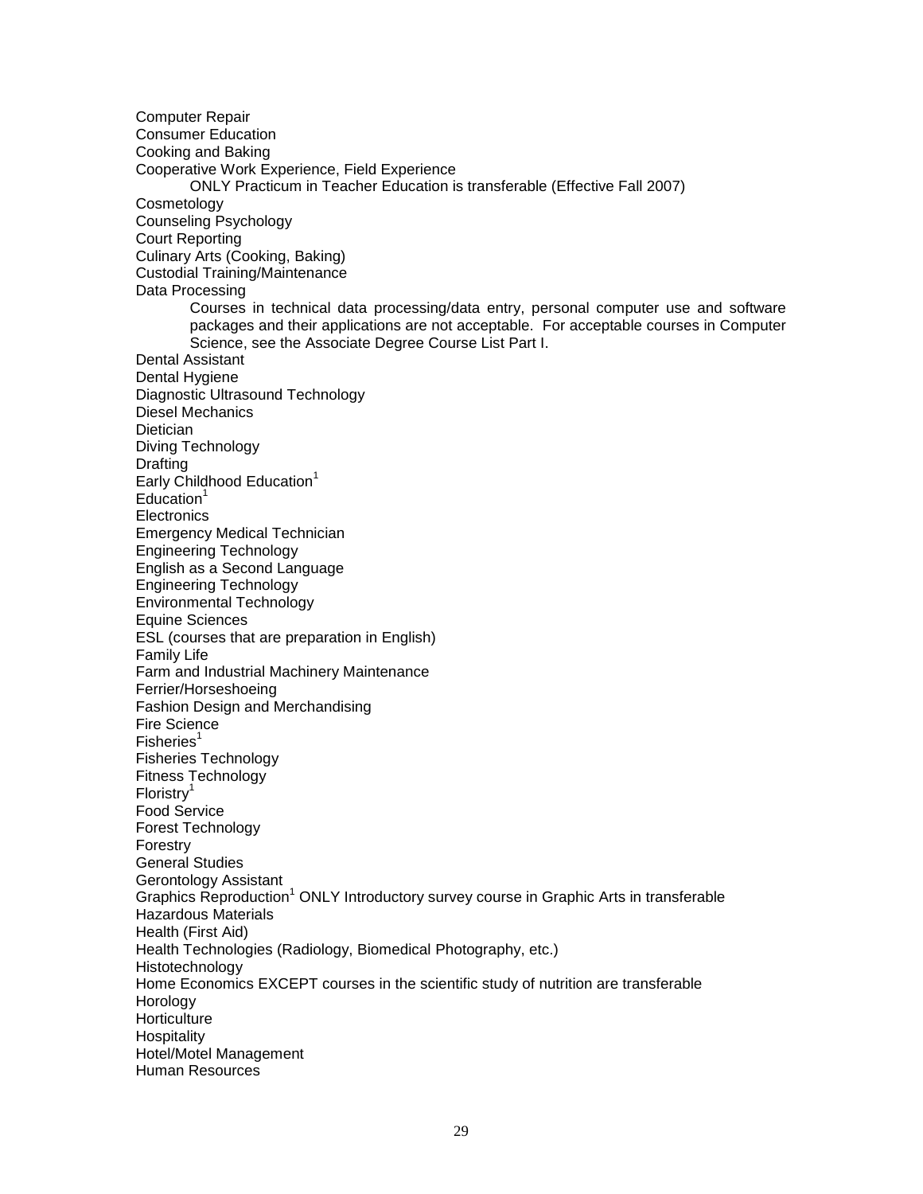Computer Repair  
Consumer Education  
Cooking and Baking  
Cooperative Work Experience, Field Experience  
    ONLY Practicum in Teacher Education is transferable (Effective Fall 2007)  
Cosmetology  
Counseling Psychology  
Court Reporting  
Culinary Arts (Cooking, Baking)  
Custodial Training/Maintenance  
Data Processing  
    Courses in technical data processing/data entry, personal computer use and software packages and their applications are not acceptable. For acceptable courses in Computer Science, see the Associate Degree Course List Part I.  
Dental Assistant  
Dental Hygiene  
Diagnostic Ultrasound Technology  
Diesel Mechanics  
Dietician  
Diving Technology  
Drafting  
Early Childhood Education[1]  
Education[1]  
Electronics  
Emergency Medical Technician  
Engineering Technology  
English as a Second Language  
Engineering Technology  
Environmental Technology  
Equine Sciences  
ESL (courses that are preparation in English)  
Family Life  
Farm and Industrial Machinery Maintenance  
Ferrier/Horseshoeing  
Fashion Design and Merchandising  
Fire Science  
Fisheries[1]  
Fisheries Technology  
Fitness Technology  
Floristry[1]  
Food Service  
Forest Technology  
Forestry  
General Studies  
Gerontology Assistant  
Graphics Reproduction[1] ONLY Introductory survey course in Graphic Arts in transferable  
Hazardous Materials  
Health (First Aid)  
Health Technologies (Radiology, Biomedical Photography, etc.)  
Histotechnology  
Home Economics EXCEPT courses in the scientific study of nutrition are transferable  
Horology  
Horticulture  
Hospitality  
Hotel/Motel Management  
Human Resources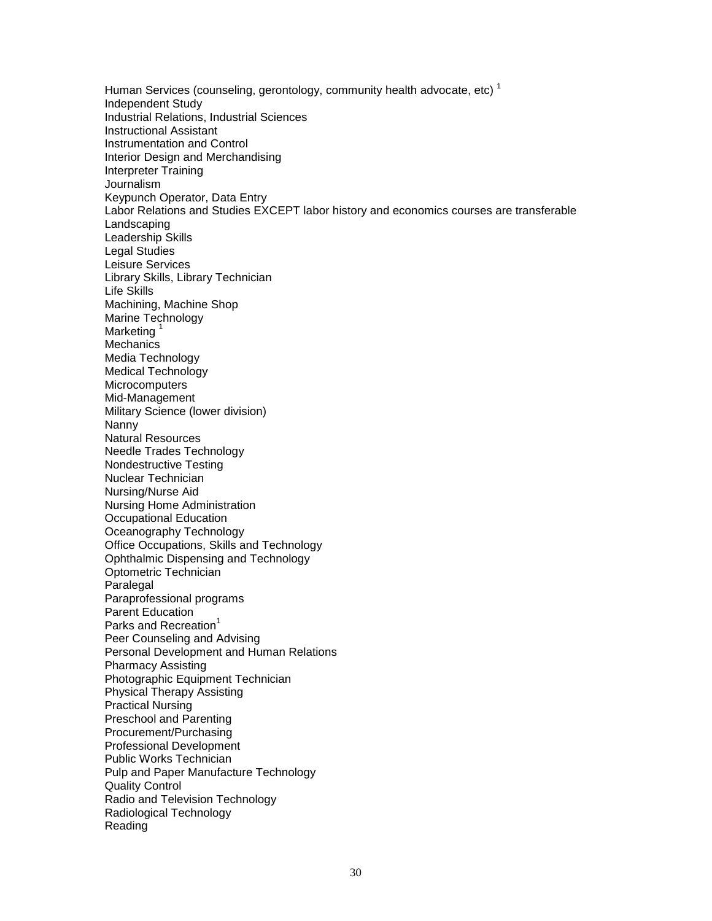Human Services (counseling, gerontology, community health advocate, etc) [1]
Independent Study
Industrial Relations, Industrial Sciences
Instructional Assistant
Instrumentation and Control
Interior Design and Merchandising
Interpreter Training
Journalism
Keypunch Operator, Data Entry
Labor Relations and Studies EXCEPT labor history and economics courses are transferable
Landscaping
Leadership Skills
Legal Studies
Leisure Services
Library Skills, Library Technician
Life Skills
Machining, Machine Shop
Marine Technology
Marketing [1]
Mechanics
Media Technology
Medical Technology
Microcomputers
Mid-Management
Military Science (lower division)
Nanny
Natural Resources
Needle Trades Technology
Nondestructive Testing
Nuclear Technician
Nursing/Nurse Aid
Nursing Home Administration
Occupational Education
Oceanography Technology
Office Occupations, Skills and Technology
Ophthalmic Dispensing and Technology
Optometric Technician
Paralegal
Paraprofessional programs
Parent Education
Parks and Recreation[1]
Peer Counseling and Advising
Personal Development and Human Relations
Pharmacy Assisting
Photographic Equipment Technician
Physical Therapy Assisting
Practical Nursing
Preschool and Parenting
Procurement/Purchasing
Professional Development
Public Works Technician
Pulp and Paper Manufacture Technology
Quality Control
Radio and Television Technology
Radiological Technology
Reading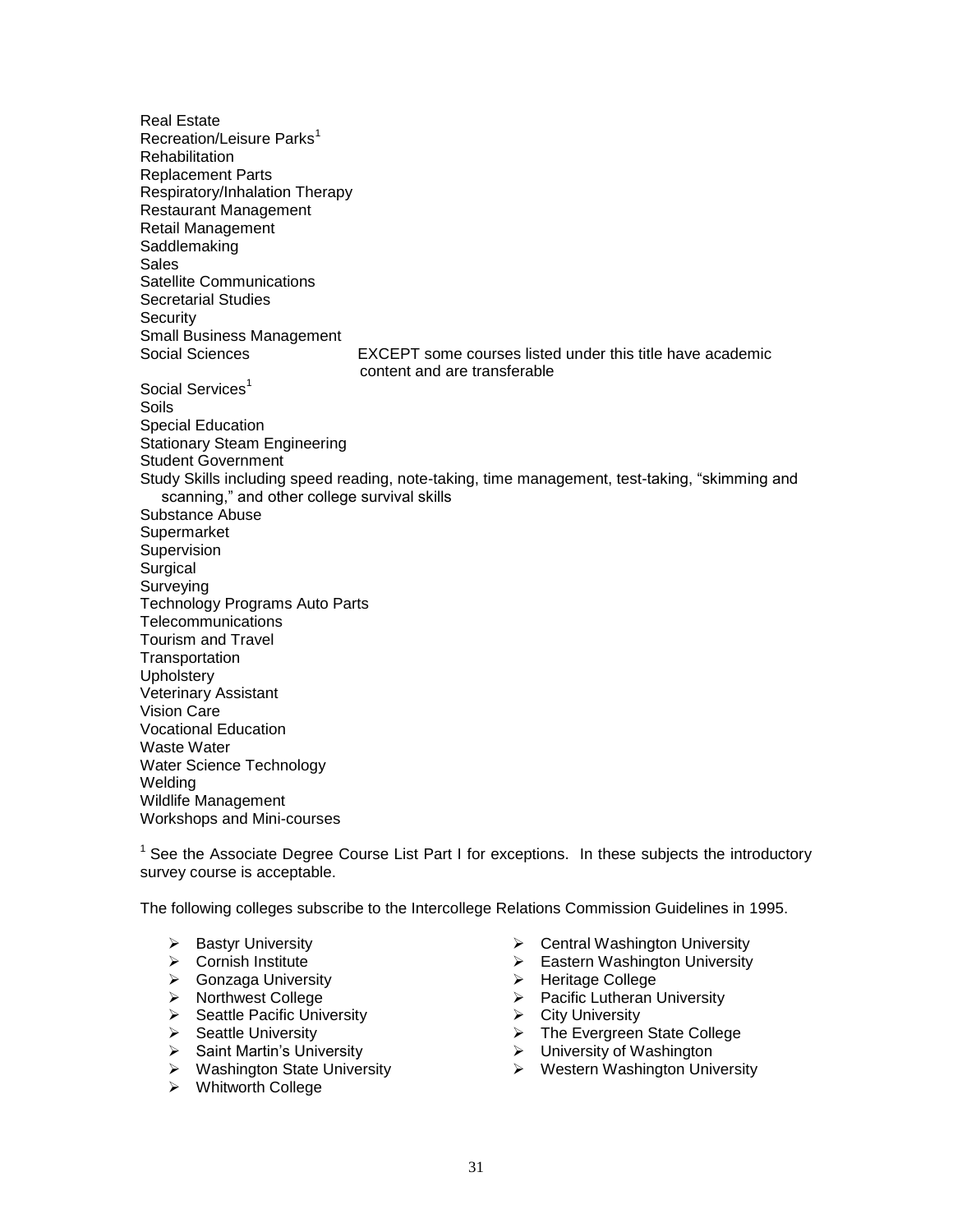Real Estate
Recreation/Leisure Parks[1]
Rehabilitation
Replacement Parts
Respiratory/Inhalation Therapy
Restaurant Management
Retail Management
Saddlemaking
Sales
Satellite Communications
Secretarial Studies
Security
Small Business Management
Social Sciences — EXCEPT some courses listed under this title have academic content and are transferable
Social Services[1]
Soils
Special Education
Stationary Steam Engineering
Student Government
Study Skills including speed reading, note-taking, time management, test-taking, "skimming and scanning," and other college survival skills
Substance Abuse
Supermarket
Supervision
Surgical
Surveying
Technology Programs Auto Parts
Telecommunications
Tourism and Travel
Transportation
Upholstery
Veterinary Assistant
Vision Care
Vocational Education
Waste Water
Water Science Technology
Welding
Wildlife Management
Workshops and Mini-courses

[1] See the Associate Degree Course List Part I for exceptions. In these subjects the introductory survey course is acceptable.

The following colleges subscribe to the Intercollege Relations Commission Guidelines in 1995.

- Bastyr University
- Cornish Institute
- Gonzaga University
- Northwest College
- Seattle Pacific University
- Seattle University
- Saint Martin's University
- Washington State University
- Whitworth College
- Central Washington University
- Eastern Washington University
- Heritage College
- Pacific Lutheran University
- City University
- The Evergreen State College
- University of Washington
- Western Washington University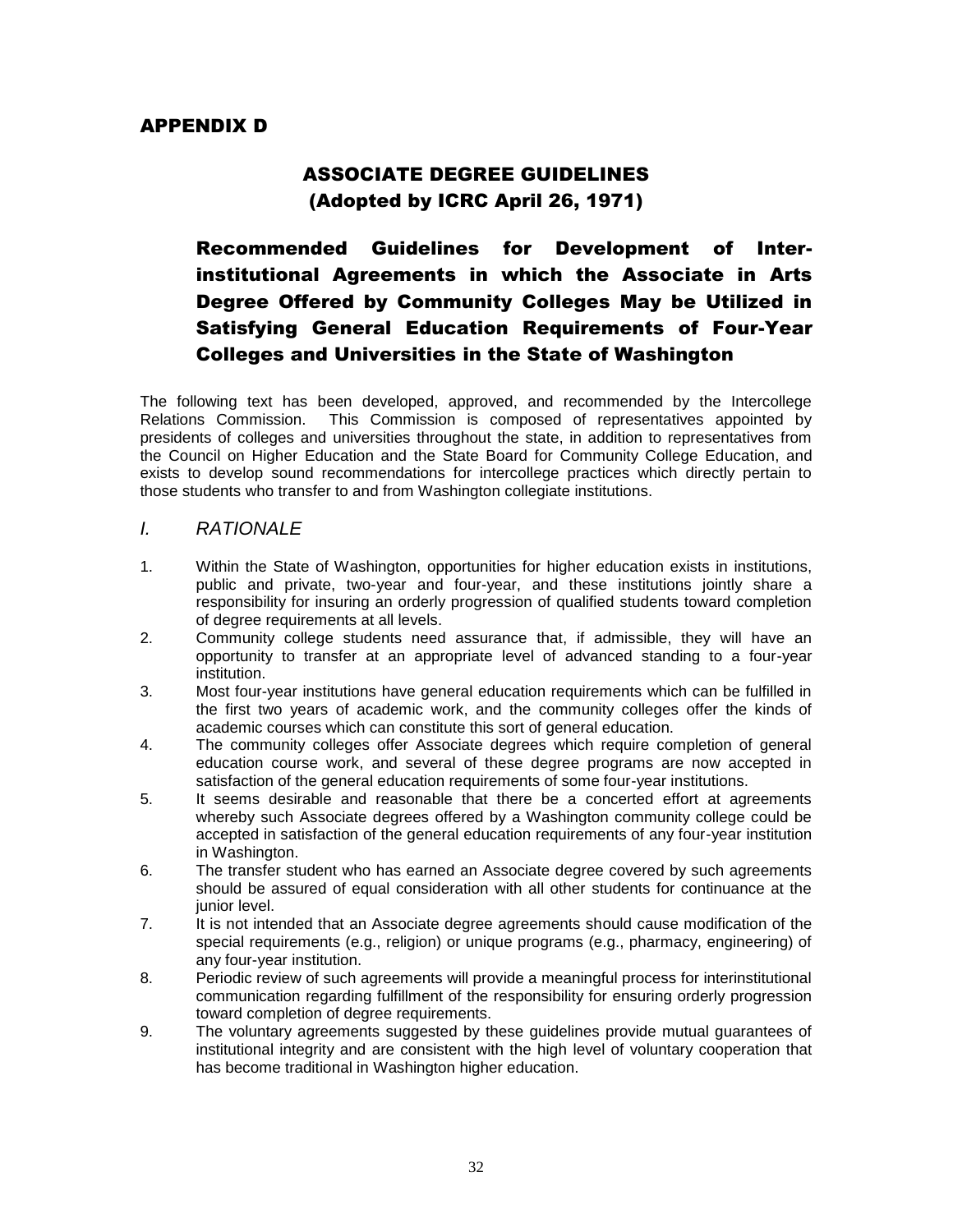# APPENDIX D

## ASSOCIATE DEGREE GUIDELINES
## (Adopted by ICRC April 26, 1971)

### Recommended Guidelines for Development of Inter-institutional Agreements in which the Associate in Arts Degree Offered by Community Colleges May be Utilized in Satisfying General Education Requirements of Four-Year Colleges and Universities in the State of Washington

The following text has been developed, approved, and recommended by the Intercollege Relations Commission. This Commission is composed of representatives appointed by presidents of colleges and universities throughout the state, in addition to representatives from the Council on Higher Education and the State Board for Community College Education, and exists to develop sound recommendations for intercollege practices which directly pertain to those students who transfer to and from Washington collegiate institutions.

## *I. RATIONALE*

1. Within the State of Washington, opportunities for higher education exists in institutions, public and private, two-year and four-year, and these institutions jointly share a responsibility for insuring an orderly progression of qualified students toward completion of degree requirements at all levels.
2. Community college students need assurance that, if admissible, they will have an opportunity to transfer at an appropriate level of advanced standing to a four-year institution.
3. Most four-year institutions have general education requirements which can be fulfilled in the first two years of academic work, and the community colleges offer the kinds of academic courses which can constitute this sort of general education.
4. The community colleges offer Associate degrees which require completion of general education course work, and several of these degree programs are now accepted in satisfaction of the general education requirements of some four-year institutions.
5. It seems desirable and reasonable that there be a concerted effort at agreements whereby such Associate degrees offered by a Washington community college could be accepted in satisfaction of the general education requirements of any four-year institution in Washington.
6. The transfer student who has earned an Associate degree covered by such agreements should be assured of equal consideration with all other students for continuance at the junior level.
7. It is not intended that an Associate degree agreements should cause modification of the special requirements (e.g., religion) or unique programs (e.g., pharmacy, engineering) of any four-year institution.
8. Periodic review of such agreements will provide a meaningful process for interinstitutional communication regarding fulfillment of the responsibility for ensuring orderly progression toward completion of degree requirements.
9. The voluntary agreements suggested by these guidelines provide mutual guarantees of institutional integrity and are consistent with the high level of voluntary cooperation that has become traditional in Washington higher education.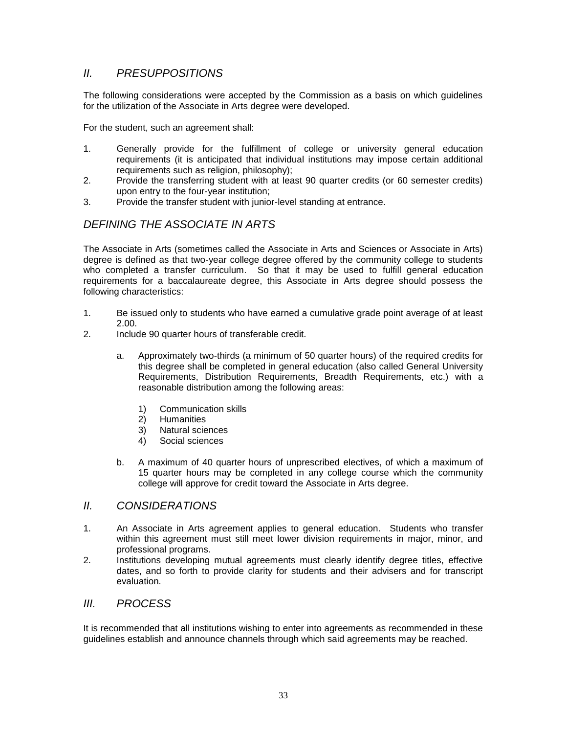## *II. PRESUPPOSITIONS*

The following considerations were accepted by the Commission as a basis on which guidelines for the utilization of the Associate in Arts degree were developed.

For the student, such an agreement shall:

1. Generally provide for the fulfillment of college or university general education requirements (it is anticipated that individual institutions may impose certain additional requirements such as religion, philosophy);
2. Provide the transferring student with at least 90 quarter credits (or 60 semester credits) upon entry to the four-year institution;
3. Provide the transfer student with junior-level standing at entrance.

## *DEFINING THE ASSOCIATE IN ARTS*

The Associate in Arts (sometimes called the Associate in Arts and Sciences or Associate in Arts) degree is defined as that two-year college degree offered by the community college to students who completed a transfer curriculum. So that it may be used to fulfill general education requirements for a baccalaureate degree, this Associate in Arts degree should possess the following characteristics:

1. Be issued only to students who have earned a cumulative grade point average of at least 2.00.
2. Include 90 quarter hours of transferable credit.

    a. Approximately two-thirds (a minimum of 50 quarter hours) of the required credits for this degree shall be completed in general education (also called General University Requirements, Distribution Requirements, Breadth Requirements, etc.) with a reasonable distribution among the following areas:

        1) Communication skills
        2) Humanities
        3) Natural sciences
        4) Social sciences

    b. A maximum of 40 quarter hours of unprescribed electives, of which a maximum of 15 quarter hours may be completed in any college course which the community college will approve for credit toward the Associate in Arts degree.

## *II. CONSIDERATIONS*

1. An Associate in Arts agreement applies to general education. Students who transfer within this agreement must still meet lower division requirements in major, minor, and professional programs.
2. Institutions developing mutual agreements must clearly identify degree titles, effective dates, and so forth to provide clarity for students and their advisers and for transcript evaluation.

## *III. PROCESS*

It is recommended that all institutions wishing to enter into agreements as recommended in these guidelines establish and announce channels through which said agreements may be reached.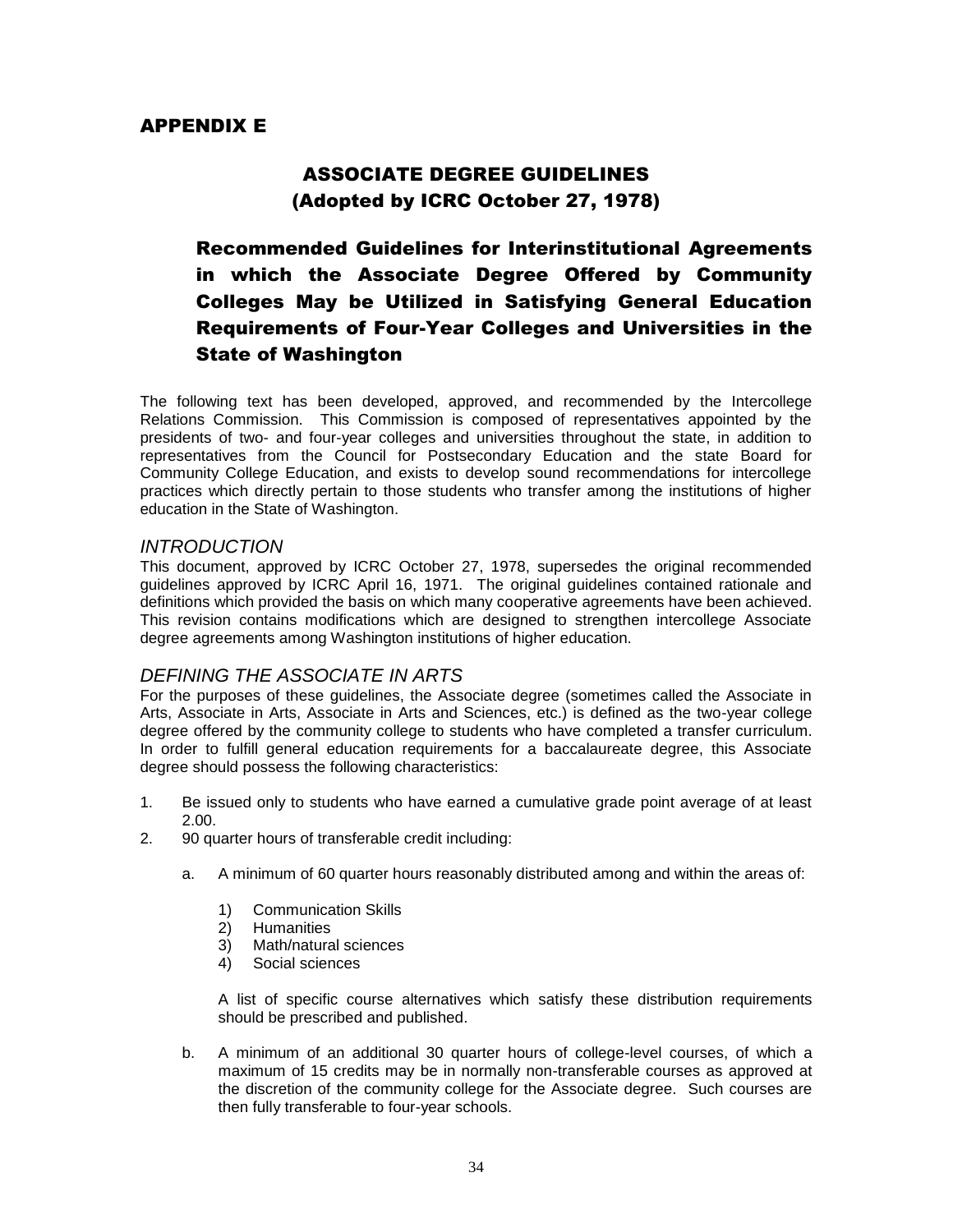## APPENDIX E

# ASSOCIATE DEGREE GUIDELINES
# (Adopted by ICRC October 27, 1978)

## Recommended Guidelines for Interinstitutional Agreements in which the Associate Degree Offered by Community Colleges May be Utilized in Satisfying General Education Requirements of Four-Year Colleges and Universities in the State of Washington

The following text has been developed, approved, and recommended by the Intercollege Relations Commission. This Commission is composed of representatives appointed by the presidents of two- and four-year colleges and universities throughout the state, in addition to representatives from the Council for Postsecondary Education and the state Board for Community College Education, and exists to develop sound recommendations for intercollege practices which directly pertain to those students who transfer among the institutions of higher education in the State of Washington.

### *INTRODUCTION*

This document, approved by ICRC October 27, 1978, supersedes the original recommended guidelines approved by ICRC April 16, 1971. The original guidelines contained rationale and definitions which provided the basis on which many cooperative agreements have been achieved. This revision contains modifications which are designed to strengthen intercollege Associate degree agreements among Washington institutions of higher education.

### *DEFINING THE ASSOCIATE IN ARTS*

For the purposes of these guidelines, the Associate degree (sometimes called the Associate in Arts, Associate in Arts, Associate in Arts and Sciences, etc.) is defined as the two-year college degree offered by the community college to students who have completed a transfer curriculum. In order to fulfill general education requirements for a baccalaureate degree, this Associate degree should possess the following characteristics:

1. Be issued only to students who have earned a cumulative grade point average of at least 2.00.
2. 90 quarter hours of transferable credit including:

   a. A minimum of 60 quarter hours reasonably distributed among and within the areas of:

      1) Communication Skills
      2) Humanities
      3) Math/natural sciences
      4) Social sciences

      A list of specific course alternatives which satisfy these distribution requirements should be prescribed and published.

   b. A minimum of an additional 30 quarter hours of college-level courses, of which a maximum of 15 credits may be in normally non-transferable courses as approved at the discretion of the community college for the Associate degree. Such courses are then fully transferable to four-year schools.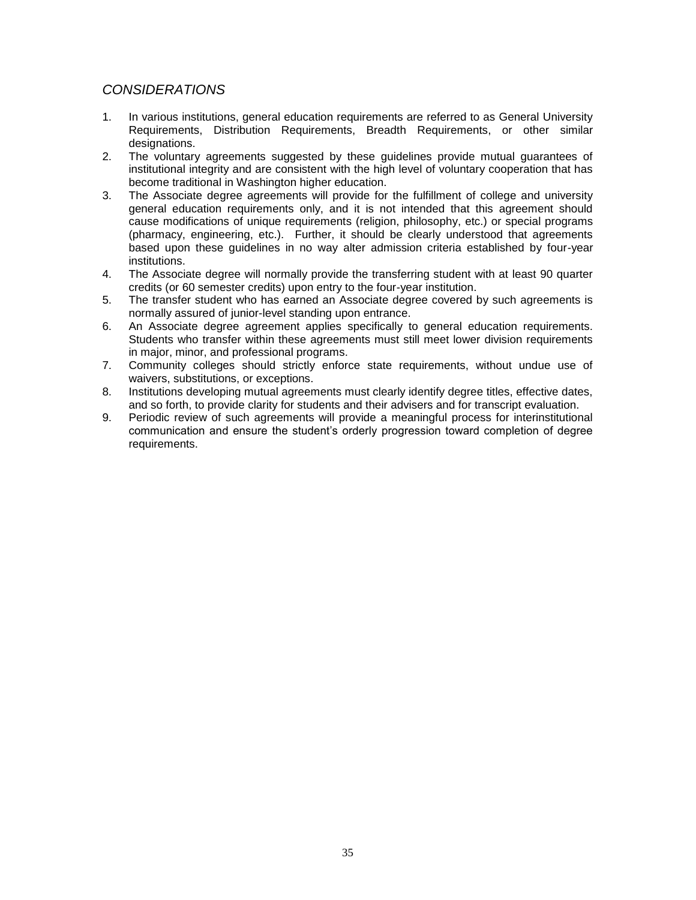## *CONSIDERATIONS*

1. In various institutions, general education requirements are referred to as General University Requirements, Distribution Requirements, Breadth Requirements, or other similar designations.
2. The voluntary agreements suggested by these guidelines provide mutual guarantees of institutional integrity and are consistent with the high level of voluntary cooperation that has become traditional in Washington higher education.
3. The Associate degree agreements will provide for the fulfillment of college and university general education requirements only, and it is not intended that this agreement should cause modifications of unique requirements (religion, philosophy, etc.) or special programs (pharmacy, engineering, etc.). Further, it should be clearly understood that agreements based upon these guidelines in no way alter admission criteria established by four-year institutions.
4. The Associate degree will normally provide the transferring student with at least 90 quarter credits (or 60 semester credits) upon entry to the four-year institution.
5. The transfer student who has earned an Associate degree covered by such agreements is normally assured of junior-level standing upon entrance.
6. An Associate degree agreement applies specifically to general education requirements. Students who transfer within these agreements must still meet lower division requirements in major, minor, and professional programs.
7. Community colleges should strictly enforce state requirements, without undue use of waivers, substitutions, or exceptions.
8. Institutions developing mutual agreements must clearly identify degree titles, effective dates, and so forth, to provide clarity for students and their advisers and for transcript evaluation.
9. Periodic review of such agreements will provide a meaningful process for interinstitutional communication and ensure the student's orderly progression toward completion of degree requirements.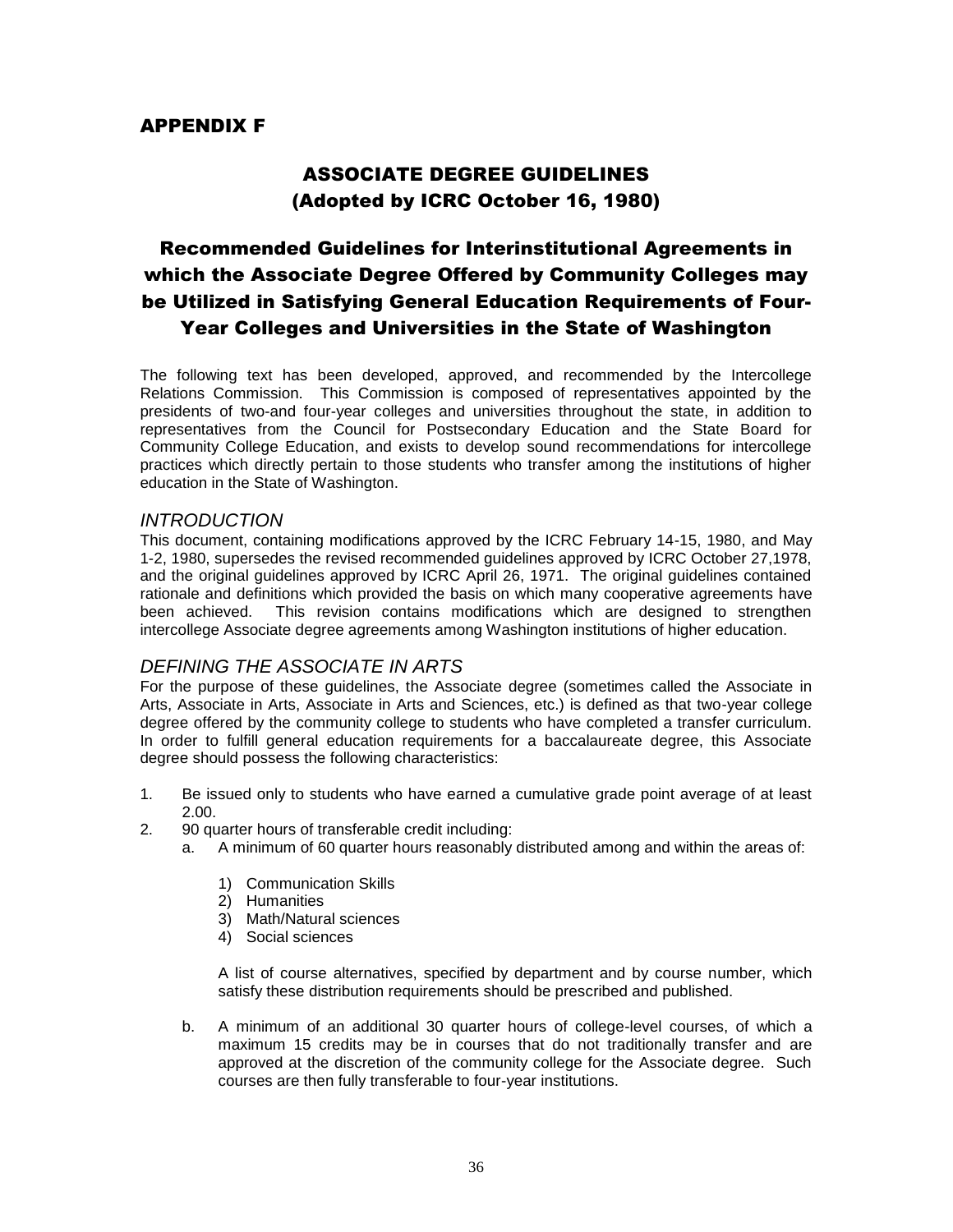## APPENDIX F

# ASSOCIATE DEGREE GUIDELINES (Adopted by ICRC October 16, 1980)

## Recommended Guidelines for Interinstitutional Agreements in which the Associate Degree Offered by Community Colleges may be Utilized in Satisfying General Education Requirements of Four-Year Colleges and Universities in the State of Washington

The following text has been developed, approved, and recommended by the Intercollege Relations Commission. This Commission is composed of representatives appointed by the presidents of two-and four-year colleges and universities throughout the state, in addition to representatives from the Council for Postsecondary Education and the State Board for Community College Education, and exists to develop sound recommendations for intercollege practices which directly pertain to those students who transfer among the institutions of higher education in the State of Washington.

### *INTRODUCTION*

This document, containing modifications approved by the ICRC February 14-15, 1980, and May 1-2, 1980, supersedes the revised recommended guidelines approved by ICRC October 27,1978, and the original guidelines approved by ICRC April 26, 1971. The original guidelines contained rationale and definitions which provided the basis on which many cooperative agreements have been achieved. This revision contains modifications which are designed to strengthen intercollege Associate degree agreements among Washington institutions of higher education.

### *DEFINING THE ASSOCIATE IN ARTS*

For the purpose of these guidelines, the Associate degree (sometimes called the Associate in Arts, Associate in Arts, Associate in Arts and Sciences, etc.) is defined as that two-year college degree offered by the community college to students who have completed a transfer curriculum. In order to fulfill general education requirements for a baccalaureate degree, this Associate degree should possess the following characteristics:

1. Be issued only to students who have earned a cumulative grade point average of at least 2.00.
2. 90 quarter hours of transferable credit including:
   a. A minimum of 60 quarter hours reasonably distributed among and within the areas of:

      1) Communication Skills
      2) Humanities
      3) Math/Natural sciences
      4) Social sciences

      A list of course alternatives, specified by department and by course number, which satisfy these distribution requirements should be prescribed and published.

   b. A minimum of an additional 30 quarter hours of college-level courses, of which a maximum 15 credits may be in courses that do not traditionally transfer and are approved at the discretion of the community college for the Associate degree. Such courses are then fully transferable to four-year institutions.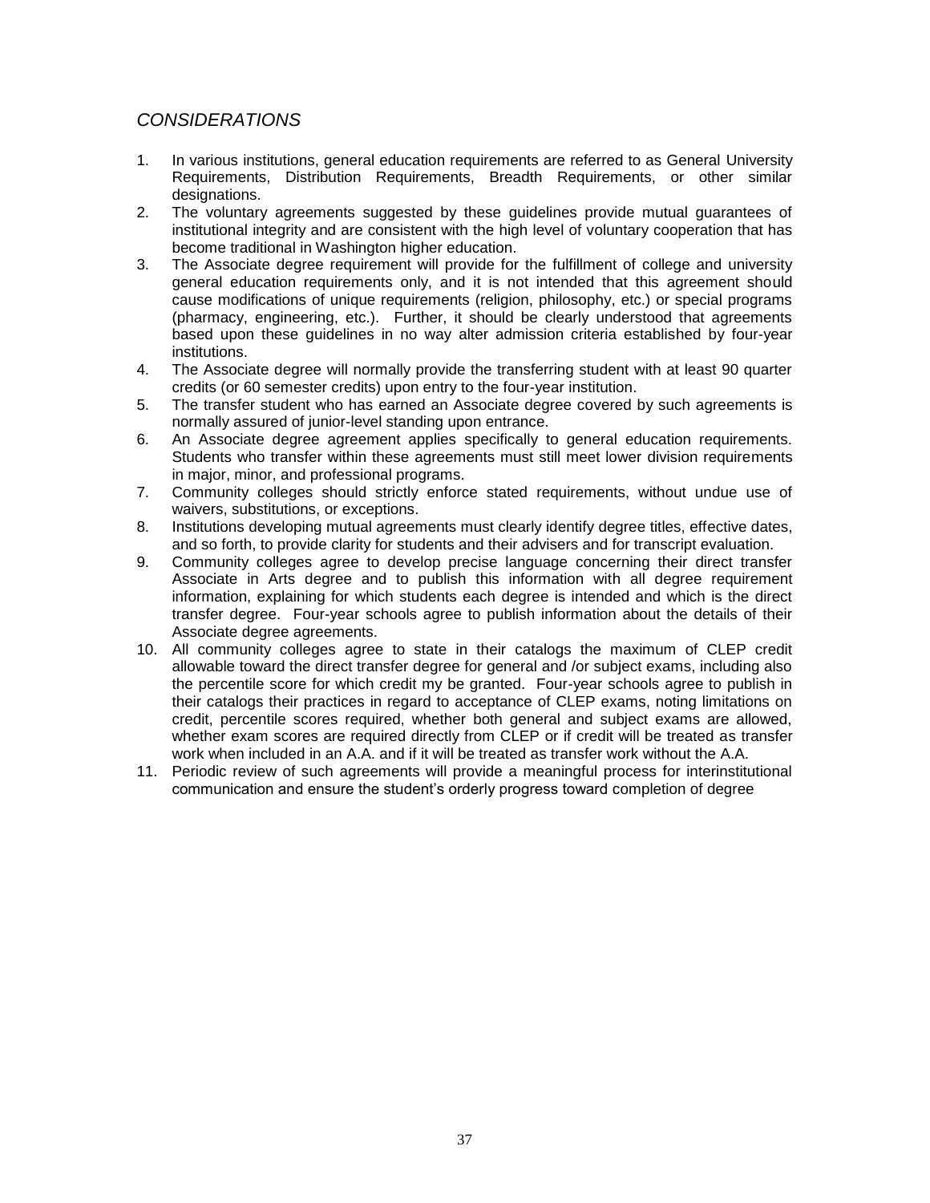## *CONSIDERATIONS*

1. In various institutions, general education requirements are referred to as General University Requirements, Distribution Requirements, Breadth Requirements, or other similar designations.
2. The voluntary agreements suggested by these guidelines provide mutual guarantees of institutional integrity and are consistent with the high level of voluntary cooperation that has become traditional in Washington higher education.
3. The Associate degree requirement will provide for the fulfillment of college and university general education requirements only, and it is not intended that this agreement should cause modifications of unique requirements (religion, philosophy, etc.) or special programs (pharmacy, engineering, etc.). Further, it should be clearly understood that agreements based upon these guidelines in no way alter admission criteria established by four-year institutions.
4. The Associate degree will normally provide the transferring student with at least 90 quarter credits (or 60 semester credits) upon entry to the four-year institution.
5. The transfer student who has earned an Associate degree covered by such agreements is normally assured of junior-level standing upon entrance.
6. An Associate degree agreement applies specifically to general education requirements. Students who transfer within these agreements must still meet lower division requirements in major, minor, and professional programs.
7. Community colleges should strictly enforce stated requirements, without undue use of waivers, substitutions, or exceptions.
8. Institutions developing mutual agreements must clearly identify degree titles, effective dates, and so forth, to provide clarity for students and their advisers and for transcript evaluation.
9. Community colleges agree to develop precise language concerning their direct transfer Associate in Arts degree and to publish this information with all degree requirement information, explaining for which students each degree is intended and which is the direct transfer degree. Four-year schools agree to publish information about the details of their Associate degree agreements.
10. All community colleges agree to state in their catalogs the maximum of CLEP credit allowable toward the direct transfer degree for general and /or subject exams, including also the percentile score for which credit my be granted. Four-year schools agree to publish in their catalogs their practices in regard to acceptance of CLEP exams, noting limitations on credit, percentile scores required, whether both general and subject exams are allowed, whether exam scores are required directly from CLEP or if credit will be treated as transfer work when included in an A.A. and if it will be treated as transfer work without the A.A.
11. Periodic review of such agreements will provide a meaningful process for interinstitutional communication and ensure the student's orderly progress toward completion of degree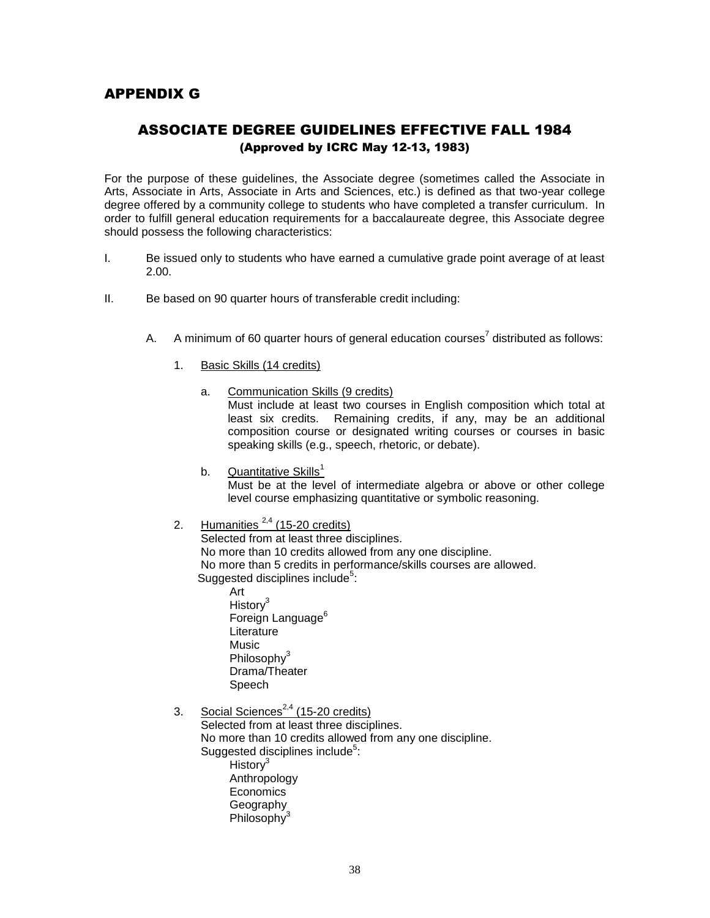# APPENDIX G

## ASSOCIATE DEGREE GUIDELINES EFFECTIVE FALL 1984

### (Approved by ICRC May 12-13, 1983)

For the purpose of these guidelines, the Associate degree (sometimes called the Associate in Arts, Associate in Arts, Associate in Arts and Sciences, etc.) is defined as that two-year college degree offered by a community college to students who have completed a transfer curriculum. In order to fulfill general education requirements for a baccalaureate degree, this Associate degree should possess the following characteristics:

I. Be issued only to students who have earned a cumulative grade point average of at least 2.00.

II. Be based on 90 quarter hours of transferable credit including:

   A. A minimum of 60 quarter hours of general education courses[7] distributed as follows:

      1. Basic Skills (14 credits)

         a. Communication Skills (9 credits)
            Must include at least two courses in English composition which total at least six credits. Remaining credits, if any, may be an additional composition course or designated writing courses or courses in basic speaking skills (e.g., speech, rhetoric, or debate).

         b. Quantitative Skills[1]
            Must be at the level of intermediate algebra or above or other college level course emphasizing quantitative or symbolic reasoning.

      2. Humanities [2,4] (15-20 credits)
         Selected from at least three disciplines.
         No more than 10 credits allowed from any one discipline.
         No more than 5 credits in performance/skills courses are allowed.
         Suggested disciplines include[5]:
            Art
            History[3]
            Foreign Language[6]
            Literature
            Music
            Philosophy[3]
            Drama/Theater
            Speech

      3. Social Sciences[2,4] (15-20 credits)
         Selected from at least three disciplines.
         No more than 10 credits allowed from any one discipline.
         Suggested disciplines include[5]:
            History[3]
            Anthropology
            Economics
            Geography
            Philosophy[3]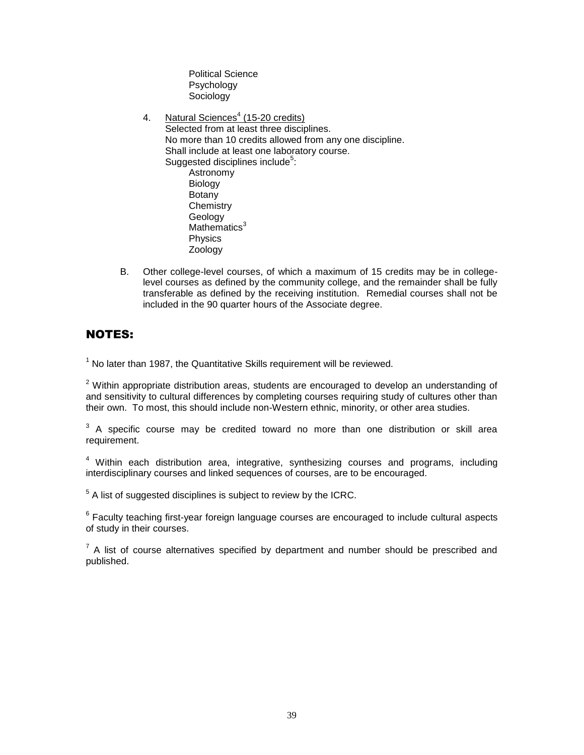- Political Science
- Psychology
- Sociology

4. Natural Sciences[4] (15-20 credits)
   Selected from at least three disciplines.
   No more than 10 credits allowed from any one discipline.
   Shall include at least one laboratory course.
   Suggested disciplines include[5]:
   - Astronomy
   - Biology
   - Botany
   - Chemistry
   - Geology
   - Mathematics[3]
   - Physics
   - Zoology

B. Other college-level courses, of which a maximum of 15 credits may be in college-level courses as defined by the community college, and the remainder shall be fully transferable as defined by the receiving institution. Remedial courses shall not be included in the 90 quarter hours of the Associate degree.

## NOTES:

[1] No later than 1987, the Quantitative Skills requirement will be reviewed.

[2] Within appropriate distribution areas, students are encouraged to develop an understanding of and sensitivity to cultural differences by completing courses requiring study of cultures other than their own. To most, this should include non-Western ethnic, minority, or other area studies.

[3] A specific course may be credited toward no more than one distribution or skill area requirement.

[4] Within each distribution area, integrative, synthesizing courses and programs, including interdisciplinary courses and linked sequences of courses, are to be encouraged.

[5] A list of suggested disciplines is subject to review by the ICRC.

[6] Faculty teaching first-year foreign language courses are encouraged to include cultural aspects of study in their courses.

[7] A list of course alternatives specified by department and number should be prescribed and published.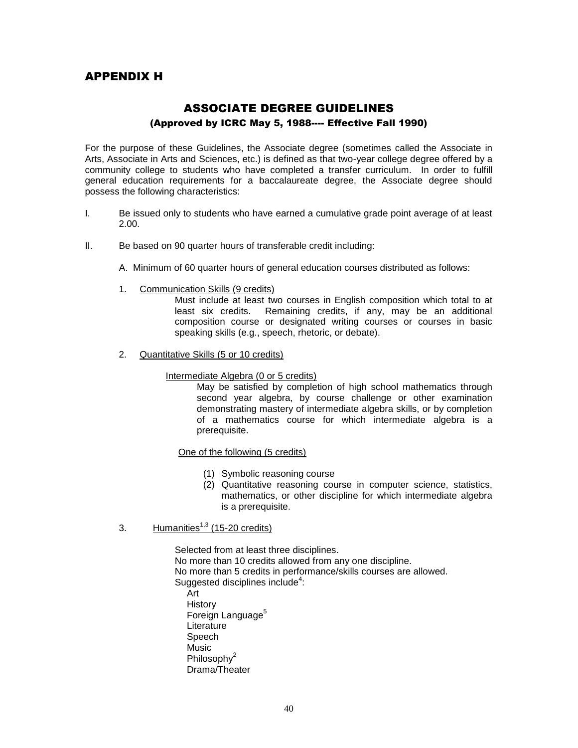# APPENDIX H

## ASSOCIATE DEGREE GUIDELINES

### (Approved by ICRC May 5, 1988---- Effective Fall 1990)

For the purpose of these Guidelines, the Associate degree (sometimes called the Associate in Arts, Associate in Arts and Sciences, etc.) is defined as that two-year college degree offered by a community college to students who have completed a transfer curriculum. In order to fulfill general education requirements for a baccalaureate degree, the Associate degree should possess the following characteristics:

I. Be issued only to students who have earned a cumulative grade point average of at least 2.00.

II. Be based on 90 quarter hours of transferable credit including:

A. Minimum of 60 quarter hours of general education courses distributed as follows:

1. Communication Skills (9 credits)

   Must include at least two courses in English composition which total to at least six credits. Remaining credits, if any, may be an additional composition course or designated writing courses or courses in basic speaking skills (e.g., speech, rhetoric, or debate).

2. Quantitative Skills (5 or 10 credits)

   Intermediate Algebra (0 or 5 credits)

   May be satisfied by completion of high school mathematics through second year algebra, by course challenge or other examination demonstrating mastery of intermediate algebra skills, or by completion of a mathematics course for which intermediate algebra is a prerequisite.

   One of the following (5 credits)

   (1) Symbolic reasoning course
   (2) Quantitative reasoning course in computer science, statistics, mathematics, or other discipline for which intermediate algebra is a prerequisite.

3. Humanities[1,3] (15-20 credits)

   Selected from at least three disciplines.
   No more than 10 credits allowed from any one discipline.
   No more than 5 credits in performance/skills courses are allowed.
   Suggested disciplines include[4]:

   - Art
   - History
   - Foreign Language[5]
   - Literature
   - Speech
   - Music
   - Philosophy[2]
   - Drama/Theater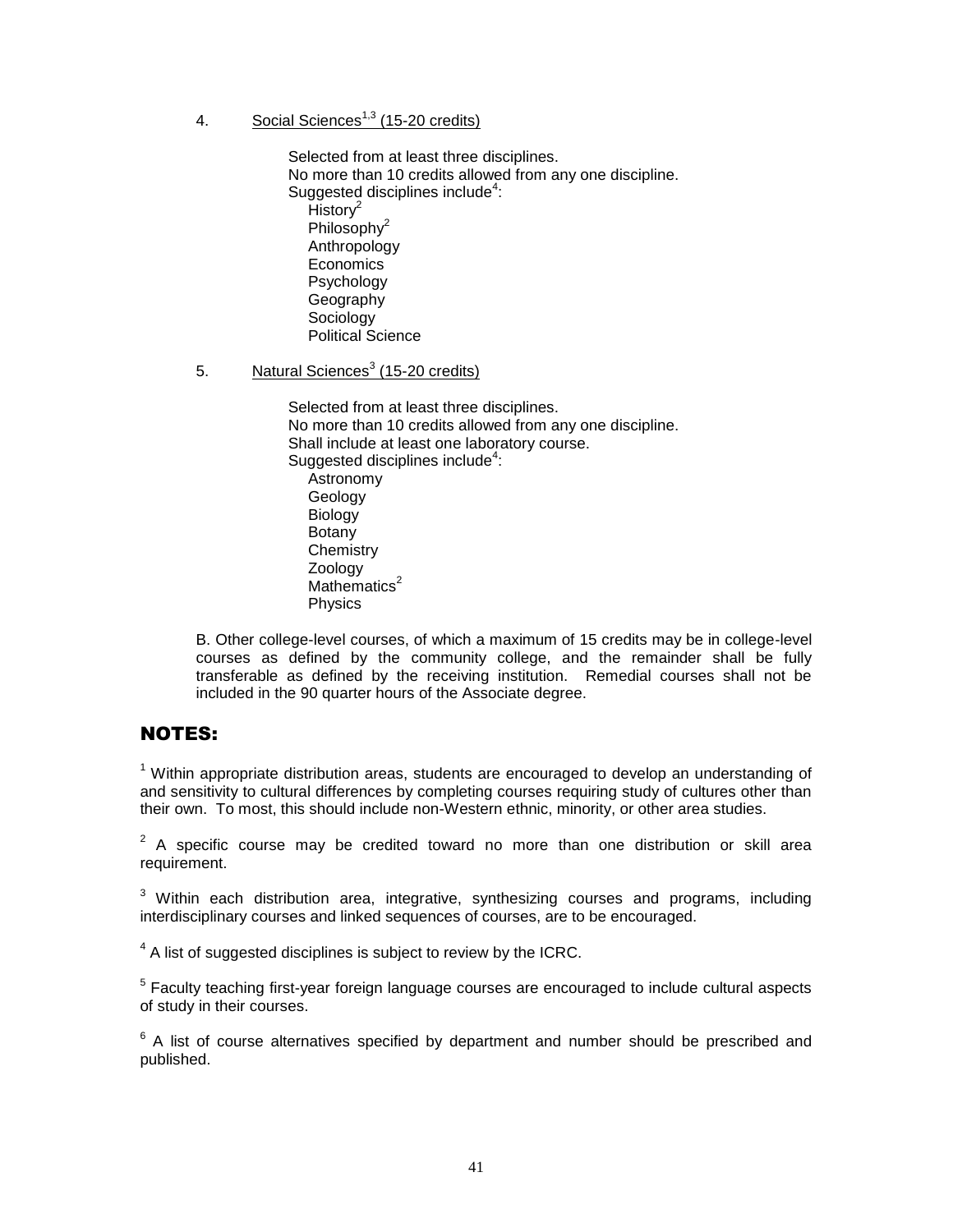4. Social Sciences[1,3] (15-20 credits)

    Selected from at least three disciplines.
    No more than 10 credits allowed from any one discipline.
    Suggested disciplines include[4]:
    - History[2]
    - Philosophy[2]
    - Anthropology
    - Economics
    - Psychology
    - Geography
    - Sociology
    - Political Science

5. Natural Sciences[3] (15-20 credits)

    Selected from at least three disciplines.
    No more than 10 credits allowed from any one discipline.
    Shall include at least one laboratory course.
    Suggested disciplines include[4]:
    - Astronomy
    - Geology
    - Biology
    - Botany
    - Chemistry
    - Zoology
    - Mathematics[2]
    - Physics

B. Other college-level courses, of which a maximum of 15 credits may be in college-level courses as defined by the community college, and the remainder shall be fully transferable as defined by the receiving institution. Remedial courses shall not be included in the 90 quarter hours of the Associate degree.

## NOTES:

[1] Within appropriate distribution areas, students are encouraged to develop an understanding of and sensitivity to cultural differences by completing courses requiring study of cultures other than their own. To most, this should include non-Western ethnic, minority, or other area studies.

[2] A specific course may be credited toward no more than one distribution or skill area requirement.

[3] Within each distribution area, integrative, synthesizing courses and programs, including interdisciplinary courses and linked sequences of courses, are to be encouraged.

[4] A list of suggested disciplines is subject to review by the ICRC.

[5] Faculty teaching first-year foreign language courses are encouraged to include cultural aspects of study in their courses.

[6] A list of course alternatives specified by department and number should be prescribed and published.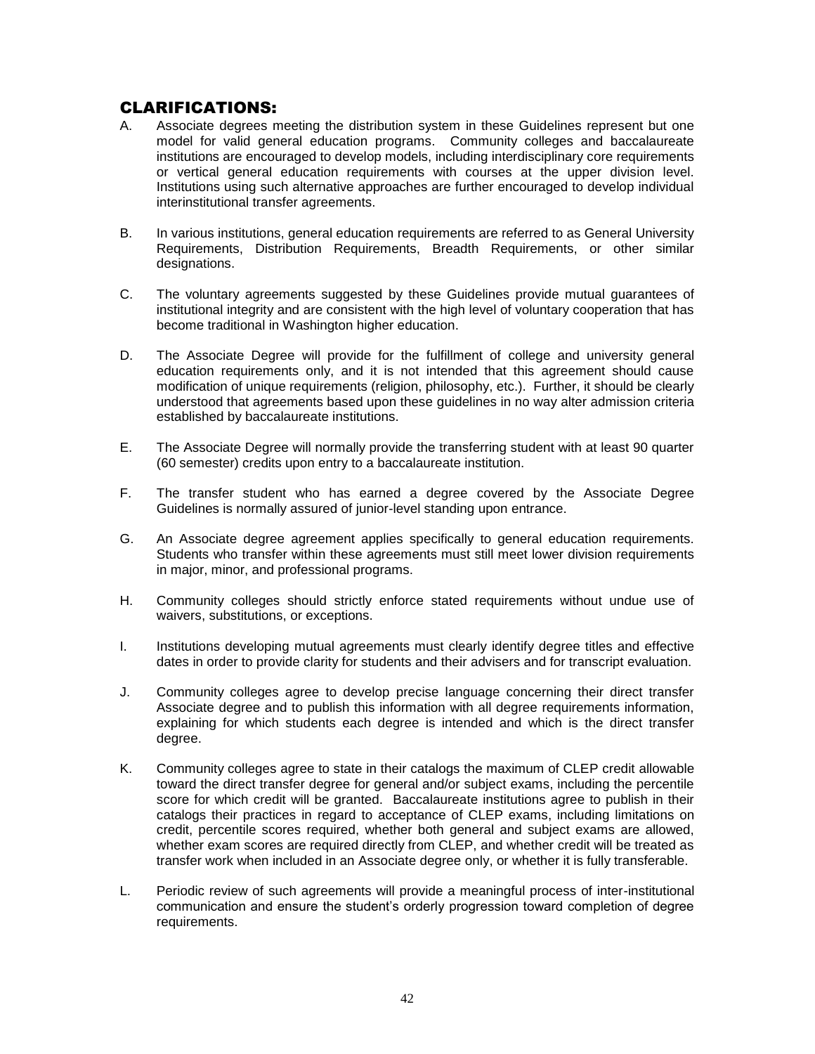## CLARIFICATIONS:

A. Associate degrees meeting the distribution system in these Guidelines represent but one model for valid general education programs. Community colleges and baccalaureate institutions are encouraged to develop models, including interdisciplinary core requirements or vertical general education requirements with courses at the upper division level. Institutions using such alternative approaches are further encouraged to develop individual interinstitutional transfer agreements.

B. In various institutions, general education requirements are referred to as General University Requirements, Distribution Requirements, Breadth Requirements, or other similar designations.

C. The voluntary agreements suggested by these Guidelines provide mutual guarantees of institutional integrity and are consistent with the high level of voluntary cooperation that has become traditional in Washington higher education.

D. The Associate Degree will provide for the fulfillment of college and university general education requirements only, and it is not intended that this agreement should cause modification of unique requirements (religion, philosophy, etc.). Further, it should be clearly understood that agreements based upon these guidelines in no way alter admission criteria established by baccalaureate institutions.

E. The Associate Degree will normally provide the transferring student with at least 90 quarter (60 semester) credits upon entry to a baccalaureate institution.

F. The transfer student who has earned a degree covered by the Associate Degree Guidelines is normally assured of junior-level standing upon entrance.

G. An Associate degree agreement applies specifically to general education requirements. Students who transfer within these agreements must still meet lower division requirements in major, minor, and professional programs.

H. Community colleges should strictly enforce stated requirements without undue use of waivers, substitutions, or exceptions.

I. Institutions developing mutual agreements must clearly identify degree titles and effective dates in order to provide clarity for students and their advisers and for transcript evaluation.

J. Community colleges agree to develop precise language concerning their direct transfer Associate degree and to publish this information with all degree requirements information, explaining for which students each degree is intended and which is the direct transfer degree.

K. Community colleges agree to state in their catalogs the maximum of CLEP credit allowable toward the direct transfer degree for general and/or subject exams, including the percentile score for which credit will be granted. Baccalaureate institutions agree to publish in their catalogs their practices in regard to acceptance of CLEP exams, including limitations on credit, percentile scores required, whether both general and subject exams are allowed, whether exam scores are required directly from CLEP, and whether credit will be treated as transfer work when included in an Associate degree only, or whether it is fully transferable.

L. Periodic review of such agreements will provide a meaningful process of inter-institutional communication and ensure the student's orderly progression toward completion of degree requirements.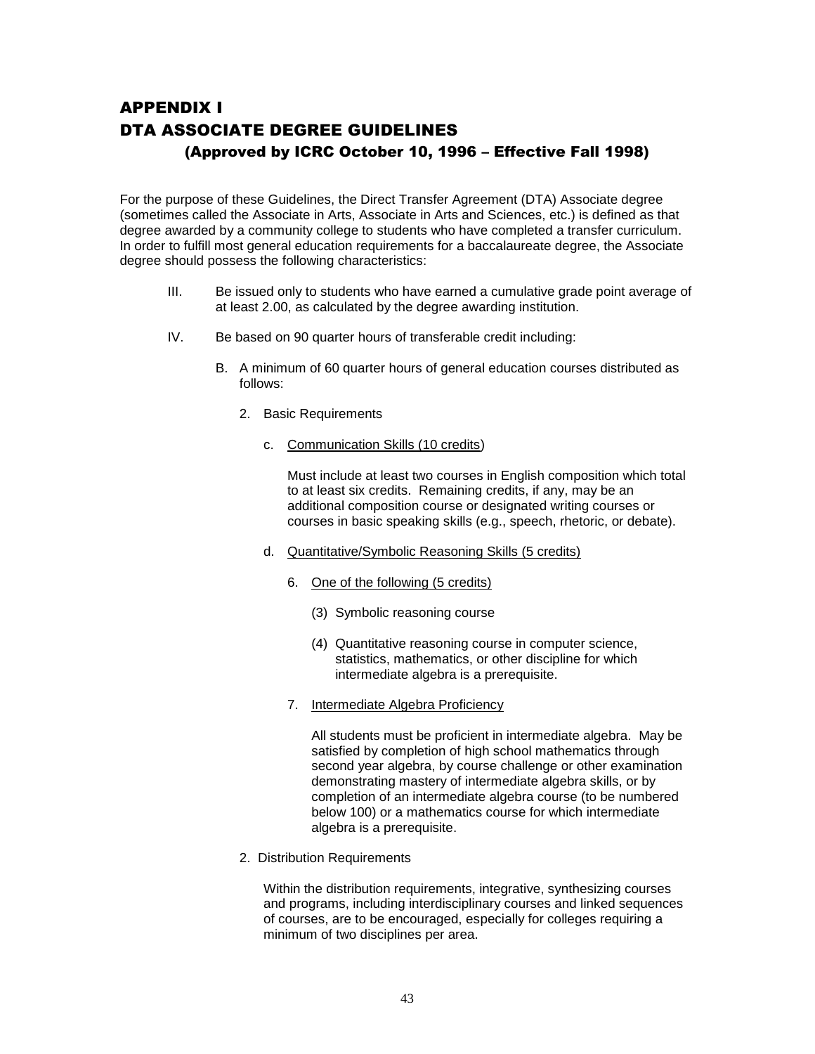# APPENDIX I
# DTA ASSOCIATE DEGREE GUIDELINES
## (Approved by ICRC October 10, 1996 – Effective Fall 1998)

For the purpose of these Guidelines, the Direct Transfer Agreement (DTA) Associate degree (sometimes called the Associate in Arts, Associate in Arts and Sciences, etc.) is defined as that degree awarded by a community college to students who have completed a transfer curriculum. In order to fulfill most general education requirements for a baccalaureate degree, the Associate degree should possess the following characteristics:

III. Be issued only to students who have earned a cumulative grade point average of at least 2.00, as calculated by the degree awarding institution.

IV. Be based on 90 quarter hours of transferable credit including:

B. A minimum of 60 quarter hours of general education courses distributed as follows:

2. Basic Requirements

c. Communication Skills (10 credits)

Must include at least two courses in English composition which total to at least six credits. Remaining credits, if any, may be an additional composition course or designated writing courses or courses in basic speaking skills (e.g., speech, rhetoric, or debate).

d. Quantitative/Symbolic Reasoning Skills (5 credits)

6. One of the following (5 credits)

(3) Symbolic reasoning course

(4) Quantitative reasoning course in computer science, statistics, mathematics, or other discipline for which intermediate algebra is a prerequisite.

7. Intermediate Algebra Proficiency

All students must be proficient in intermediate algebra. May be satisfied by completion of high school mathematics through second year algebra, by course challenge or other examination demonstrating mastery of intermediate algebra skills, or by completion of an intermediate algebra course (to be numbered below 100) or a mathematics course for which intermediate algebra is a prerequisite.

2. Distribution Requirements

Within the distribution requirements, integrative, synthesizing courses and programs, including interdisciplinary courses and linked sequences of courses, are to be encouraged, especially for colleges requiring a minimum of two disciplines per area.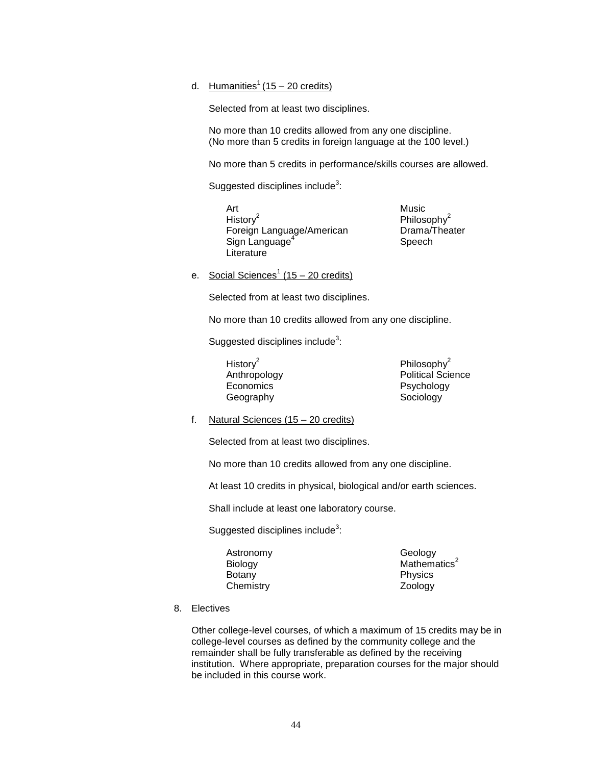d. Humanities[1] (15 – 20 credits)

Selected from at least two disciplines.

No more than 10 credits allowed from any one discipline.
(No more than 5 credits in foreign language at the 100 level.)

No more than 5 credits in performance/skills courses are allowed.

Suggested disciplines include[3]:

- Art
- History[2]
- Foreign Language/American Sign Language[4]
- Literature
- Music
- Philosophy[2]
- Drama/Theater
- Speech

e. Social Sciences[1] (15 – 20 credits)

Selected from at least two disciplines.

No more than 10 credits allowed from any one discipline.

Suggested disciplines include[3]:

- History[2]
- Anthropology
- Economics
- Geography
- Philosophy[2]
- Political Science
- Psychology
- Sociology

f. Natural Sciences (15 – 20 credits)

Selected from at least two disciplines.

No more than 10 credits allowed from any one discipline.

At least 10 credits in physical, biological and/or earth sciences.

Shall include at least one laboratory course.

Suggested disciplines include[3]:

- Astronomy
- Biology
- Botany
- Chemistry
- Geology
- Mathematics[2]
- Physics
- Zoology

8. Electives

Other college-level courses, of which a maximum of 15 credits may be in college-level courses as defined by the community college and the remainder shall be fully transferable as defined by the receiving institution. Where appropriate, preparation courses for the major should be included in this course work.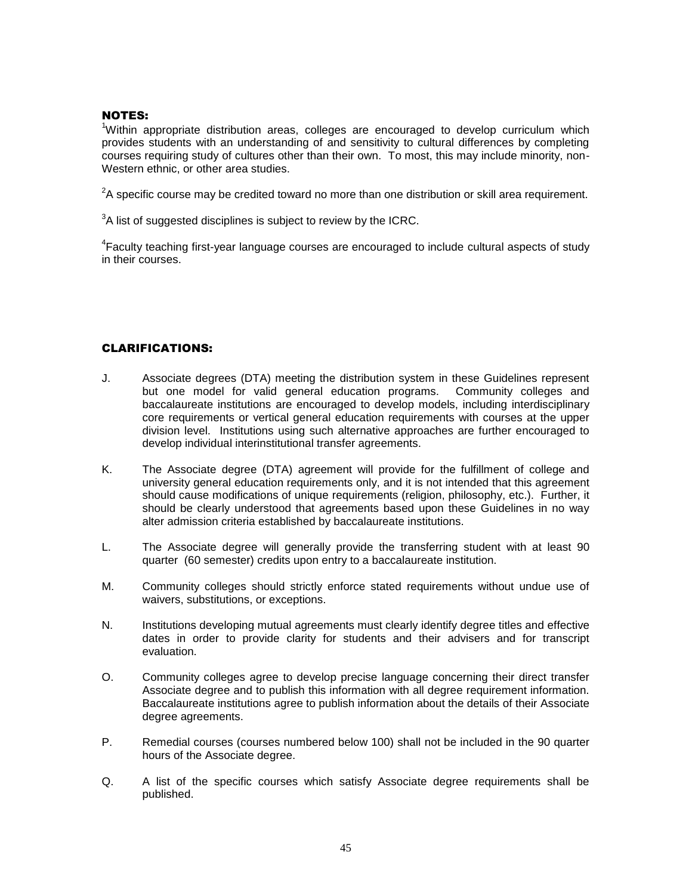## NOTES:

[1]Within appropriate distribution areas, colleges are encouraged to develop curriculum which provides students with an understanding of and sensitivity to cultural differences by completing courses requiring study of cultures other than their own. To most, this may include minority, non-Western ethnic, or other area studies.

[2]A specific course may be credited toward no more than one distribution or skill area requirement.

[3]A list of suggested disciplines is subject to review by the ICRC.

[4]Faculty teaching first-year language courses are encouraged to include cultural aspects of study in their courses.

## CLARIFICATIONS:

J. Associate degrees (DTA) meeting the distribution system in these Guidelines represent but one model for valid general education programs. Community colleges and baccalaureate institutions are encouraged to develop models, including interdisciplinary core requirements or vertical general education requirements with courses at the upper division level. Institutions using such alternative approaches are further encouraged to develop individual interinstitutional transfer agreements.

K. The Associate degree (DTA) agreement will provide for the fulfillment of college and university general education requirements only, and it is not intended that this agreement should cause modifications of unique requirements (religion, philosophy, etc.). Further, it should be clearly understood that agreements based upon these Guidelines in no way alter admission criteria established by baccalaureate institutions.

L. The Associate degree will generally provide the transferring student with at least 90 quarter (60 semester) credits upon entry to a baccalaureate institution.

M. Community colleges should strictly enforce stated requirements without undue use of waivers, substitutions, or exceptions.

N. Institutions developing mutual agreements must clearly identify degree titles and effective dates in order to provide clarity for students and their advisers and for transcript evaluation.

O. Community colleges agree to develop precise language concerning their direct transfer Associate degree and to publish this information with all degree requirement information. Baccalaureate institutions agree to publish information about the details of their Associate degree agreements.

P. Remedial courses (courses numbered below 100) shall not be included in the 90 quarter hours of the Associate degree.

Q. A list of the specific courses which satisfy Associate degree requirements shall be published.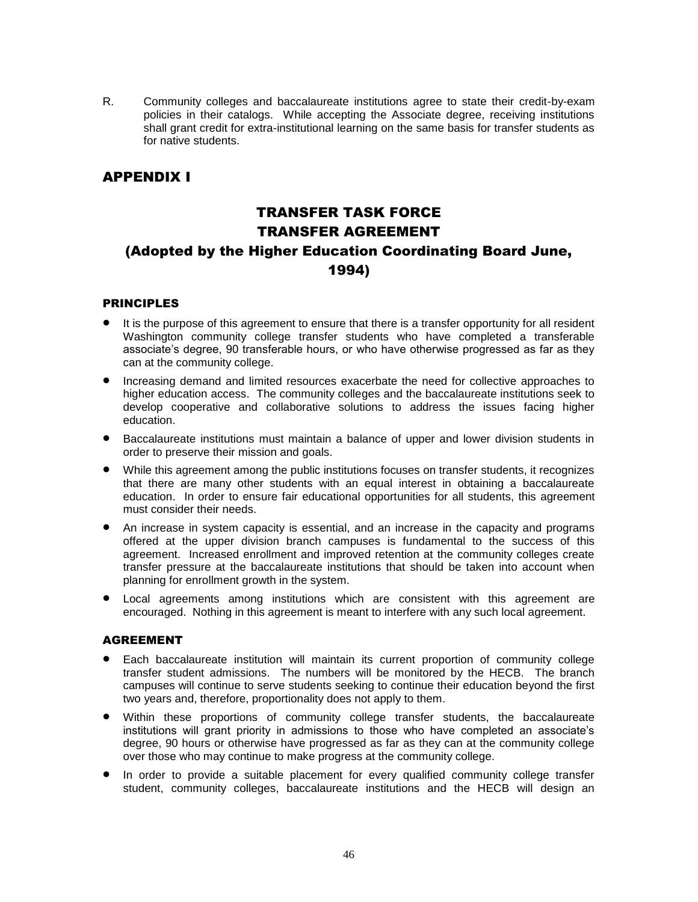R. Community colleges and baccalaureate institutions agree to state their credit-by-exam policies in their catalogs. While accepting the Associate degree, receiving institutions shall grant credit for extra-institutional learning on the same basis for transfer students as for native students.

## APPENDIX I

## TRANSFER TASK FORCE
## TRANSFER AGREEMENT
## (Adopted by the Higher Education Coordinating Board June, 1994)

### PRINCIPLES

- It is the purpose of this agreement to ensure that there is a transfer opportunity for all resident Washington community college transfer students who have completed a transferable associate's degree, 90 transferable hours, or who have otherwise progressed as far as they can at the community college.
- Increasing demand and limited resources exacerbate the need for collective approaches to higher education access. The community colleges and the baccalaureate institutions seek to develop cooperative and collaborative solutions to address the issues facing higher education.
- Baccalaureate institutions must maintain a balance of upper and lower division students in order to preserve their mission and goals.
- While this agreement among the public institutions focuses on transfer students, it recognizes that there are many other students with an equal interest in obtaining a baccalaureate education. In order to ensure fair educational opportunities for all students, this agreement must consider their needs.
- An increase in system capacity is essential, and an increase in the capacity and programs offered at the upper division branch campuses is fundamental to the success of this agreement. Increased enrollment and improved retention at the community colleges create transfer pressure at the baccalaureate institutions that should be taken into account when planning for enrollment growth in the system.
- Local agreements among institutions which are consistent with this agreement are encouraged. Nothing in this agreement is meant to interfere with any such local agreement.

### AGREEMENT

- Each baccalaureate institution will maintain its current proportion of community college transfer student admissions. The numbers will be monitored by the HECB. The branch campuses will continue to serve students seeking to continue their education beyond the first two years and, therefore, proportionality does not apply to them.
- Within these proportions of community college transfer students, the baccalaureate institutions will grant priority in admissions to those who have completed an associate's degree, 90 hours or otherwise have progressed as far as they can at the community college over those who may continue to make progress at the community college.
- In order to provide a suitable placement for every qualified community college transfer student, community colleges, baccalaureate institutions and the HECB will design an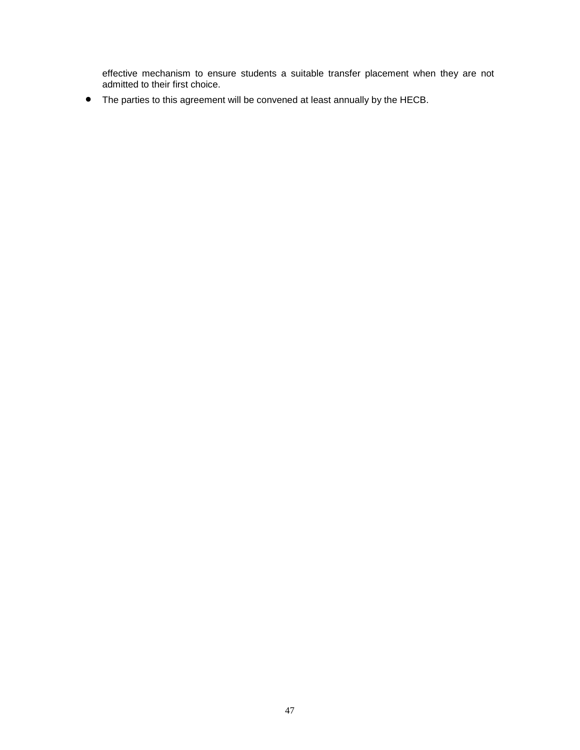effective mechanism to ensure students a suitable transfer placement when they are not admitted to their first choice.

- The parties to this agreement will be convened at least annually by the HECB.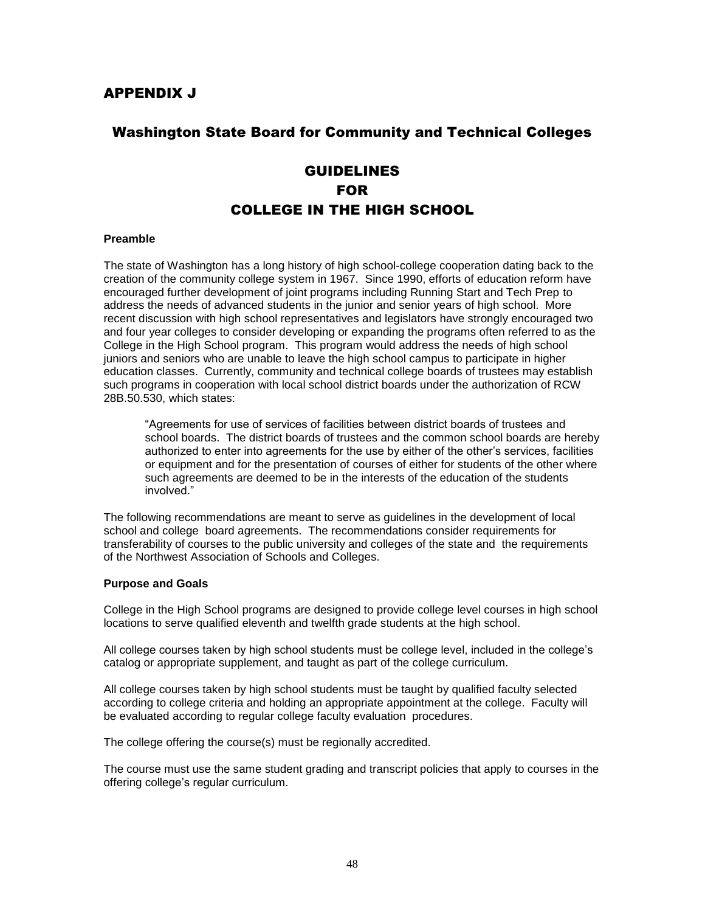# APPENDIX J

## Washington State Board for Community and Technical Colleges

# GUIDELINES FOR COLLEGE IN THE HIGH SCHOOL

**Preamble**

The state of Washington has a long history of high school-college cooperation dating back to the creation of the community college system in 1967. Since 1990, efforts of education reform have encouraged further development of joint programs including Running Start and Tech Prep to address the needs of advanced students in the junior and senior years of high school. More recent discussion with high school representatives and legislators have strongly encouraged two and four year colleges to consider developing or expanding the programs often referred to as the College in the High School program. This program would address the needs of high school juniors and seniors who are unable to leave the high school campus to participate in higher education classes. Currently, community and technical college boards of trustees may establish such programs in cooperation with local school district boards under the authorization of RCW 28B.50.530, which states:

> "Agreements for use of services of facilities between district boards of trustees and school boards. The district boards of trustees and the common school boards are hereby authorized to enter into agreements for the use by either of the other's services, facilities or equipment and for the presentation of courses of either for students of the other where such agreements are deemed to be in the interests of the education of the students involved."

The following recommendations are meant to serve as guidelines in the development of local school and college board agreements. The recommendations consider requirements for transferability of courses to the public university and colleges of the state and the requirements of the Northwest Association of Schools and Colleges.

**Purpose and Goals**

College in the High School programs are designed to provide college level courses in high school locations to serve qualified eleventh and twelfth grade students at the high school.

All college courses taken by high school students must be college level, included in the college's catalog or appropriate supplement, and taught as part of the college curriculum.

All college courses taken by high school students must be taught by qualified faculty selected according to college criteria and holding an appropriate appointment at the college. Faculty will be evaluated according to regular college faculty evaluation procedures.

The college offering the course(s) must be regionally accredited.

The course must use the same student grading and transcript policies that apply to courses in the offering college's regular curriculum.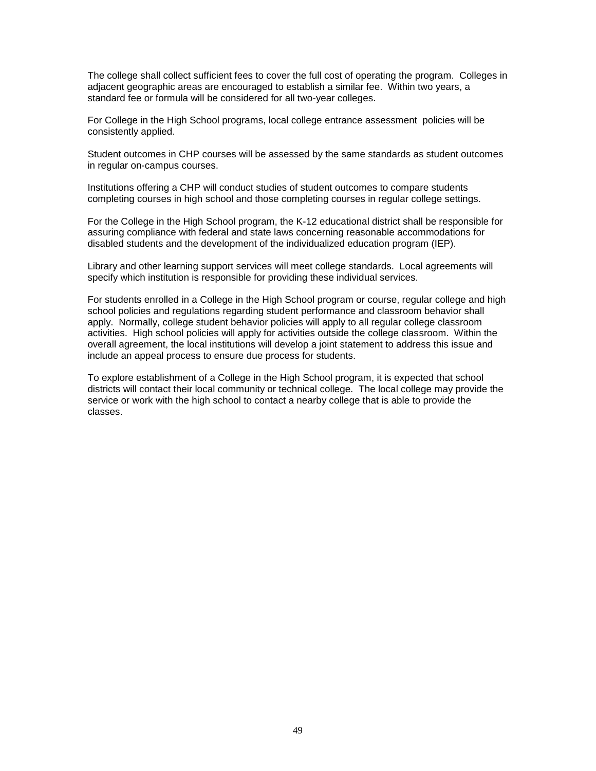The college shall collect sufficient fees to cover the full cost of operating the program. Colleges in adjacent geographic areas are encouraged to establish a similar fee. Within two years, a standard fee or formula will be considered for all two-year colleges.

For College in the High School programs, local college entrance assessment policies will be consistently applied.

Student outcomes in CHP courses will be assessed by the same standards as student outcomes in regular on-campus courses.

Institutions offering a CHP will conduct studies of student outcomes to compare students completing courses in high school and those completing courses in regular college settings.

For the College in the High School program, the K-12 educational district shall be responsible for assuring compliance with federal and state laws concerning reasonable accommodations for disabled students and the development of the individualized education program (IEP).

Library and other learning support services will meet college standards. Local agreements will specify which institution is responsible for providing these individual services.

For students enrolled in a College in the High School program or course, regular college and high school policies and regulations regarding student performance and classroom behavior shall apply. Normally, college student behavior policies will apply to all regular college classroom activities. High school policies will apply for activities outside the college classroom. Within the overall agreement, the local institutions will develop a joint statement to address this issue and include an appeal process to ensure due process for students.

To explore establishment of a College in the High School program, it is expected that school districts will contact their local community or technical college. The local college may provide the service or work with the high school to contact a nearby college that is able to provide the classes.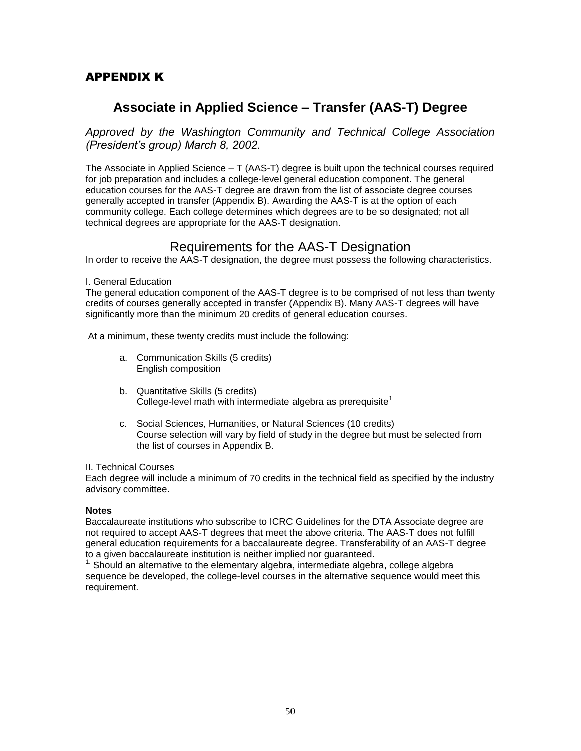## APPENDIX K

# Associate in Applied Science – Transfer (AAS-T) Degree

*Approved by the Washington Community and Technical College Association (President's group) March 8, 2002.*

The Associate in Applied Science – T (AAS-T) degree is built upon the technical courses required for job preparation and includes a college-level general education component. The general education courses for the AAS-T degree are drawn from the list of associate degree courses generally accepted in transfer (Appendix B). Awarding the AAS-T is at the option of each community college. Each college determines which degrees are to be so designated; not all technical degrees are appropriate for the AAS-T designation.

## Requirements for the AAS-T Designation

In order to receive the AAS-T designation, the degree must possess the following characteristics.

I. General Education

The general education component of the AAS-T degree is to be comprised of not less than twenty credits of courses generally accepted in transfer (Appendix B). Many AAS-T degrees will have significantly more than the minimum 20 credits of general education courses.

At a minimum, these twenty credits must include the following:

a. Communication Skills (5 credits)
   English composition

b. Quantitative Skills (5 credits)
   College-level math with intermediate algebra as prerequisite[1]

c. Social Sciences, Humanities, or Natural Sciences (10 credits)
   Course selection will vary by field of study in the degree but must be selected from the list of courses in Appendix B.

II. Technical Courses

Each degree will include a minimum of 70 credits in the technical field as specified by the industry advisory committee.

**Notes**

Baccalaureate institutions who subscribe to ICRC Guidelines for the DTA Associate degree are not required to accept AAS-T degrees that meet the above criteria. The AAS-T does not fulfill general education requirements for a baccalaureate degree. Transferability of an AAS-T degree to a given baccalaureate institution is neither implied nor guaranteed.

[1] Should an alternative to the elementary algebra, intermediate algebra, college algebra sequence be developed, the college-level courses in the alternative sequence would meet this requirement.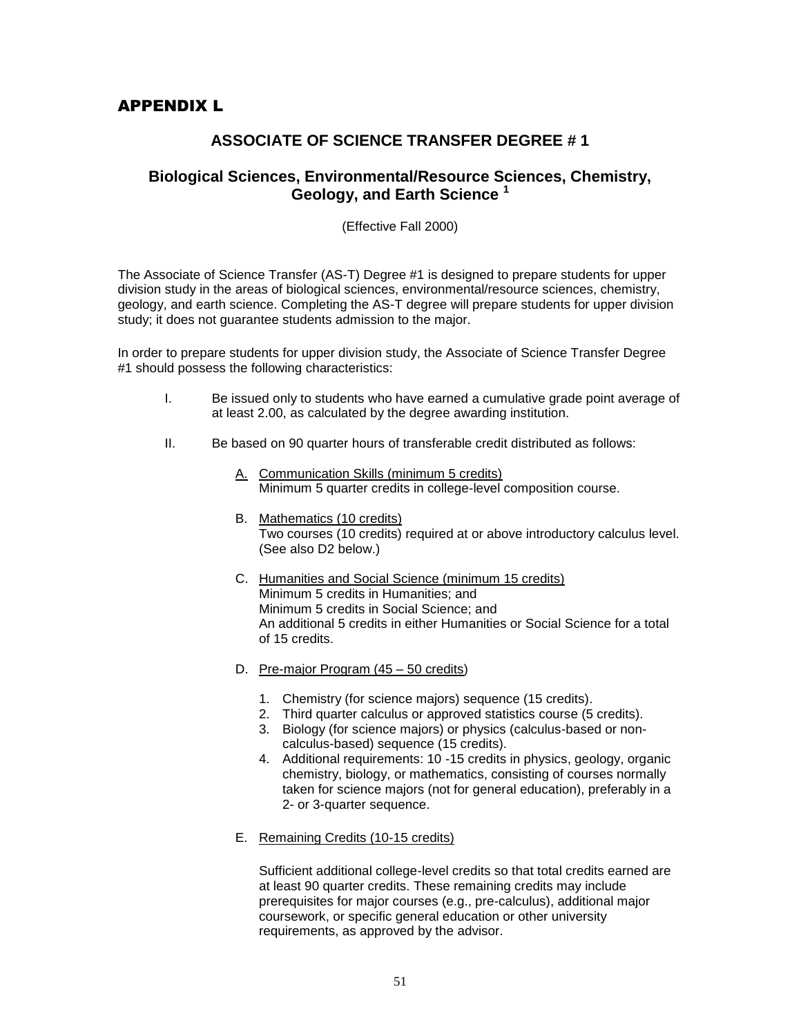# APPENDIX L

## ASSOCIATE OF SCIENCE TRANSFER DEGREE # 1

### Biological Sciences, Environmental/Resource Sciences, Chemistry, Geology, and Earth Science [1]

(Effective Fall 2000)

The Associate of Science Transfer (AS-T) Degree #1 is designed to prepare students for upper division study in the areas of biological sciences, environmental/resource sciences, chemistry, geology, and earth science. Completing the AS-T degree will prepare students for upper division study; it does not guarantee students admission to the major.

In order to prepare students for upper division study, the Associate of Science Transfer Degree #1 should possess the following characteristics:

I. Be issued only to students who have earned a cumulative grade point average of at least 2.00, as calculated by the degree awarding institution.

II. Be based on 90 quarter hours of transferable credit distributed as follows:

   A. Communication Skills (minimum 5 credits)
      Minimum 5 quarter credits in college-level composition course.

   B. Mathematics (10 credits)
      Two courses (10 credits) required at or above introductory calculus level. (See also D2 below.)

   C. Humanities and Social Science (minimum 15 credits)
      Minimum 5 credits in Humanities; and
      Minimum 5 credits in Social Science; and
      An additional 5 credits in either Humanities or Social Science for a total of 15 credits.

   D. Pre-major Program (45 – 50 credits)

      1. Chemistry (for science majors) sequence (15 credits).
      2. Third quarter calculus or approved statistics course (5 credits).
      3. Biology (for science majors) or physics (calculus-based or non-calculus-based) sequence (15 credits).
      4. Additional requirements: 10 -15 credits in physics, geology, organic chemistry, biology, or mathematics, consisting of courses normally taken for science majors (not for general education), preferably in a 2- or 3-quarter sequence.

   E. Remaining Credits (10-15 credits)

      Sufficient additional college-level credits so that total credits earned are at least 90 quarter credits. These remaining credits may include prerequisites for major courses (e.g., pre-calculus), additional major coursework, or specific general education or other university requirements, as approved by the advisor.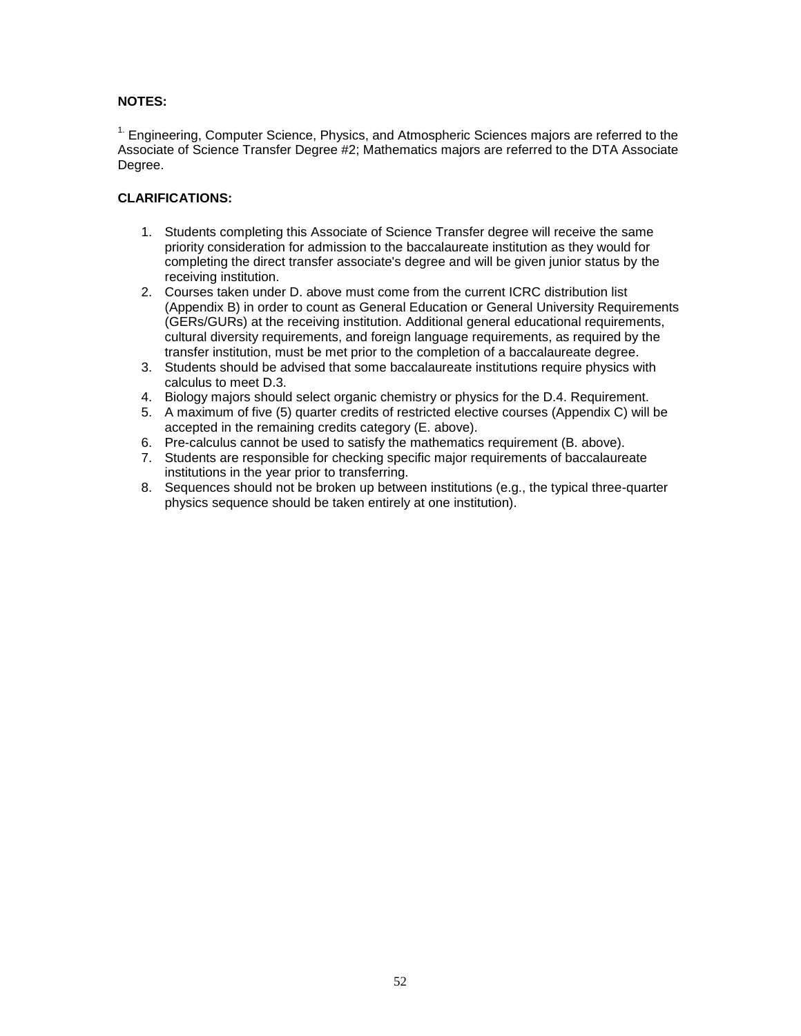**NOTES:**

[1.] Engineering, Computer Science, Physics, and Atmospheric Sciences majors are referred to the Associate of Science Transfer Degree #2; Mathematics majors are referred to the DTA Associate Degree.

**CLARIFICATIONS:**

1. Students completing this Associate of Science Transfer degree will receive the same priority consideration for admission to the baccalaureate institution as they would for completing the direct transfer associate's degree and will be given junior status by the receiving institution.
2. Courses taken under D. above must come from the current ICRC distribution list (Appendix B) in order to count as General Education or General University Requirements (GERs/GURs) at the receiving institution. Additional general educational requirements, cultural diversity requirements, and foreign language requirements, as required by the transfer institution, must be met prior to the completion of a baccalaureate degree.
3. Students should be advised that some baccalaureate institutions require physics with calculus to meet D.3.
4. Biology majors should select organic chemistry or physics for the D.4. Requirement.
5. A maximum of five (5) quarter credits of restricted elective courses (Appendix C) will be accepted in the remaining credits category (E. above).
6. Pre-calculus cannot be used to satisfy the mathematics requirement (B. above).
7. Students are responsible for checking specific major requirements of baccalaureate institutions in the year prior to transferring.
8. Sequences should not be broken up between institutions (e.g., the typical three-quarter physics sequence should be taken entirely at one institution).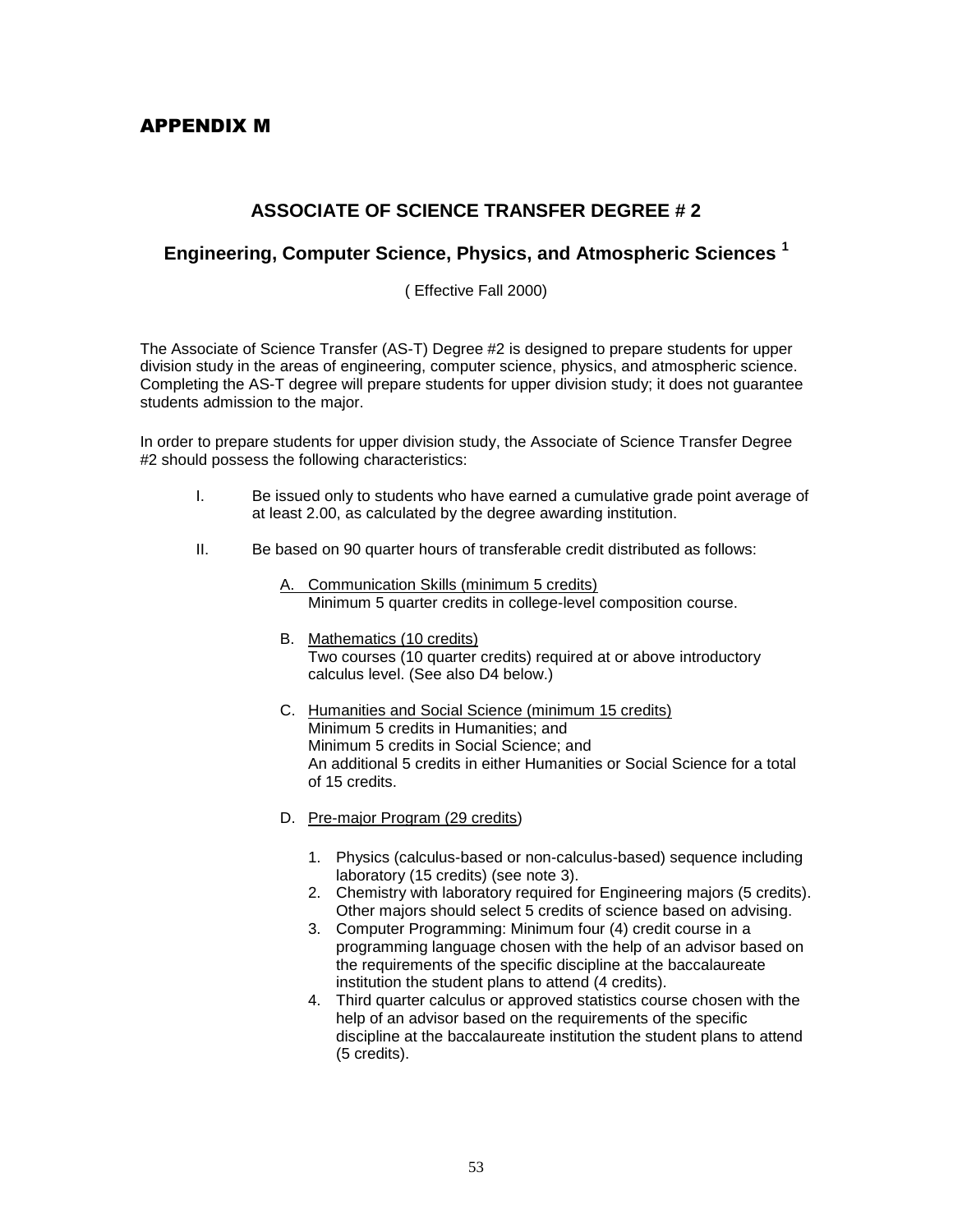# APPENDIX M

## ASSOCIATE OF SCIENCE TRANSFER DEGREE # 2

### Engineering, Computer Science, Physics, and Atmospheric Sciences [1]

( Effective Fall 2000)

The Associate of Science Transfer (AS-T) Degree #2 is designed to prepare students for upper division study in the areas of engineering, computer science, physics, and atmospheric science. Completing the AS-T degree will prepare students for upper division study; it does not guarantee students admission to the major.

In order to prepare students for upper division study, the Associate of Science Transfer Degree #2 should possess the following characteristics:

I. Be issued only to students who have earned a cumulative grade point average of at least 2.00, as calculated by the degree awarding institution.

II. Be based on 90 quarter hours of transferable credit distributed as follows:

A. Communication Skills (minimum 5 credits)
Minimum 5 quarter credits in college-level composition course.

B. Mathematics (10 credits)
Two courses (10 quarter credits) required at or above introductory calculus level. (See also D4 below.)

C. Humanities and Social Science (minimum 15 credits)
Minimum 5 credits in Humanities; and
Minimum 5 credits in Social Science; and
An additional 5 credits in either Humanities or Social Science for a total of 15 credits.

D. Pre-major Program (29 credits)

1. Physics (calculus-based or non-calculus-based) sequence including laboratory (15 credits) (see note 3).
2. Chemistry with laboratory required for Engineering majors (5 credits). Other majors should select 5 credits of science based on advising.
3. Computer Programming: Minimum four (4) credit course in a programming language chosen with the help of an advisor based on the requirements of the specific discipline at the baccalaureate institution the student plans to attend (4 credits).
4. Third quarter calculus or approved statistics course chosen with the help of an advisor based on the requirements of the specific discipline at the baccalaureate institution the student plans to attend (5 credits).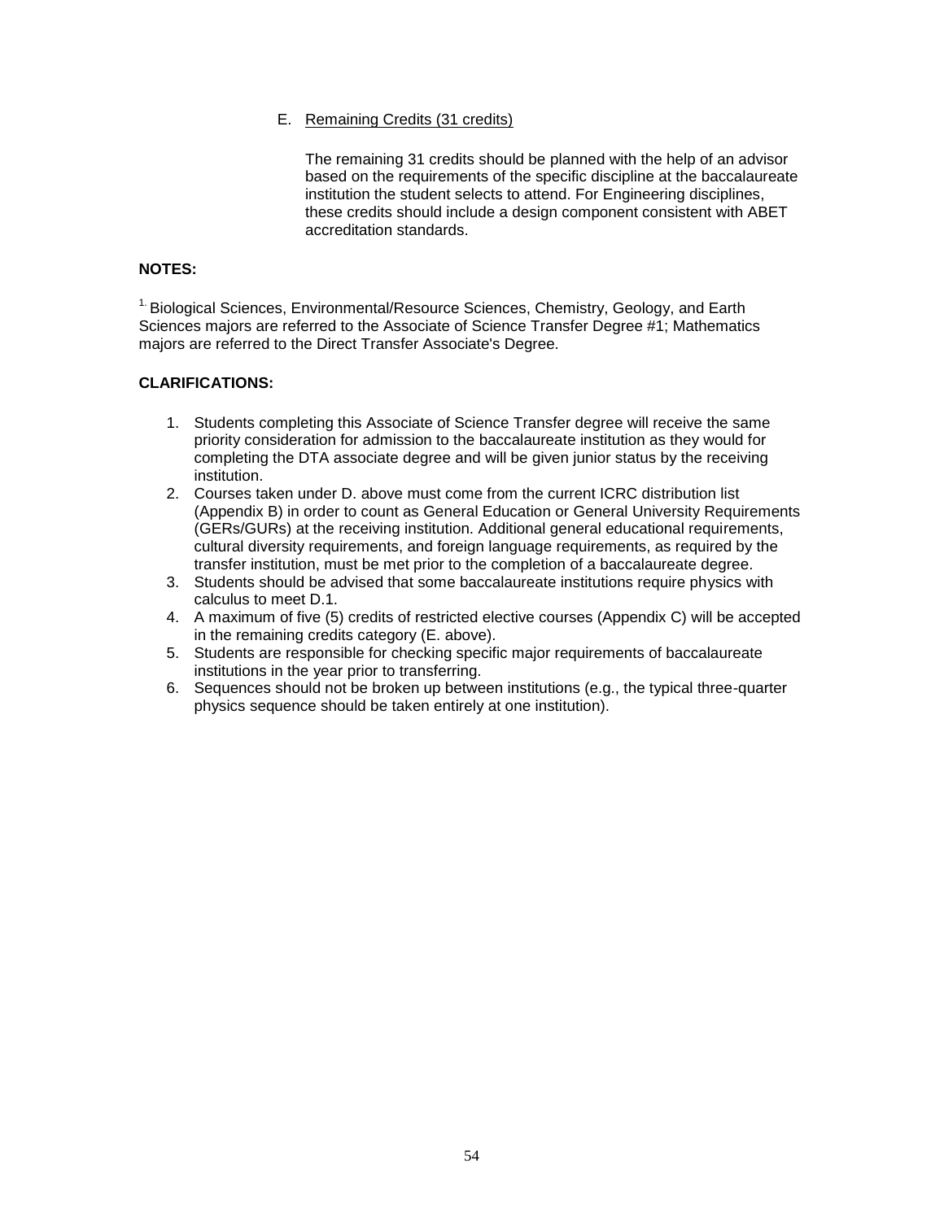E. Remaining Credits (31 credits)

The remaining 31 credits should be planned with the help of an advisor based on the requirements of the specific discipline at the baccalaureate institution the student selects to attend. For Engineering disciplines, these credits should include a design component consistent with ABET accreditation standards.

**NOTES:**

[1.] Biological Sciences, Environmental/Resource Sciences, Chemistry, Geology, and Earth Sciences majors are referred to the Associate of Science Transfer Degree #1; Mathematics majors are referred to the Direct Transfer Associate's Degree.

**CLARIFICATIONS:**

1. Students completing this Associate of Science Transfer degree will receive the same priority consideration for admission to the baccalaureate institution as they would for completing the DTA associate degree and will be given junior status by the receiving institution.
2. Courses taken under D. above must come from the current ICRC distribution list (Appendix B) in order to count as General Education or General University Requirements (GERs/GURs) at the receiving institution. Additional general educational requirements, cultural diversity requirements, and foreign language requirements, as required by the transfer institution, must be met prior to the completion of a baccalaureate degree.
3. Students should be advised that some baccalaureate institutions require physics with calculus to meet D.1.
4. A maximum of five (5) credits of restricted elective courses (Appendix C) will be accepted in the remaining credits category (E. above).
5. Students are responsible for checking specific major requirements of baccalaureate institutions in the year prior to transferring.
6. Sequences should not be broken up between institutions (e.g., the typical three-quarter physics sequence should be taken entirely at one institution).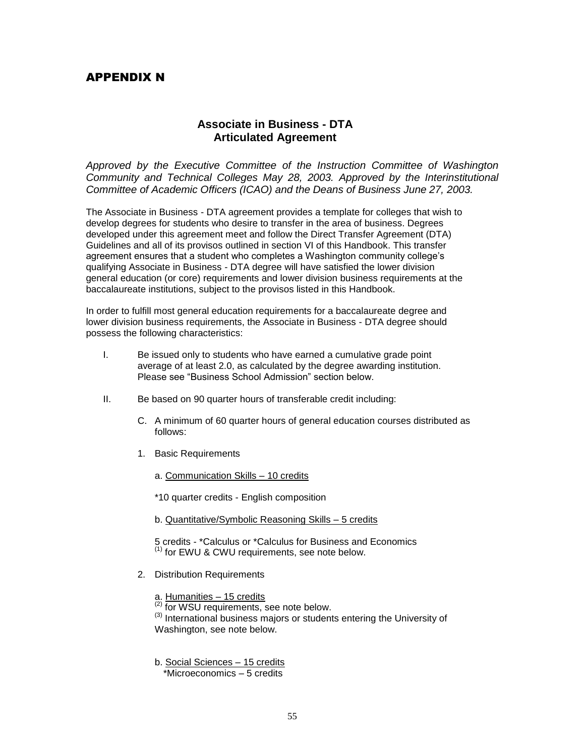# APPENDIX N

## Associate in Business - DTA Articulated Agreement

*Approved by the Executive Committee of the Instruction Committee of Washington Community and Technical Colleges May 28, 2003. Approved by the Interinstitutional Committee of Academic Officers (ICAO) and the Deans of Business June 27, 2003.*

The Associate in Business - DTA agreement provides a template for colleges that wish to develop degrees for students who desire to transfer in the area of business. Degrees developed under this agreement meet and follow the Direct Transfer Agreement (DTA) Guidelines and all of its provisos outlined in section VI of this Handbook. This transfer agreement ensures that a student who completes a Washington community college's qualifying Associate in Business - DTA degree will have satisfied the lower division general education (or core) requirements and lower division business requirements at the baccalaureate institutions, subject to the provisos listed in this Handbook.

In order to fulfill most general education requirements for a baccalaureate degree and lower division business requirements, the Associate in Business - DTA degree should possess the following characteristics:

I. Be issued only to students who have earned a cumulative grade point average of at least 2.0, as calculated by the degree awarding institution. Please see "Business School Admission" section below.

II. Be based on 90 quarter hours of transferable credit including:

C. A minimum of 60 quarter hours of general education courses distributed as follows:

1. Basic Requirements

   a. <u>Communication Skills – 10 credits</u>

   *10 quarter credits - English composition

   b. <u>Quantitative/Symbolic Reasoning Skills – 5 credits</u>

   5 credits - *Calculus or *Calculus for Business and Economics
   (1) for EWU & CWU requirements, see note below.

2. Distribution Requirements

   a. <u>Humanities – 15 credits</u>
   (2) for WSU requirements, see note below.
   (3) International business majors or students entering the University of Washington, see note below.

   b. <u>Social Sciences – 15 credits</u>
   *Microeconomics – 5 credits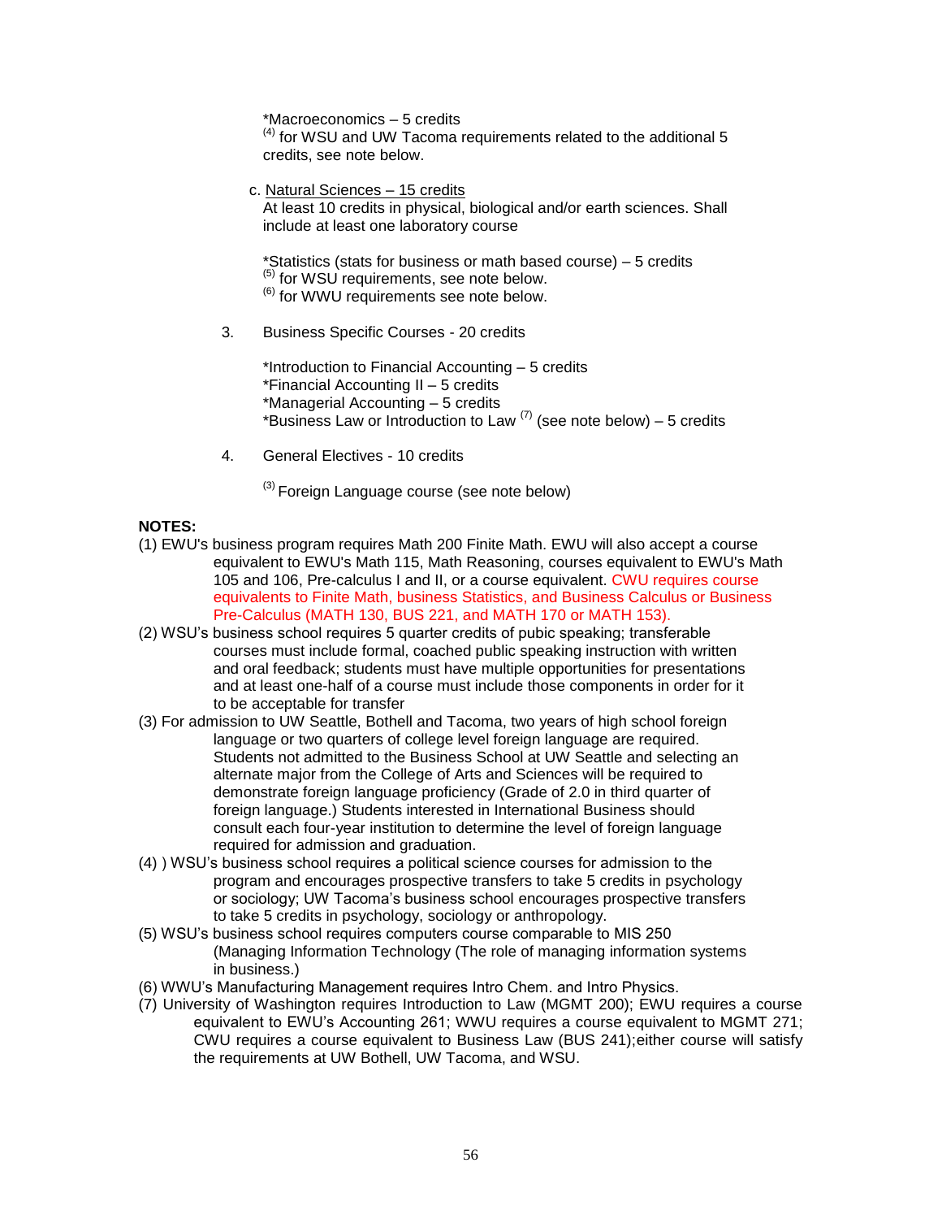*Macroeconomics – 5 credits
[4] for WSU and UW Tacoma requirements related to the additional 5 credits, see note below.

c. Natural Sciences – 15 credits
At least 10 credits in physical, biological and/or earth sciences. Shall include at least one laboratory course

*Statistics (stats for business or math based course) – 5 credits
[5] for WSU requirements, see note below.
[6] for WWU requirements see note below.

3. Business Specific Courses - 20 credits

*Introduction to Financial Accounting – 5 credits
*Financial Accounting II – 5 credits
*Managerial Accounting – 5 credits
*Business Law or Introduction to Law [7] (see note below) – 5 credits

4. General Electives - 10 credits

[3] Foreign Language course (see note below)

**NOTES:**

(1) EWU's business program requires Math 200 Finite Math. EWU will also accept a course equivalent to EWU's Math 115, Math Reasoning, courses equivalent to EWU's Math 105 and 106, Pre-calculus I and II, or a course equivalent. CWU requires course equivalents to Finite Math, business Statistics, and Business Calculus or Business Pre-Calculus (MATH 130, BUS 221, and MATH 170 or MATH 153).

(2) WSU's business school requires 5 quarter credits of pubic speaking; transferable courses must include formal, coached public speaking instruction with written and oral feedback; students must have multiple opportunities for presentations and at least one-half of a course must include those components in order for it to be acceptable for transfer

(3) For admission to UW Seattle, Bothell and Tacoma, two years of high school foreign language or two quarters of college level foreign language are required. Students not admitted to the Business School at UW Seattle and selecting an alternate major from the College of Arts and Sciences will be required to demonstrate foreign language proficiency (Grade of 2.0 in third quarter of foreign language.) Students interested in International Business should consult each four-year institution to determine the level of foreign language required for admission and graduation.

(4) ) WSU's business school requires a political science courses for admission to the program and encourages prospective transfers to take 5 credits in psychology or sociology; UW Tacoma's business school encourages prospective transfers to take 5 credits in psychology, sociology or anthropology.

(5) WSU's business school requires computers course comparable to MIS 250 (Managing Information Technology (The role of managing information systems in business.)

(6) WWU's Manufacturing Management requires Intro Chem. and Intro Physics.

(7) University of Washington requires Introduction to Law (MGMT 200); EWU requires a course equivalent to EWU's Accounting 261; WWU requires a course equivalent to MGMT 271; CWU requires a course equivalent to Business Law (BUS 241);either course will satisfy the requirements at UW Bothell, UW Tacoma, and WSU.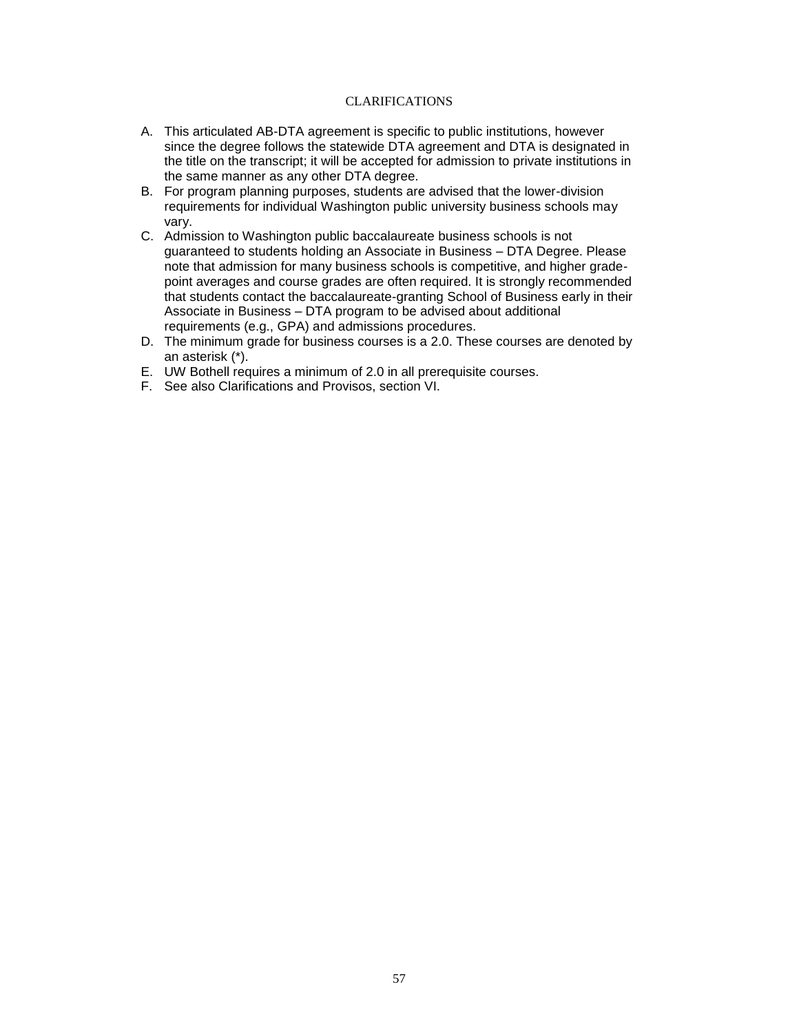## CLARIFICATIONS

A. This articulated AB-DTA agreement is specific to public institutions, however since the degree follows the statewide DTA agreement and DTA is designated in the title on the transcript; it will be accepted for admission to private institutions in the same manner as any other DTA degree.
B. For program planning purposes, students are advised that the lower-division requirements for individual Washington public university business schools may vary.
C. Admission to Washington public baccalaureate business schools is not guaranteed to students holding an Associate in Business – DTA Degree. Please note that admission for many business schools is competitive, and higher grade-point averages and course grades are often required. It is strongly recommended that students contact the baccalaureate-granting School of Business early in their Associate in Business – DTA program to be advised about additional requirements (e.g., GPA) and admissions procedures.
D. The minimum grade for business courses is a 2.0. These courses are denoted by an asterisk (*).
E. UW Bothell requires a minimum of 2.0 in all prerequisite courses.
F. See also Clarifications and Provisos, section VI.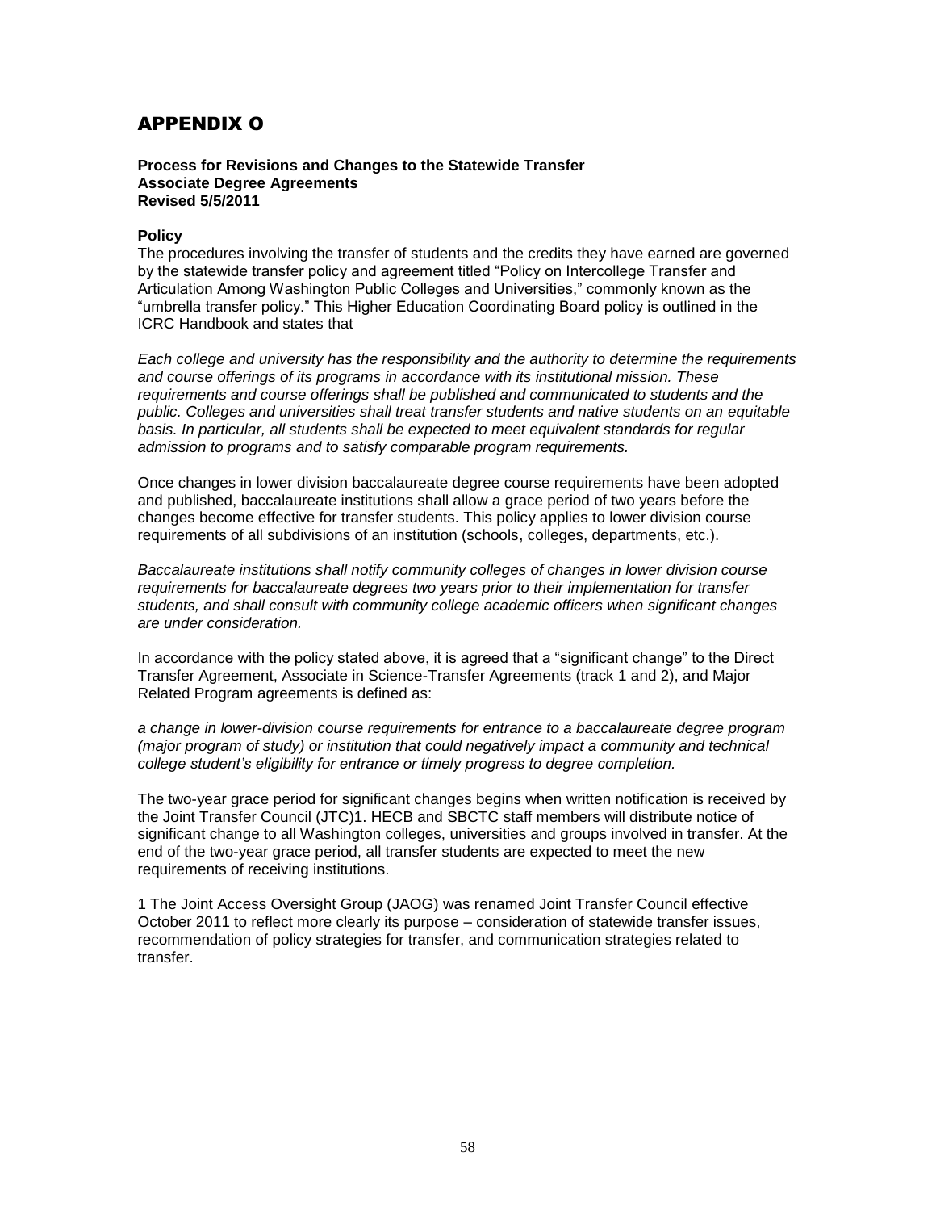# APPENDIX O

**Process for Revisions and Changes to the Statewide Transfer Associate Degree Agreements**
**Revised 5/5/2011**

**Policy**

The procedures involving the transfer of students and the credits they have earned are governed by the statewide transfer policy and agreement titled "Policy on Intercollege Transfer and Articulation Among Washington Public Colleges and Universities," commonly known as the "umbrella transfer policy." This Higher Education Coordinating Board policy is outlined in the ICRC Handbook and states that

*Each college and university has the responsibility and the authority to determine the requirements and course offerings of its programs in accordance with its institutional mission. These requirements and course offerings shall be published and communicated to students and the public. Colleges and universities shall treat transfer students and native students on an equitable basis. In particular, all students shall be expected to meet equivalent standards for regular admission to programs and to satisfy comparable program requirements.*

Once changes in lower division baccalaureate degree course requirements have been adopted and published, baccalaureate institutions shall allow a grace period of two years before the changes become effective for transfer students. This policy applies to lower division course requirements of all subdivisions of an institution (schools, colleges, departments, etc.).

*Baccalaureate institutions shall notify community colleges of changes in lower division course requirements for baccalaureate degrees two years prior to their implementation for transfer students, and shall consult with community college academic officers when significant changes are under consideration.*

In accordance with the policy stated above, it is agreed that a "significant change" to the Direct Transfer Agreement, Associate in Science-Transfer Agreements (track 1 and 2), and Major Related Program agreements is defined as:

*a change in lower-division course requirements for entrance to a baccalaureate degree program (major program of study) or institution that could negatively impact a community and technical college student's eligibility for entrance or timely progress to degree completion.*

The two-year grace period for significant changes begins when written notification is received by the Joint Transfer Council (JTC)[1]. HECB and SBCTC staff members will distribute notice of significant change to all Washington colleges, universities and groups involved in transfer. At the end of the two-year grace period, all transfer students are expected to meet the new requirements of receiving institutions.

[1] The Joint Access Oversight Group (JAOG) was renamed Joint Transfer Council effective October 2011 to reflect more clearly its purpose – consideration of statewide transfer issues, recommendation of policy strategies for transfer, and communication strategies related to transfer.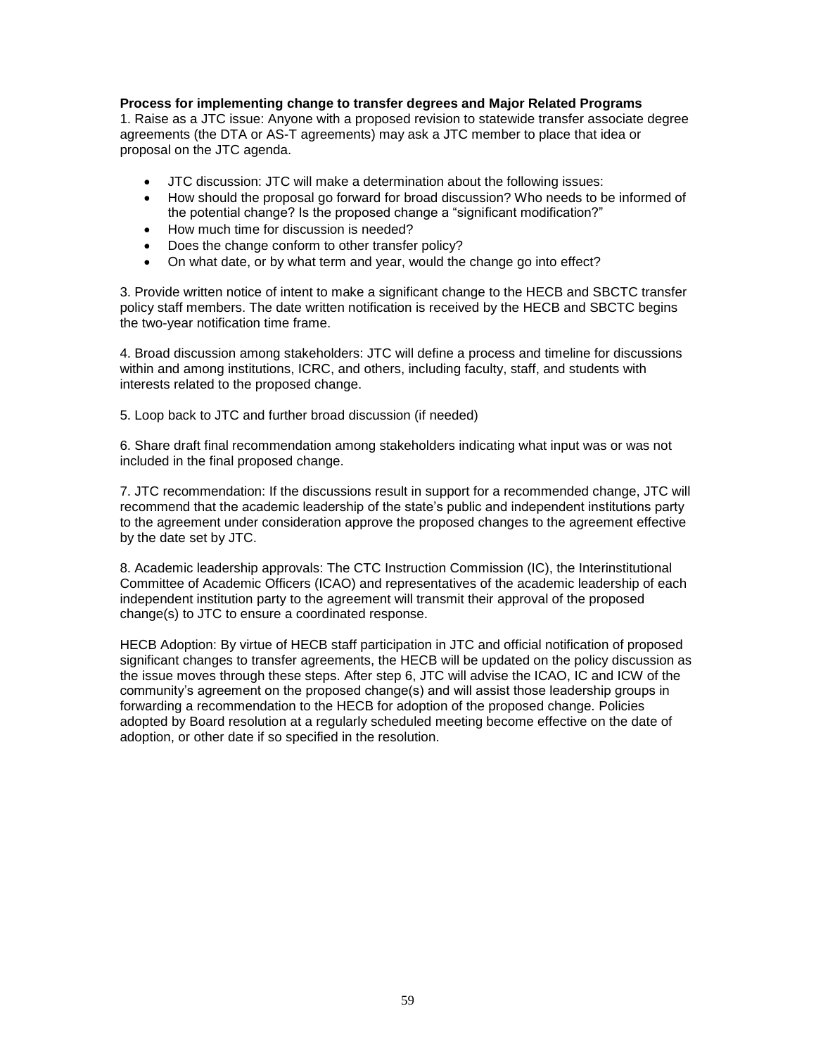**Process for implementing change to transfer degrees and Major Related Programs**

1. Raise as a JTC issue: Anyone with a proposed revision to statewide transfer associate degree agreements (the DTA or AS-T agreements) may ask a JTC member to place that idea or proposal on the JTC agenda.

- JTC discussion: JTC will make a determination about the following issues:
- How should the proposal go forward for broad discussion? Who needs to be informed of the potential change? Is the proposed change a "significant modification?"
- How much time for discussion is needed?
- Does the change conform to other transfer policy?
- On what date, or by what term and year, would the change go into effect?

3. Provide written notice of intent to make a significant change to the HECB and SBCTC transfer policy staff members. The date written notification is received by the HECB and SBCTC begins the two-year notification time frame.

4. Broad discussion among stakeholders: JTC will define a process and timeline for discussions within and among institutions, ICRC, and others, including faculty, staff, and students with interests related to the proposed change.

5. Loop back to JTC and further broad discussion (if needed)

6. Share draft final recommendation among stakeholders indicating what input was or was not included in the final proposed change.

7. JTC recommendation: If the discussions result in support for a recommended change, JTC will recommend that the academic leadership of the state's public and independent institutions party to the agreement under consideration approve the proposed changes to the agreement effective by the date set by JTC.

8. Academic leadership approvals: The CTC Instruction Commission (IC), the Interinstitutional Committee of Academic Officers (ICAO) and representatives of the academic leadership of each independent institution party to the agreement will transmit their approval of the proposed change(s) to JTC to ensure a coordinated response.

HECB Adoption: By virtue of HECB staff participation in JTC and official notification of proposed significant changes to transfer agreements, the HECB will be updated on the policy discussion as the issue moves through these steps. After step 6, JTC will advise the ICAO, IC and ICW of the community's agreement on the proposed change(s) and will assist those leadership groups in forwarding a recommendation to the HECB for adoption of the proposed change. Policies adopted by Board resolution at a regularly scheduled meeting become effective on the date of adoption, or other date if so specified in the resolution.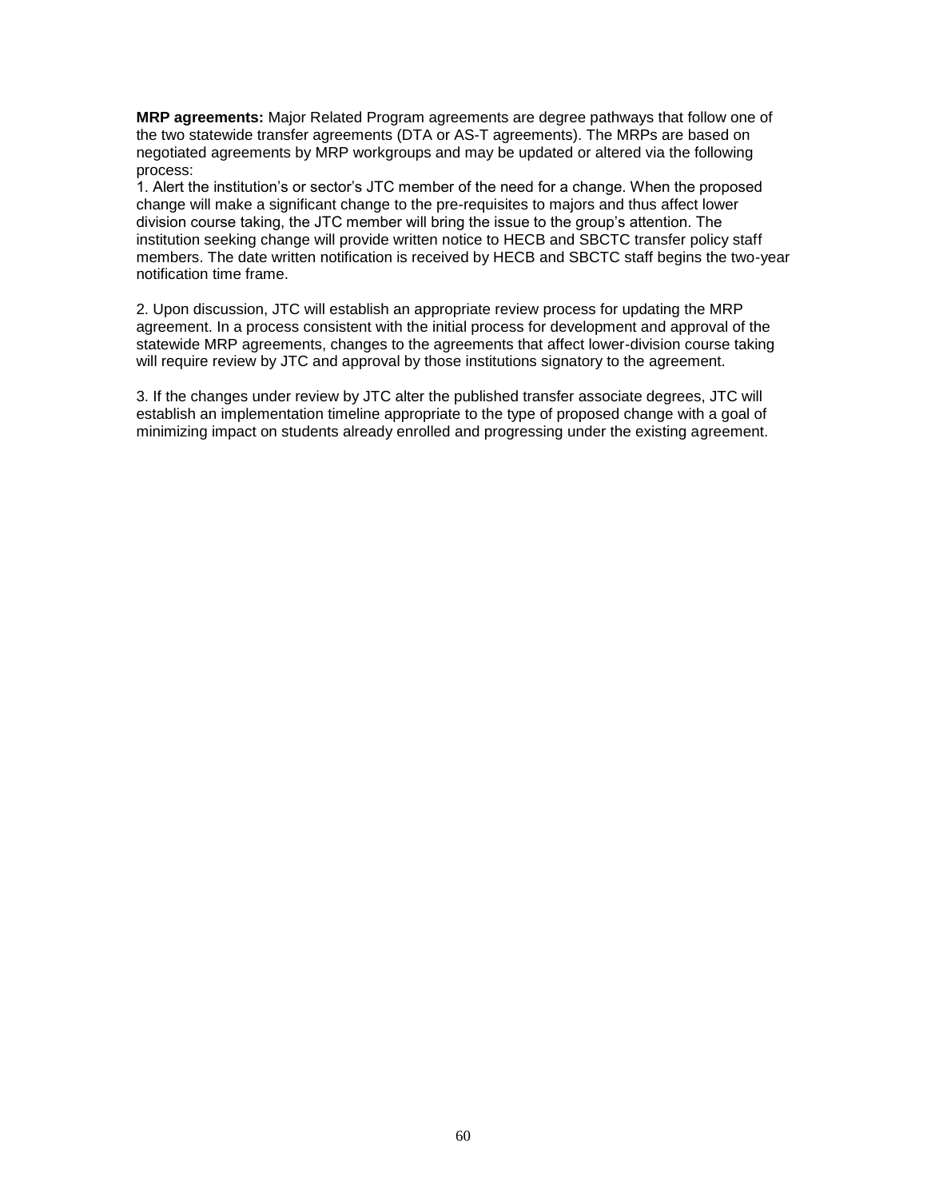**MRP agreements:** Major Related Program agreements are degree pathways that follow one of the two statewide transfer agreements (DTA or AS-T agreements). The MRPs are based on negotiated agreements by MRP workgroups and may be updated or altered via the following process:

1. Alert the institution's or sector's JTC member of the need for a change. When the proposed change will make a significant change to the pre-requisites to majors and thus affect lower division course taking, the JTC member will bring the issue to the group's attention. The institution seeking change will provide written notice to HECB and SBCTC transfer policy staff members. The date written notification is received by HECB and SBCTC staff begins the two-year notification time frame.

2. Upon discussion, JTC will establish an appropriate review process for updating the MRP agreement. In a process consistent with the initial process for development and approval of the statewide MRP agreements, changes to the agreements that affect lower-division course taking will require review by JTC and approval by those institutions signatory to the agreement.

3. If the changes under review by JTC alter the published transfer associate degrees, JTC will establish an implementation timeline appropriate to the type of proposed change with a goal of minimizing impact on students already enrolled and progressing under the existing agreement.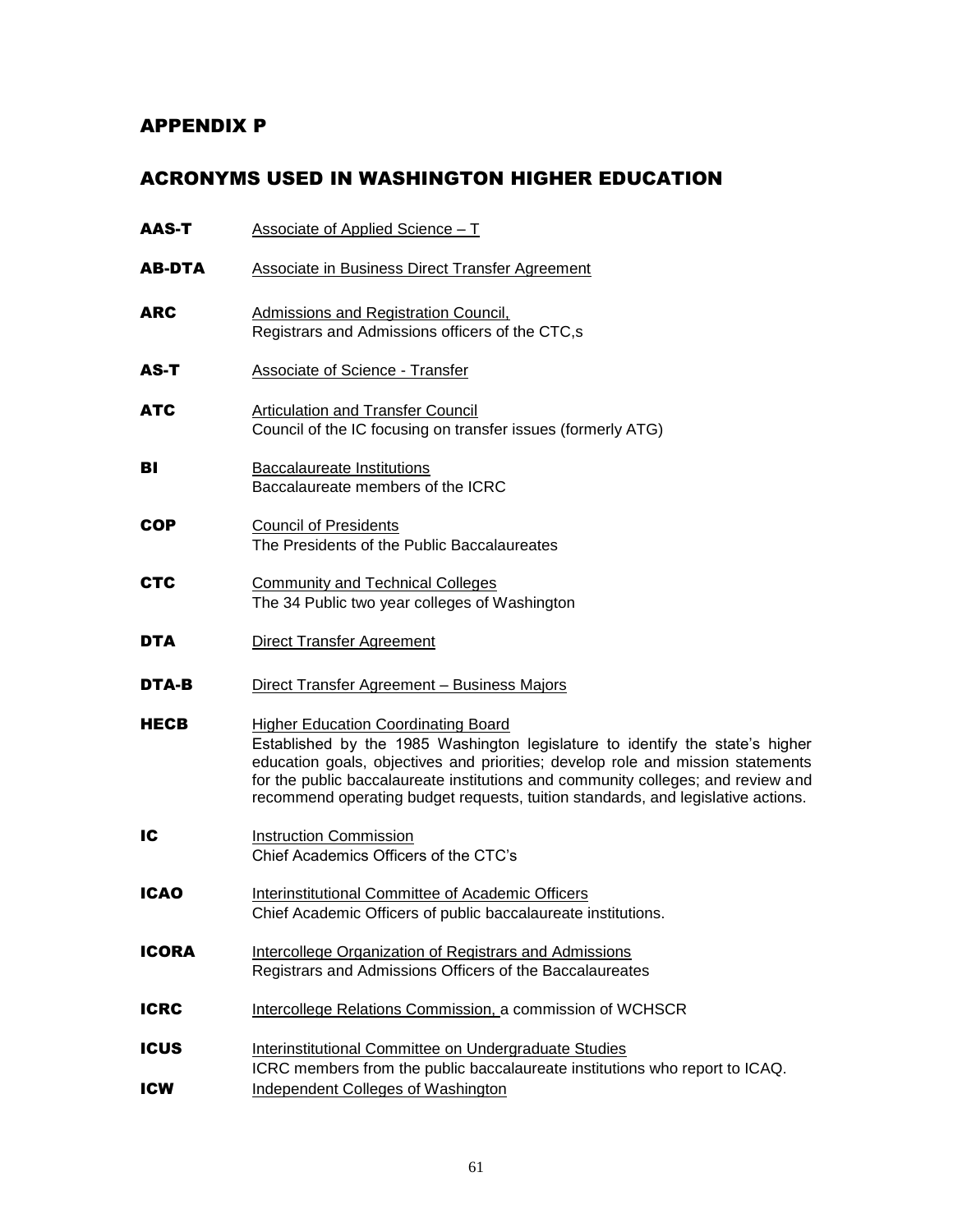# APPENDIX P

## ACRONYMS USED IN WASHINGTON HIGHER EDUCATION

**AAS-T** Associate of Applied Science – T

**AB-DTA** Associate in Business Direct Transfer Agreement

**ARC** Admissions and Registration Council,
Registrars and Admissions officers of the CTC,s

**AS-T** Associate of Science - Transfer

**ATC** Articulation and Transfer Council
Council of the IC focusing on transfer issues (formerly ATG)

**BI** Baccalaureate Institutions
Baccalaureate members of the ICRC

**COP** Council of Presidents
The Presidents of the Public Baccalaureates

**CTC** Community and Technical Colleges
The 34 Public two year colleges of Washington

**DTA** Direct Transfer Agreement

**DTA-B** Direct Transfer Agreement – Business Majors

**HECB** Higher Education Coordinating Board
Established by the 1985 Washington legislature to identify the state's higher education goals, objectives and priorities; develop role and mission statements for the public baccalaureate institutions and community colleges; and review and recommend operating budget requests, tuition standards, and legislative actions.

**IC** Instruction Commission
Chief Academics Officers of the CTC's

**ICAO** Interinstitutional Committee of Academic Officers
Chief Academic Officers of public baccalaureate institutions.

**ICORA** Intercollege Organization of Registrars and Admissions
Registrars and Admissions Officers of the Baccalaureates

**ICRC** Intercollege Relations Commission, a commission of WCHSCR

**ICUS** Interinstitutional Committee on Undergraduate Studies
ICRC members from the public baccalaureate institutions who report to ICAQ.

**ICW** Independent Colleges of Washington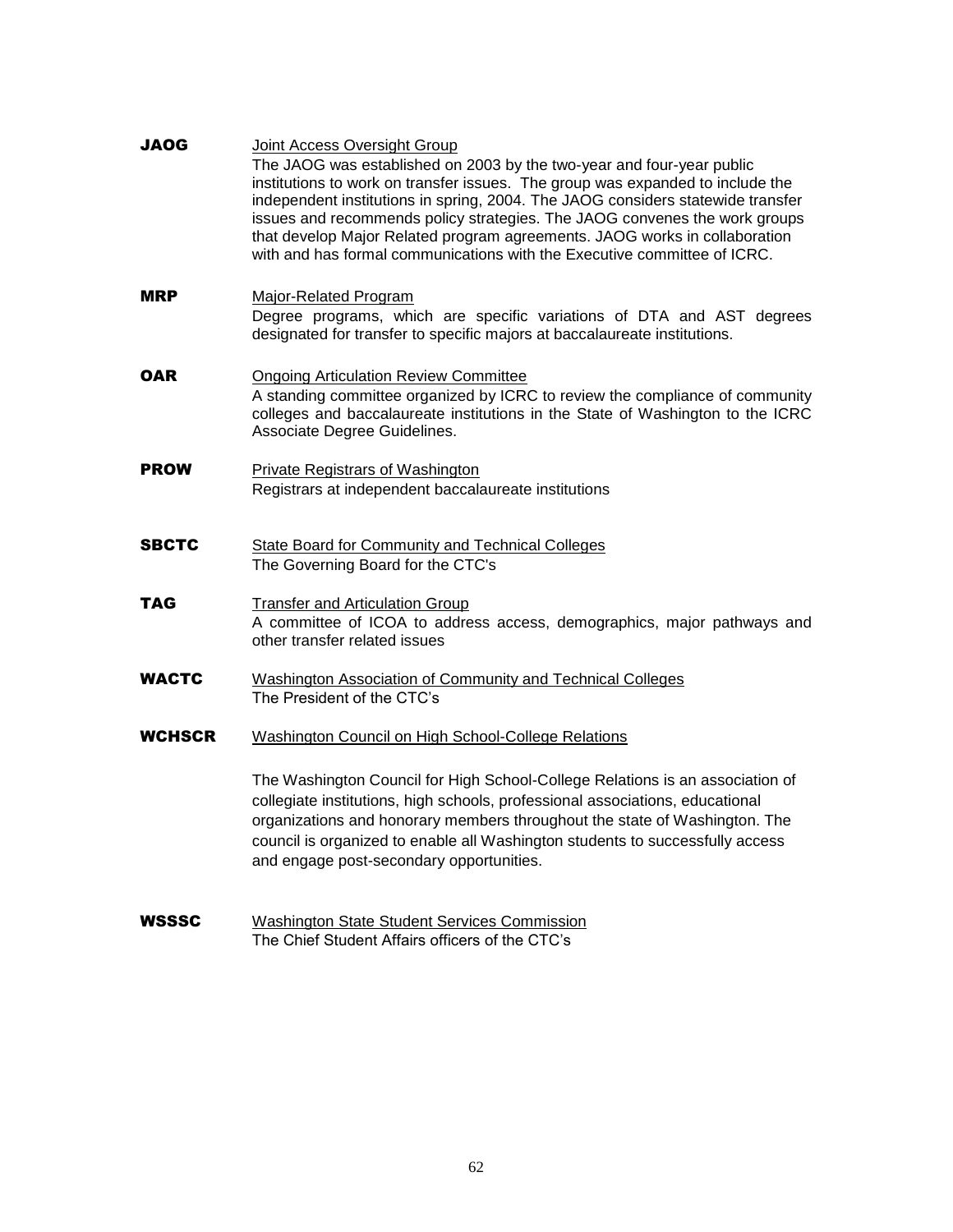**JAOG** Joint Access Oversight Group
The JAOG was established on 2003 by the two-year and four-year public institutions to work on transfer issues. The group was expanded to include the independent institutions in spring, 2004. The JAOG considers statewide transfer issues and recommends policy strategies. The JAOG convenes the work groups that develop Major Related program agreements. JAOG works in collaboration with and has formal communications with the Executive committee of ICRC.

**MRP** Major-Related Program
Degree programs, which are specific variations of DTA and AST degrees designated for transfer to specific majors at baccalaureate institutions.

**OAR** Ongoing Articulation Review Committee
A standing committee organized by ICRC to review the compliance of community colleges and baccalaureate institutions in the State of Washington to the ICRC Associate Degree Guidelines.

**PROW** Private Registrars of Washington
Registrars at independent baccalaureate institutions

**SBCTC** State Board for Community and Technical Colleges
The Governing Board for the CTC's

**TAG** Transfer and Articulation Group
A committee of ICOA to address access, demographics, major pathways and other transfer related issues

**WACTC** Washington Association of Community and Technical Colleges
The President of the CTC's

**WCHSCR** Washington Council on High School-College Relations

The Washington Council for High School-College Relations is an association of collegiate institutions, high schools, professional associations, educational organizations and honorary members throughout the state of Washington. The council is organized to enable all Washington students to successfully access and engage post-secondary opportunities.

**WSSSC** Washington State Student Services Commission
The Chief Student Affairs officers of the CTC's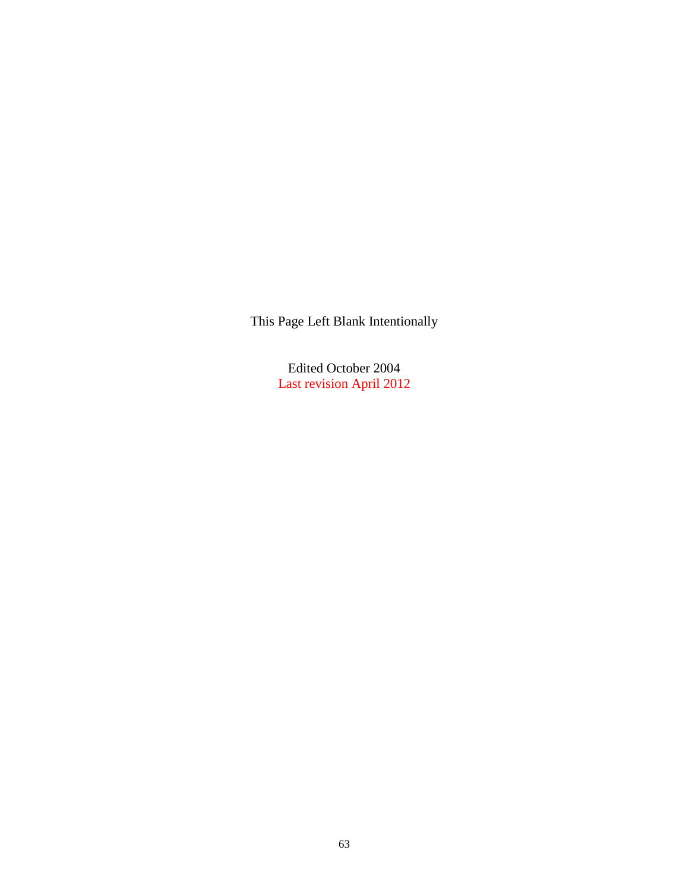This Page Left Blank Intentionally

Edited October 2004
Last revision April 2012